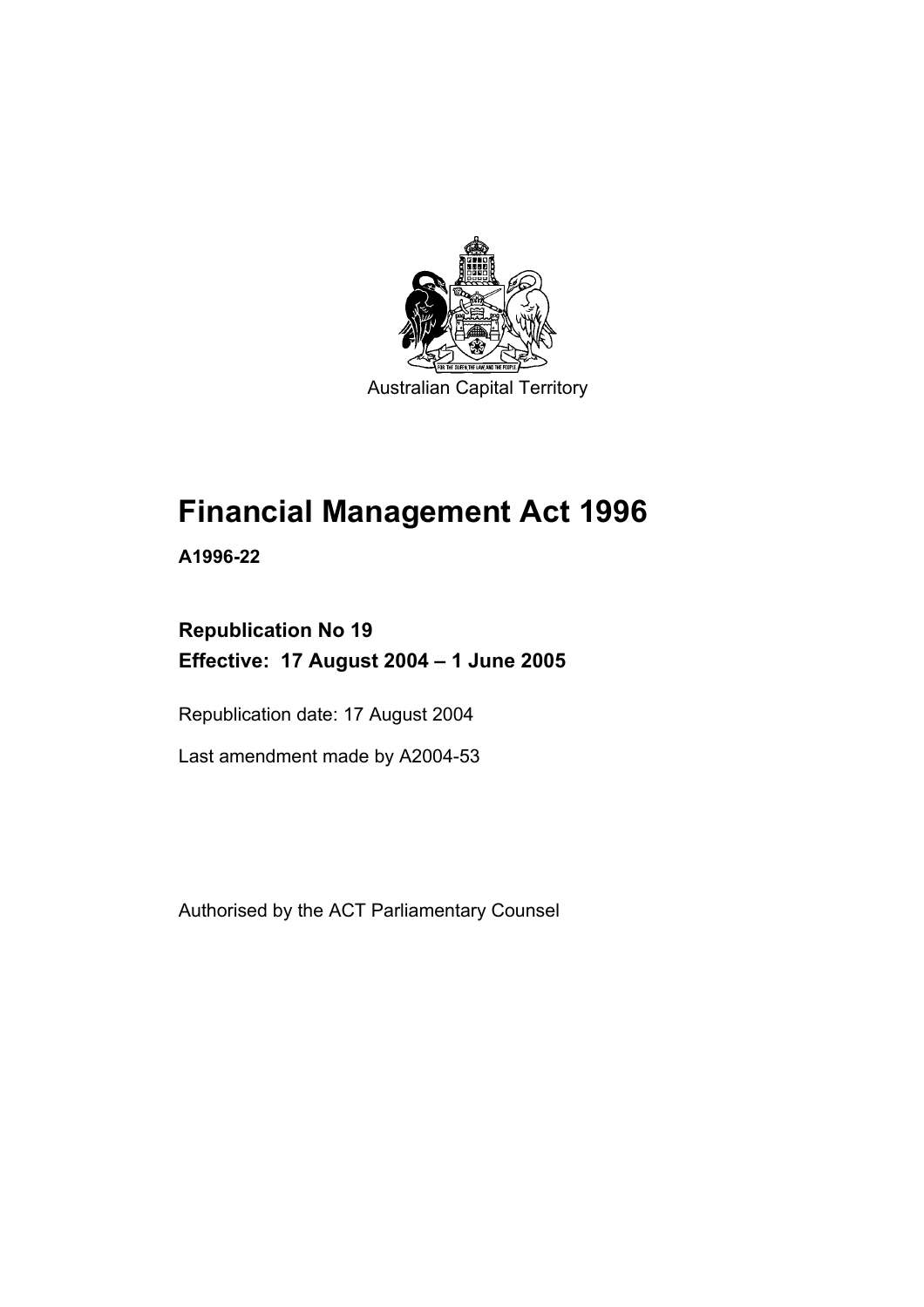Australian Capital Territory

# Financial Management Act 1996

**A1996-22**

**Republication No 19**
**Effective: 17 August 2004 – 1 June 2005**

Republication date: 17 August 2004

Last amendment made by A2004-53

Authorised by the ACT Parliamentary Counsel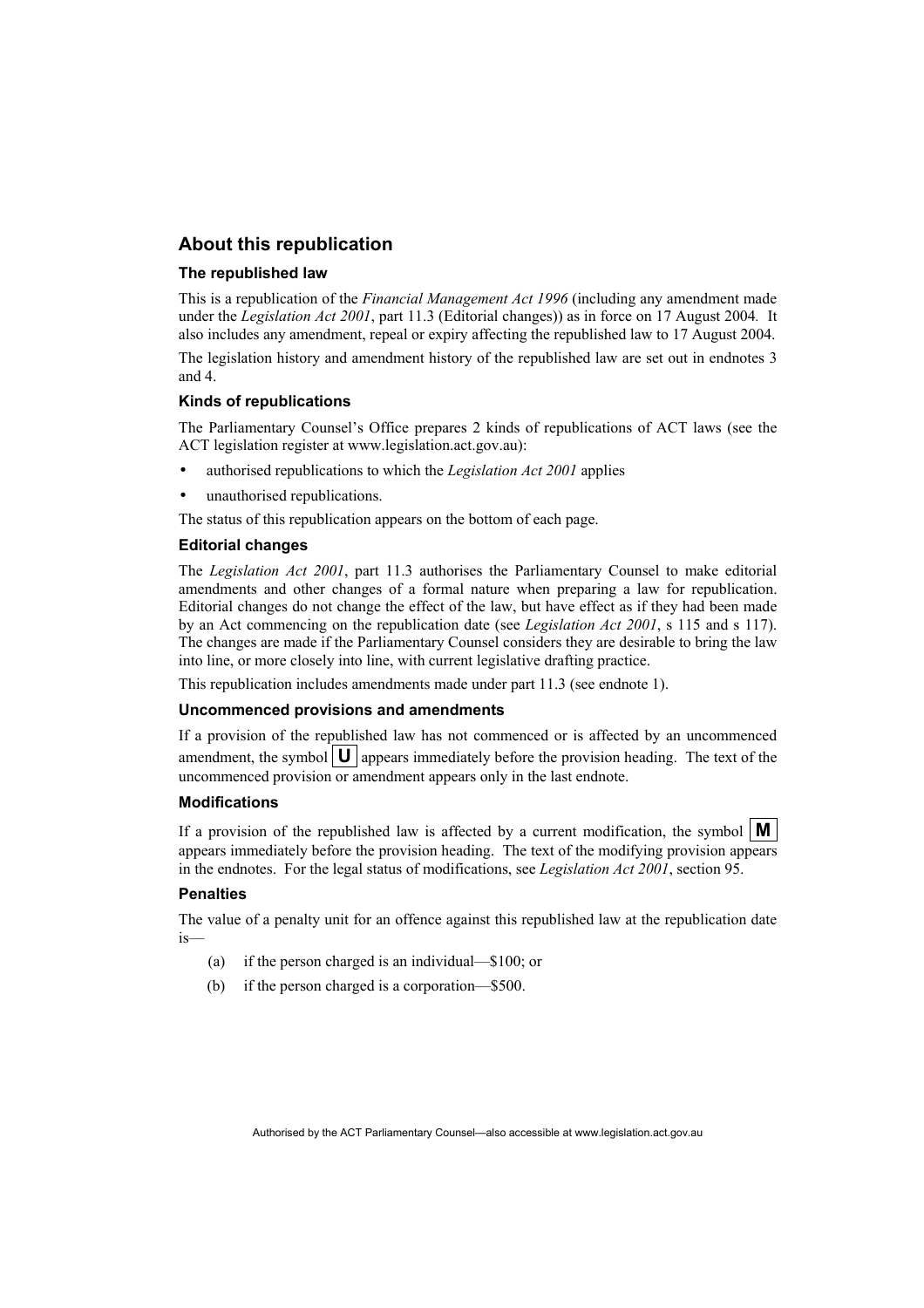## About this republication

### The republished law

This is a republication of the *Financial Management Act 1996* (including any amendment made under the *Legislation Act 2001*, part 11.3 (Editorial changes)) as in force on 17 August 2004. It also includes any amendment, repeal or expiry affecting the republished law to 17 August 2004.

The legislation history and amendment history of the republished law are set out in endnotes 3 and 4.

### Kinds of republications

The Parliamentary Counsel's Office prepares 2 kinds of republications of ACT laws (see the ACT legislation register at www.legislation.act.gov.au):

- authorised republications to which the *Legislation Act 2001* applies
- unauthorised republications.

The status of this republication appears on the bottom of each page.

### Editorial changes

The *Legislation Act 2001*, part 11.3 authorises the Parliamentary Counsel to make editorial amendments and other changes of a formal nature when preparing a law for republication. Editorial changes do not change the effect of the law, but have effect as if they had been made by an Act commencing on the republication date (see *Legislation Act 2001*, s 115 and s 117). The changes are made if the Parliamentary Counsel considers they are desirable to bring the law into line, or more closely into line, with current legislative drafting practice.

This republication includes amendments made under part 11.3 (see endnote 1).

### Uncommenced provisions and amendments

If a provision of the republished law has not commenced or is affected by an uncommenced amendment, the symbol **U** appears immediately before the provision heading. The text of the uncommenced provision or amendment appears only in the last endnote.

### Modifications

If a provision of the republished law is affected by a current modification, the symbol **M** appears immediately before the provision heading. The text of the modifying provision appears in the endnotes. For the legal status of modifications, see *Legislation Act 2001*, section 95.

### Penalties

The value of a penalty unit for an offence against this republished law at the republication date is—

(a) if the person charged is an individual—$100; or

(b) if the person charged is a corporation—$500.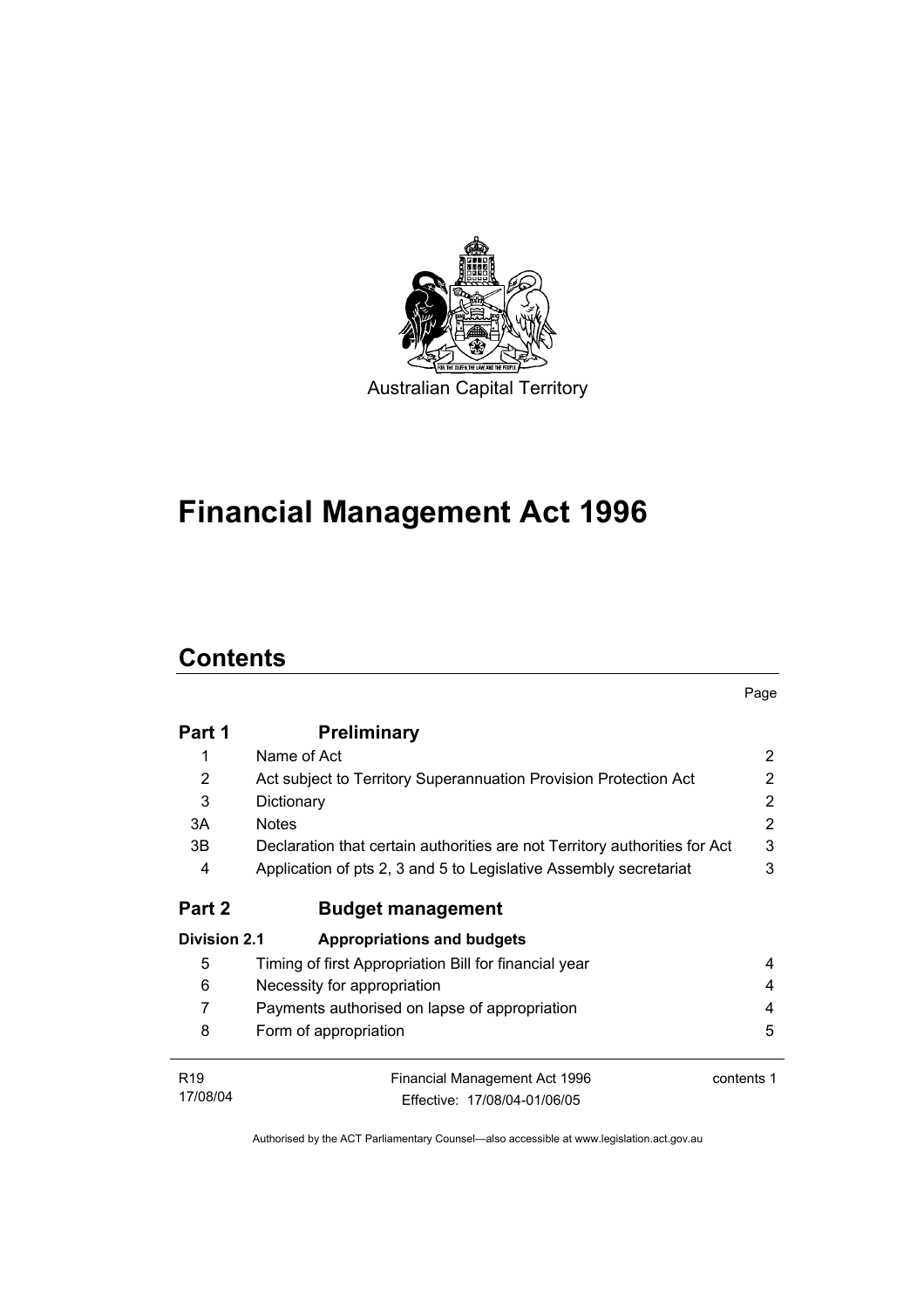Australian Capital Territory

# Financial Management Act 1996

## Contents

| | | Page |
|---|---|---|
| **Part 1** | **Preliminary** | |
| 1 | Name of Act | 2 |
| 2 | Act subject to Territory Superannuation Provision Protection Act | 2 |
| 3 | Dictionary | 2 |
| 3A | Notes | 2 |
| 3B | Declaration that certain authorities are not Territory authorities for Act | 3 |
| 4 | Application of pts 2, 3 and 5 to Legislative Assembly secretariat | 3 |
| **Part 2** | **Budget management** | |
| **Division 2.1** | **Appropriations and budgets** | |
| 5 | Timing of first Appropriation Bill for financial year | 4 |
| 6 | Necessity for appropriation | 4 |
| 7 | Payments authorised on lapse of appropriation | 4 |
| 8 | Form of appropriation | 5 |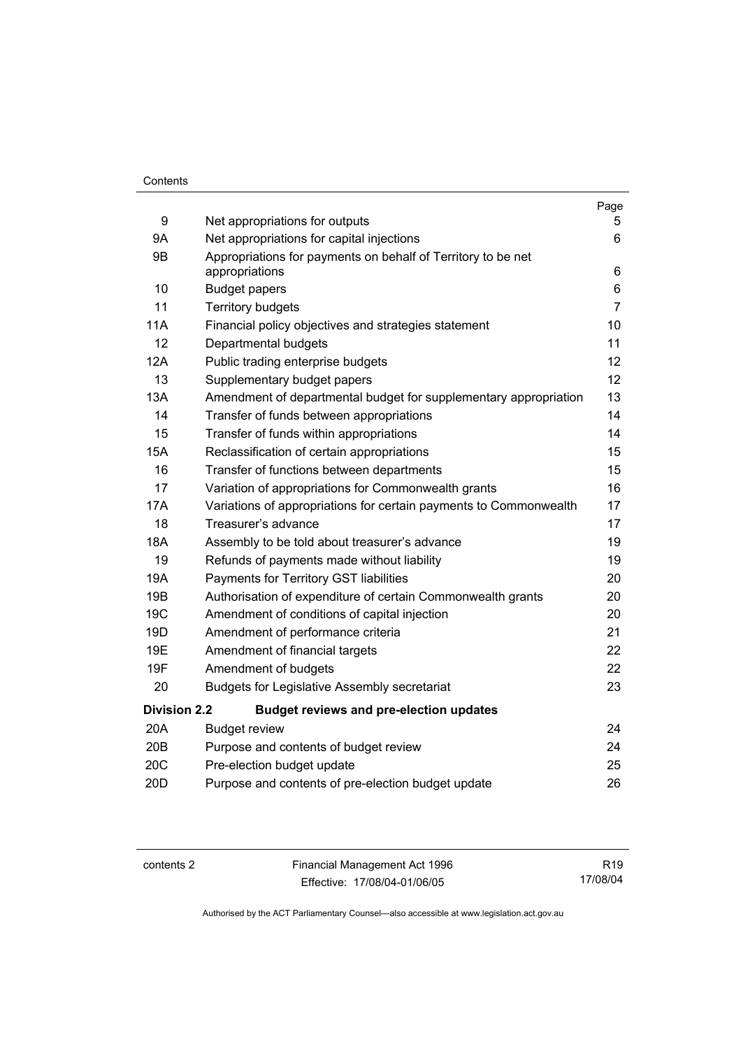| | | Page |
|---|---|---|
| 9 | Net appropriations for outputs | 5 |
| 9A | Net appropriations for capital injections | 6 |
| 9B | Appropriations for payments on behalf of Territory to be net appropriations | 6 |
| 10 | Budget papers | 6 |
| 11 | Territory budgets | 7 |
| 11A | Financial policy objectives and strategies statement | 10 |
| 12 | Departmental budgets | 11 |
| 12A | Public trading enterprise budgets | 12 |
| 13 | Supplementary budget papers | 12 |
| 13A | Amendment of departmental budget for supplementary appropriation | 13 |
| 14 | Transfer of funds between appropriations | 14 |
| 15 | Transfer of funds within appropriations | 14 |
| 15A | Reclassification of certain appropriations | 15 |
| 16 | Transfer of functions between departments | 15 |
| 17 | Variation of appropriations for Commonwealth grants | 16 |
| 17A | Variations of appropriations for certain payments to Commonwealth | 17 |
| 18 | Treasurer's advance | 17 |
| 18A | Assembly to be told about treasurer's advance | 19 |
| 19 | Refunds of payments made without liability | 19 |
| 19A | Payments for Territory GST liabilities | 20 |
| 19B | Authorisation of expenditure of certain Commonwealth grants | 20 |
| 19C | Amendment of conditions of capital injection | 20 |
| 19D | Amendment of performance criteria | 21 |
| 19E | Amendment of financial targets | 22 |
| 19F | Amendment of budgets | 22 |
| 20 | Budgets for Legislative Assembly secretariat | 23 |
| **Division 2.2** | **Budget reviews and pre-election updates** | |
| 20A | Budget review | 24 |
| 20B | Purpose and contents of budget review | 24 |
| 20C | Pre-election budget update | 25 |
| 20D | Purpose and contents of pre-election budget update | 26 |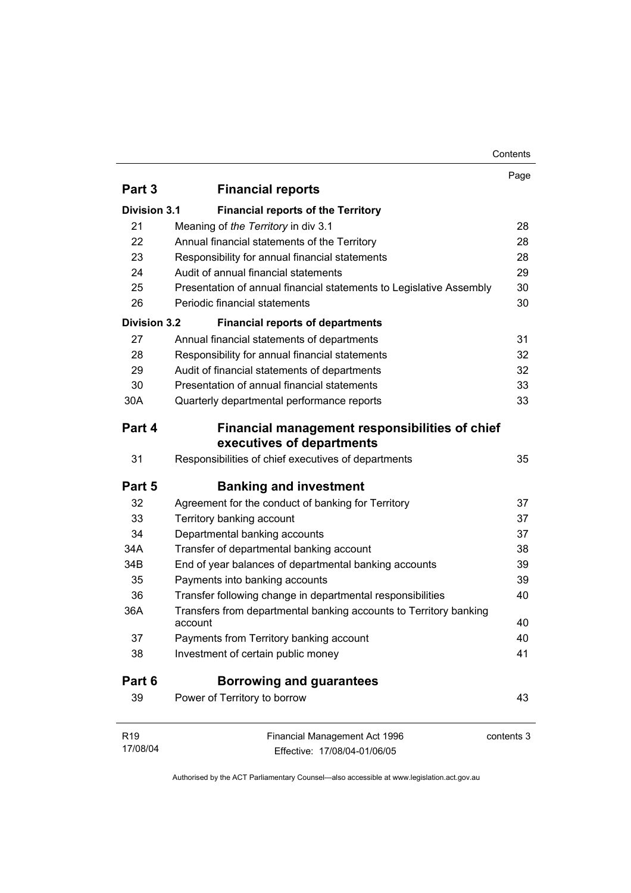| | | Page |
|---|---|---|
| **Part 3** | **Financial reports** | |
| **Division 3.1** | **Financial reports of the Territory** | |
| 21 | Meaning of *the Territory* in div 3.1 | 28 |
| 22 | Annual financial statements of the Territory | 28 |
| 23 | Responsibility for annual financial statements | 28 |
| 24 | Audit of annual financial statements | 29 |
| 25 | Presentation of annual financial statements to Legislative Assembly | 30 |
| 26 | Periodic financial statements | 30 |
| **Division 3.2** | **Financial reports of departments** | |
| 27 | Annual financial statements of departments | 31 |
| 28 | Responsibility for annual financial statements | 32 |
| 29 | Audit of financial statements of departments | 32 |
| 30 | Presentation of annual financial statements | 33 |
| 30A | Quarterly departmental performance reports | 33 |
| **Part 4** | **Financial management responsibilities of chief executives of departments** | |
| 31 | Responsibilities of chief executives of departments | 35 |
| **Part 5** | **Banking and investment** | |
| 32 | Agreement for the conduct of banking for Territory | 37 |
| 33 | Territory banking account | 37 |
| 34 | Departmental banking accounts | 37 |
| 34A | Transfer of departmental banking account | 38 |
| 34B | End of year balances of departmental banking accounts | 39 |
| 35 | Payments into banking accounts | 39 |
| 36 | Transfer following change in departmental responsibilities | 40 |
| 36A | Transfers from departmental banking accounts to Territory banking account | 40 |
| 37 | Payments from Territory banking account | 40 |
| 38 | Investment of certain public money | 41 |
| **Part 6** | **Borrowing and guarantees** | |
| 39 | Power of Territory to borrow | 43 |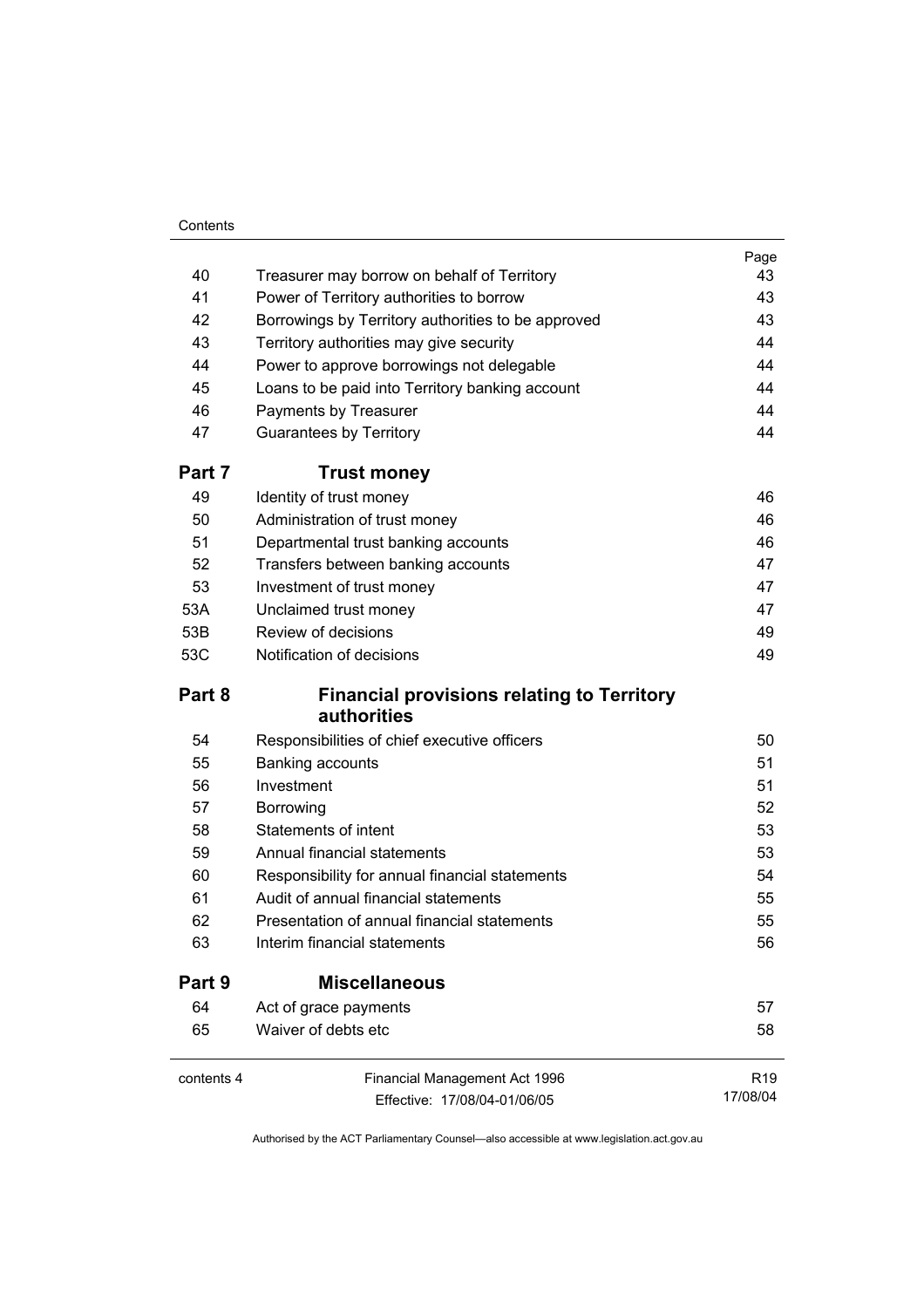| | | Page |
|---|---|---|
| 40 | Treasurer may borrow on behalf of Territory | 43 |
| 41 | Power of Territory authorities to borrow | 43 |
| 42 | Borrowings by Territory authorities to be approved | 43 |
| 43 | Territory authorities may give security | 44 |
| 44 | Power to approve borrowings not delegable | 44 |
| 45 | Loans to be paid into Territory banking account | 44 |
| 46 | Payments by Treasurer | 44 |
| 47 | Guarantees by Territory | 44 |
| **Part 7** | **Trust money** | |
| 49 | Identity of trust money | 46 |
| 50 | Administration of trust money | 46 |
| 51 | Departmental trust banking accounts | 46 |
| 52 | Transfers between banking accounts | 47 |
| 53 | Investment of trust money | 47 |
| 53A | Unclaimed trust money | 47 |
| 53B | Review of decisions | 49 |
| 53C | Notification of decisions | 49 |
| **Part 8** | **Financial provisions relating to Territory authorities** | |
| 54 | Responsibilities of chief executive officers | 50 |
| 55 | Banking accounts | 51 |
| 56 | Investment | 51 |
| 57 | Borrowing | 52 |
| 58 | Statements of intent | 53 |
| 59 | Annual financial statements | 53 |
| 60 | Responsibility for annual financial statements | 54 |
| 61 | Audit of annual financial statements | 55 |
| 62 | Presentation of annual financial statements | 55 |
| 63 | Interim financial statements | 56 |
| **Part 9** | **Miscellaneous** | |
| 64 | Act of grace payments | 57 |
| 65 | Waiver of debts etc | 58 |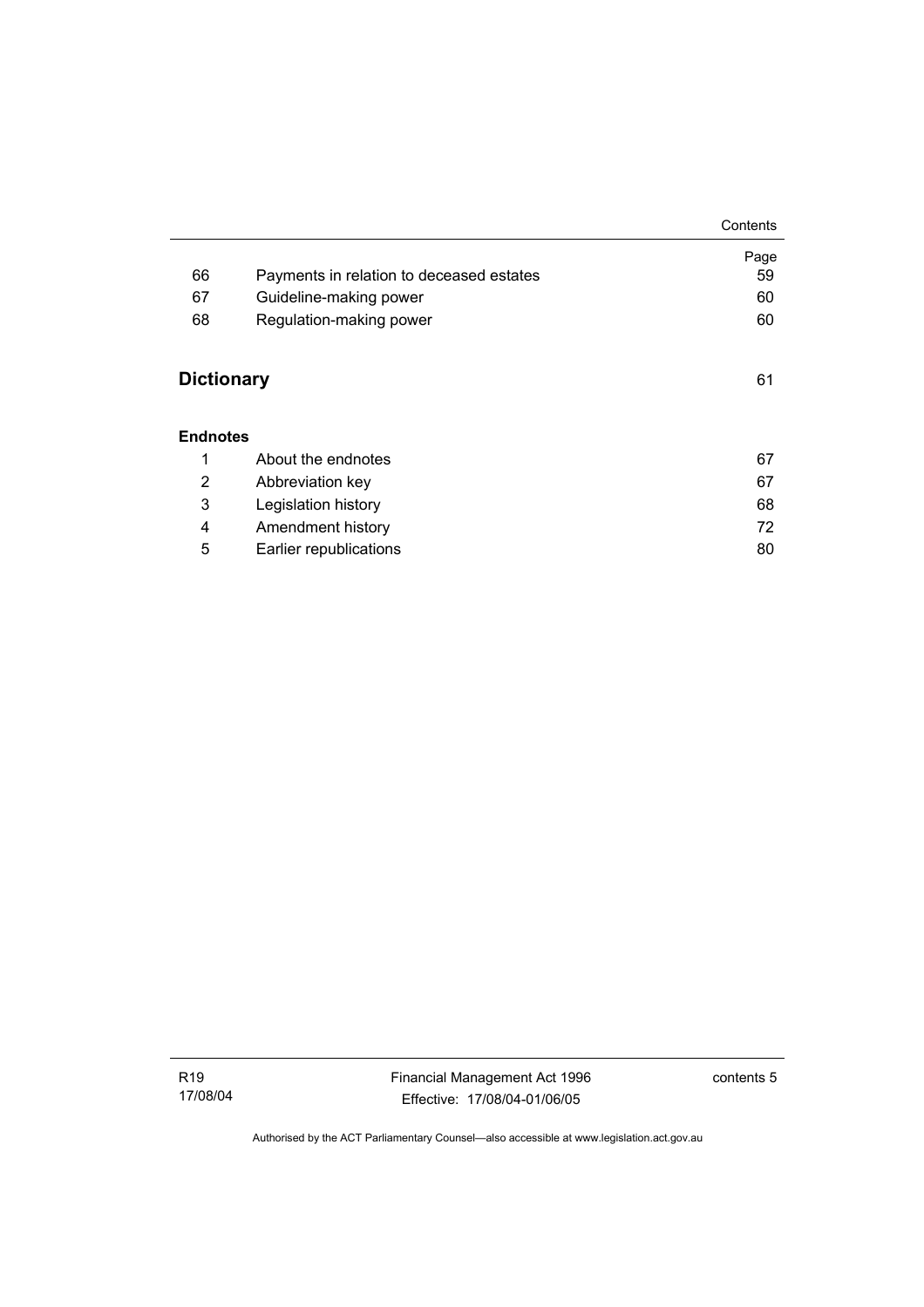| | | Page |
|---|---|---|
| 66 | Payments in relation to deceased estates | 59 |
| 67 | Guideline-making power | 60 |
| 68 | Regulation-making power | 60 |

## Dictionary 61

### Endnotes

| | | |
|---|---|---|
| 1 | About the endnotes | 67 |
| 2 | Abbreviation key | 67 |
| 3 | Legislation history | 68 |
| 4 | Amendment history | 72 |
| 5 | Earlier republications | 80 |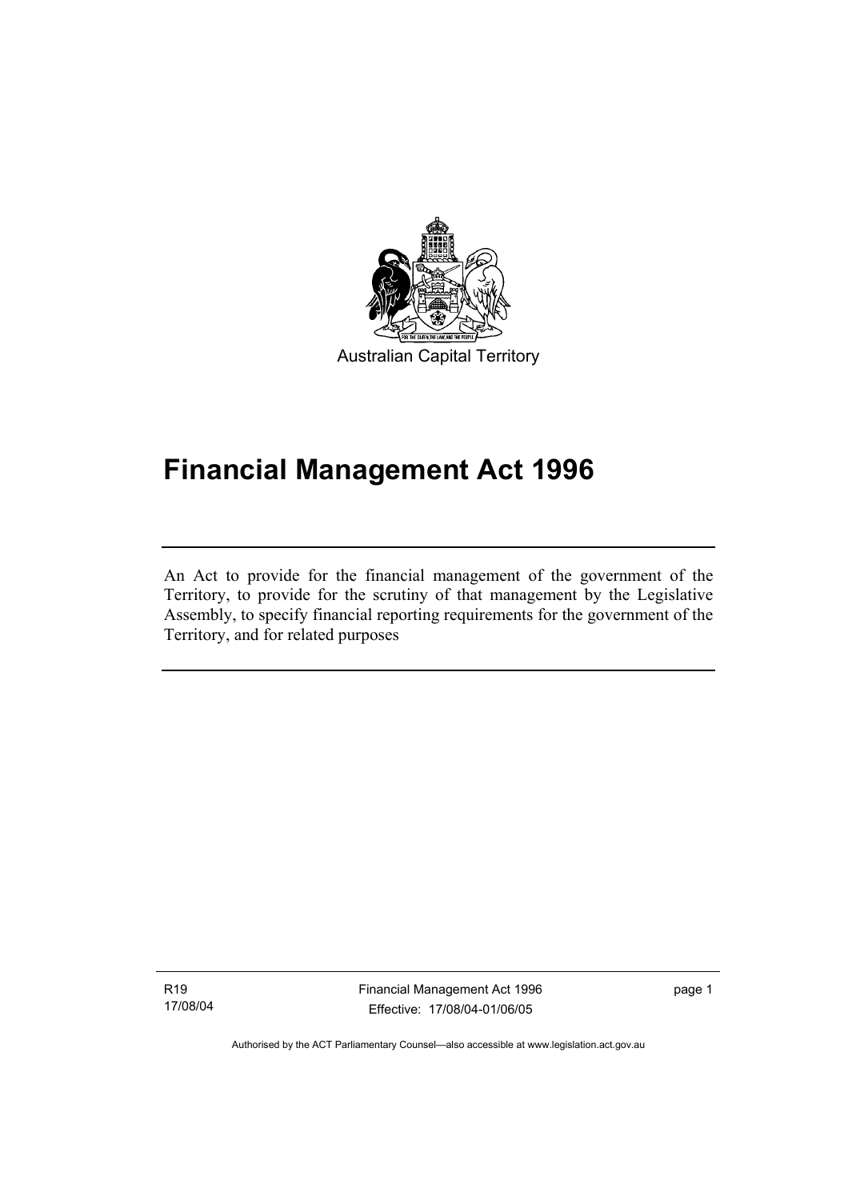Australian Capital Territory

# Financial Management Act 1996

An Act to provide for the financial management of the government of the Territory, to provide for the scrutiny of that management by the Legislative Assembly, to specify financial reporting requirements for the government of the Territory, and for related purposes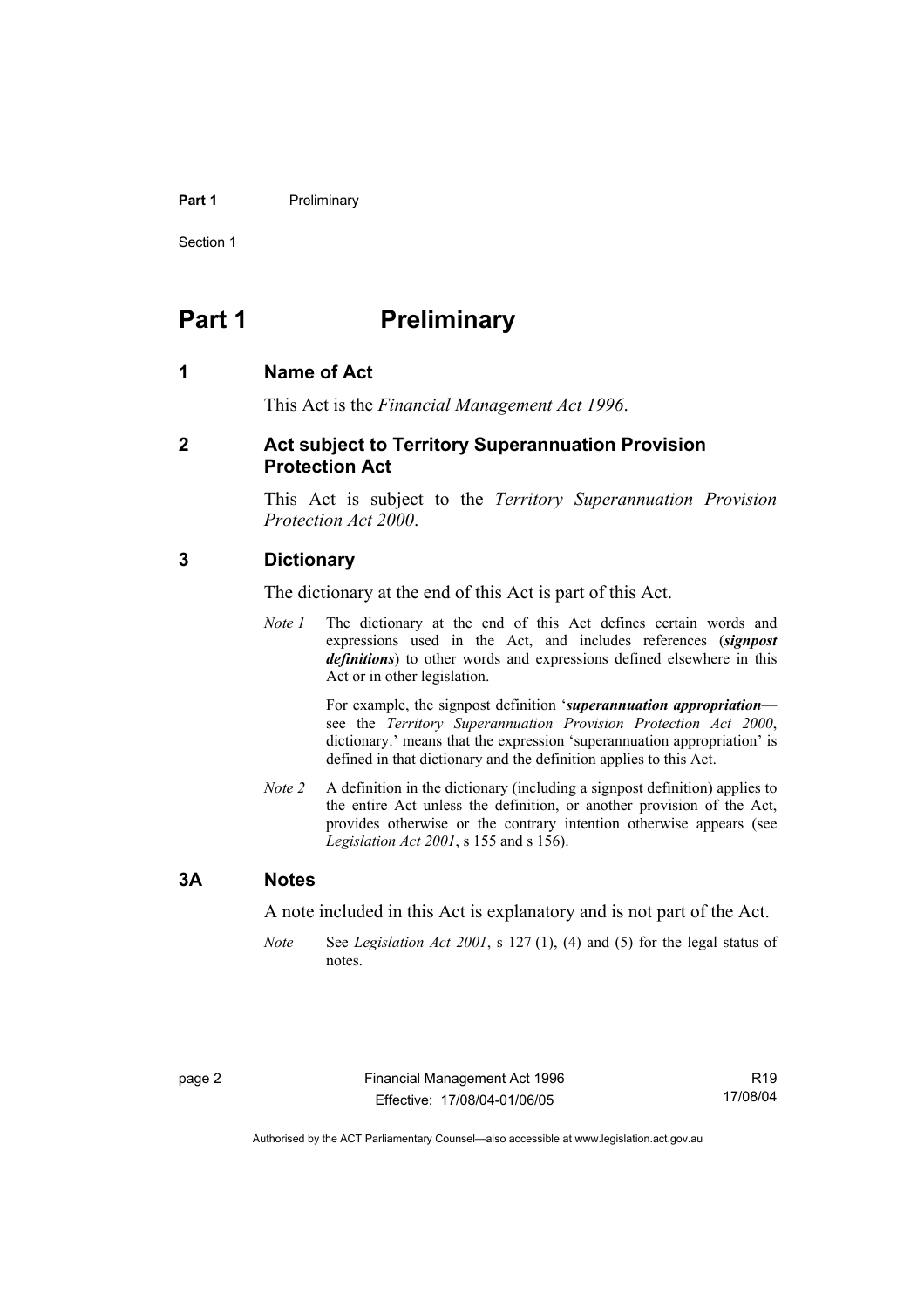# Part 1 Preliminary

## 1 Name of Act

This Act is the *Financial Management Act 1996*.

## 2 Act subject to Territory Superannuation Provision Protection Act

This Act is subject to the *Territory Superannuation Provision Protection Act 2000*.

## 3 Dictionary

The dictionary at the end of this Act is part of this Act.

*Note 1* The dictionary at the end of this Act defines certain words and expressions used in the Act, and includes references (***signpost definitions***) to other words and expressions defined elsewhere in this Act or in other legislation.

For example, the signpost definition '***superannuation appropriation***—see the *Territory Superannuation Provision Protection Act 2000*, dictionary.' means that the expression 'superannuation appropriation' is defined in that dictionary and the definition applies to this Act.

*Note 2* A definition in the dictionary (including a signpost definition) applies to the entire Act unless the definition, or another provision of the Act, provides otherwise or the contrary intention otherwise appears (see *Legislation Act 2001*, s 155 and s 156).

## 3A Notes

A note included in this Act is explanatory and is not part of the Act.

*Note* See *Legislation Act 2001*, s 127 (1), (4) and (5) for the legal status of notes.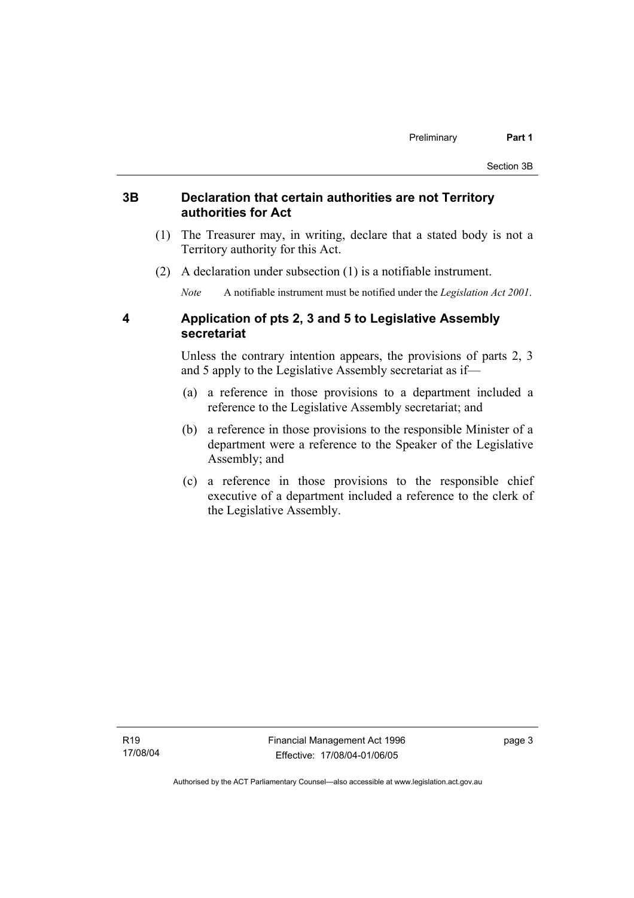### 3B Declaration that certain authorities are not Territory authorities for Act

(1) The Treasurer may, in writing, declare that a stated body is not a Territory authority for this Act.

(2) A declaration under subsection (1) is a notifiable instrument.

*Note* A notifiable instrument must be notified under the *Legislation Act 2001*.

### 4 Application of pts 2, 3 and 5 to Legislative Assembly secretariat

Unless the contrary intention appears, the provisions of parts 2, 3 and 5 apply to the Legislative Assembly secretariat as if—

(a) a reference in those provisions to a department included a reference to the Legislative Assembly secretariat; and

(b) a reference in those provisions to the responsible Minister of a department were a reference to the Speaker of the Legislative Assembly; and

(c) a reference in those provisions to the responsible chief executive of a department included a reference to the clerk of the Legislative Assembly.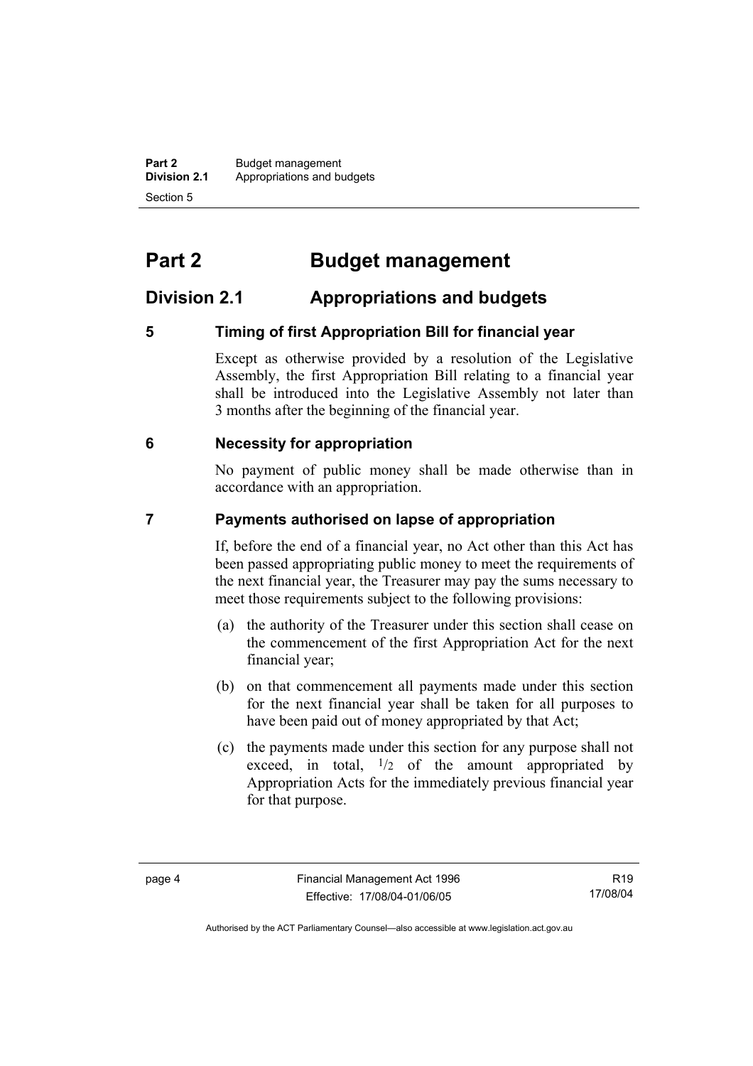# Part 2 Budget management

## Division 2.1 Appropriations and budgets

### 5 Timing of first Appropriation Bill for financial year

Except as otherwise provided by a resolution of the Legislative Assembly, the first Appropriation Bill relating to a financial year shall be introduced into the Legislative Assembly not later than 3 months after the beginning of the financial year.

### 6 Necessity for appropriation

No payment of public money shall be made otherwise than in accordance with an appropriation.

### 7 Payments authorised on lapse of appropriation

If, before the end of a financial year, no Act other than this Act has been passed appropriating public money to meet the requirements of the next financial year, the Treasurer may pay the sums necessary to meet those requirements subject to the following provisions:

(a) the authority of the Treasurer under this section shall cease on the commencement of the first Appropriation Act for the next financial year;

(b) on that commencement all payments made under this section for the next financial year shall be taken for all purposes to have been paid out of money appropriated by that Act;

(c) the payments made under this section for any purpose shall not exceed, in total, $^1/_2$ of the amount appropriated by Appropriation Acts for the immediately previous financial year for that purpose.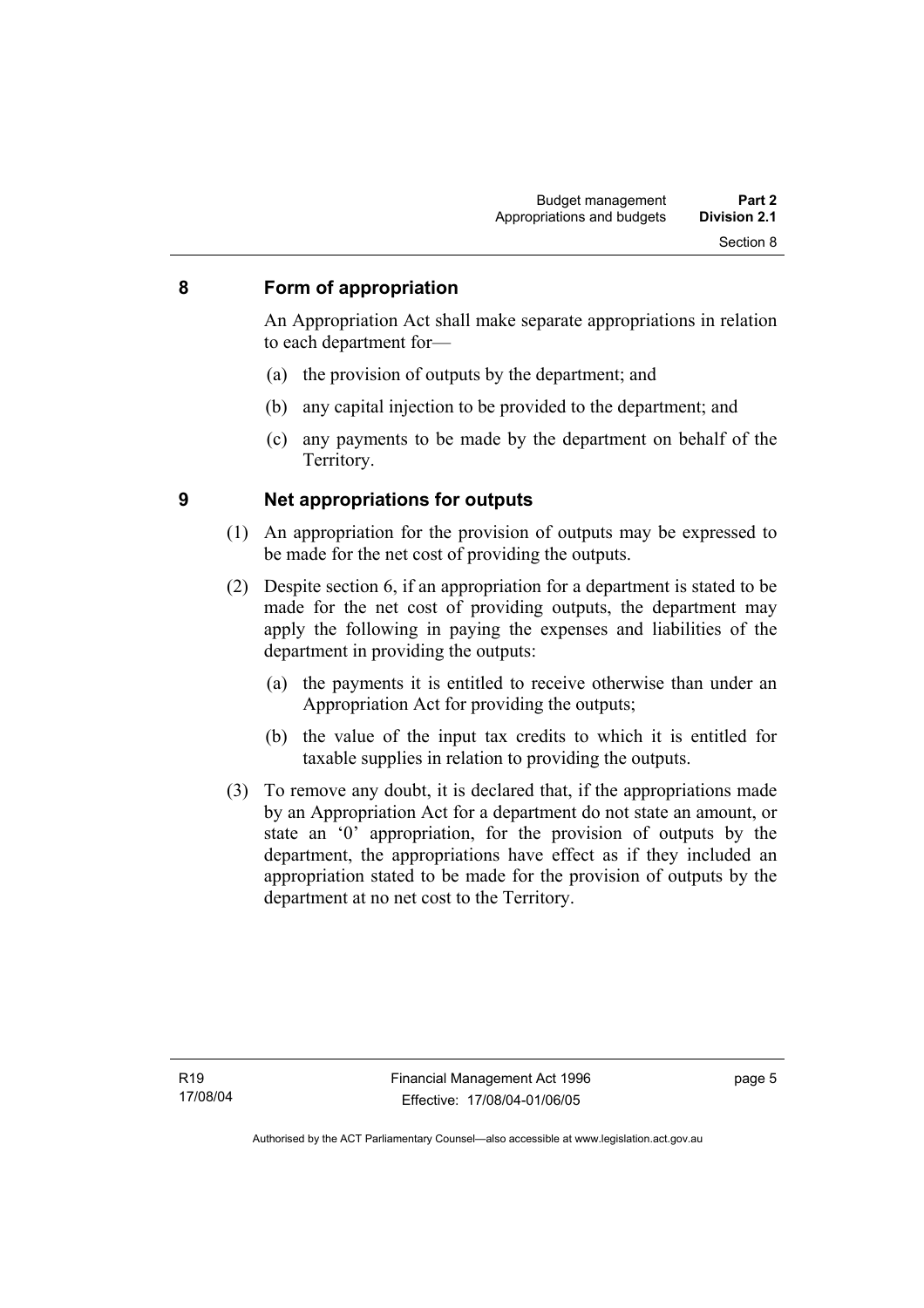## 8 Form of appropriation

An Appropriation Act shall make separate appropriations in relation to each department for—

(a) the provision of outputs by the department; and

(b) any capital injection to be provided to the department; and

(c) any payments to be made by the department on behalf of the Territory.

## 9 Net appropriations for outputs

(1) An appropriation for the provision of outputs may be expressed to be made for the net cost of providing the outputs.

(2) Despite section 6, if an appropriation for a department is stated to be made for the net cost of providing outputs, the department may apply the following in paying the expenses and liabilities of the department in providing the outputs:

(a) the payments it is entitled to receive otherwise than under an Appropriation Act for providing the outputs;

(b) the value of the input tax credits to which it is entitled for taxable supplies in relation to providing the outputs.

(3) To remove any doubt, it is declared that, if the appropriations made by an Appropriation Act for a department do not state an amount, or state an '0' appropriation, for the provision of outputs by the department, the appropriations have effect as if they included an appropriation stated to be made for the provision of outputs by the department at no net cost to the Territory.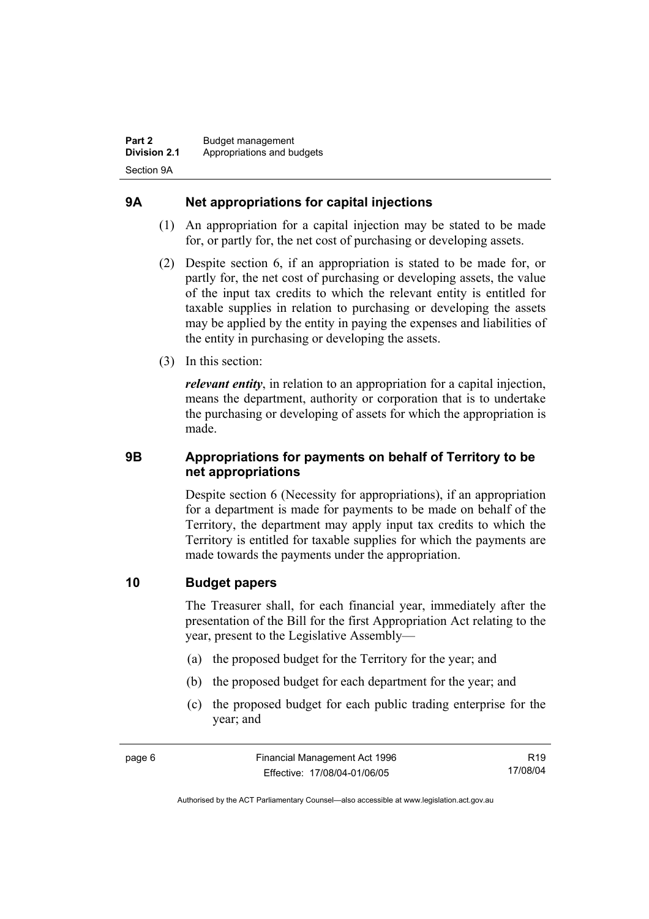## 9A Net appropriations for capital injections

(1) An appropriation for a capital injection may be stated to be made for, or partly for, the net cost of purchasing or developing assets.

(2) Despite section 6, if an appropriation is stated to be made for, or partly for, the net cost of purchasing or developing assets, the value of the input tax credits to which the relevant entity is entitled for taxable supplies in relation to purchasing or developing the assets may be applied by the entity in paying the expenses and liabilities of the entity in purchasing or developing the assets.

(3) In this section:

***relevant entity***, in relation to an appropriation for a capital injection, means the department, authority or corporation that is to undertake the purchasing or developing of assets for which the appropriation is made.

## 9B Appropriations for payments on behalf of Territory to be net appropriations

Despite section 6 (Necessity for appropriations), if an appropriation for a department is made for payments to be made on behalf of the Territory, the department may apply input tax credits to which the Territory is entitled for taxable supplies for which the payments are made towards the payments under the appropriation.

## 10 Budget papers

The Treasurer shall, for each financial year, immediately after the presentation of the Bill for the first Appropriation Act relating to the year, present to the Legislative Assembly—

(a) the proposed budget for the Territory for the year; and

(b) the proposed budget for each department for the year; and

(c) the proposed budget for each public trading enterprise for the year; and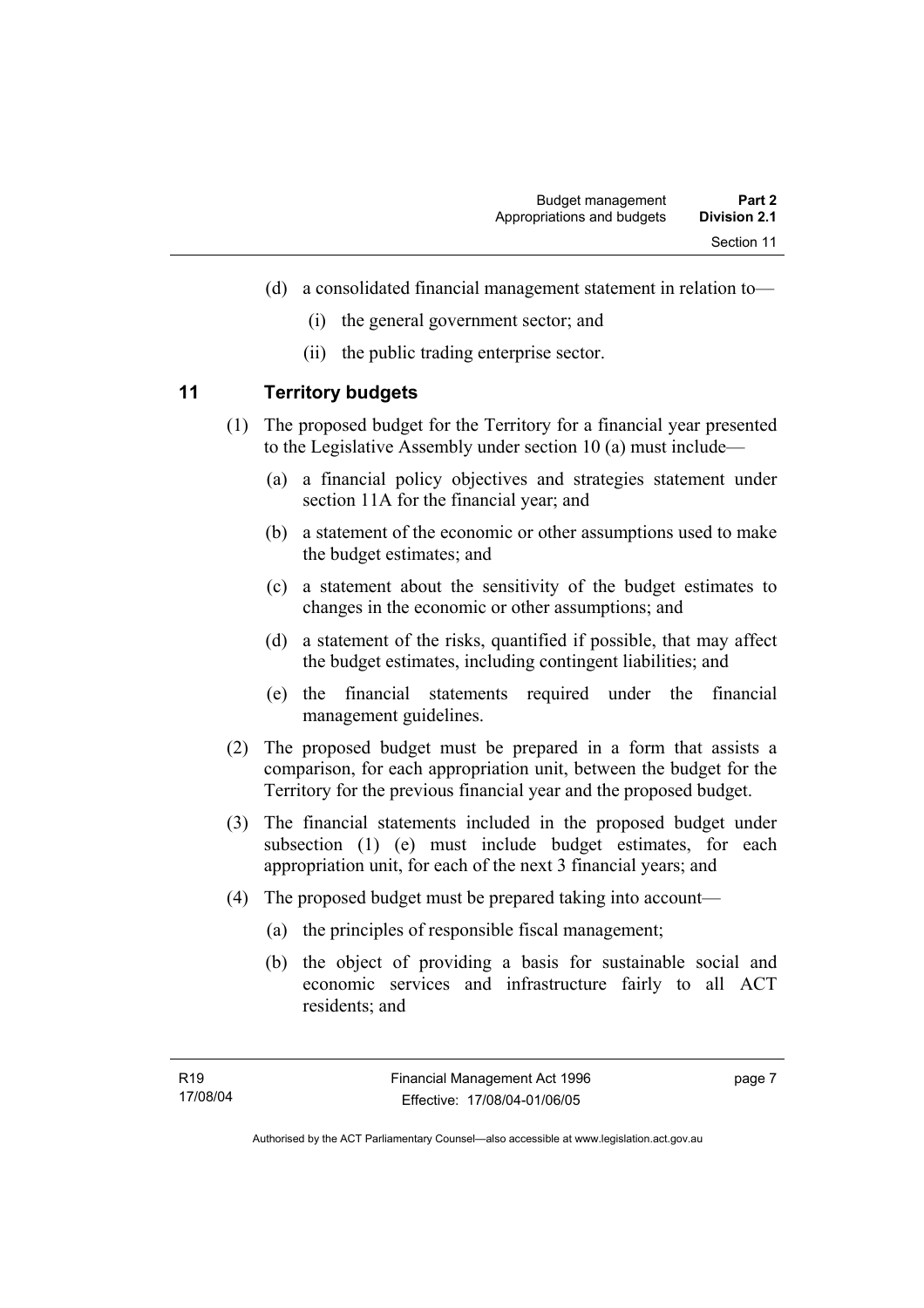(d) a consolidated financial management statement in relation to—

(i) the general government sector; and

(ii) the public trading enterprise sector.

## 11 Territory budgets

(1) The proposed budget for the Territory for a financial year presented to the Legislative Assembly under section 10 (a) must include—

(a) a financial policy objectives and strategies statement under section 11A for the financial year; and

(b) a statement of the economic or other assumptions used to make the budget estimates; and

(c) a statement about the sensitivity of the budget estimates to changes in the economic or other assumptions; and

(d) a statement of the risks, quantified if possible, that may affect the budget estimates, including contingent liabilities; and

(e) the financial statements required under the financial management guidelines.

(2) The proposed budget must be prepared in a form that assists a comparison, for each appropriation unit, between the budget for the Territory for the previous financial year and the proposed budget.

(3) The financial statements included in the proposed budget under subsection (1) (e) must include budget estimates, for each appropriation unit, for each of the next 3 financial years; and

(4) The proposed budget must be prepared taking into account—

(a) the principles of responsible fiscal management;

(b) the object of providing a basis for sustainable social and economic services and infrastructure fairly to all ACT residents; and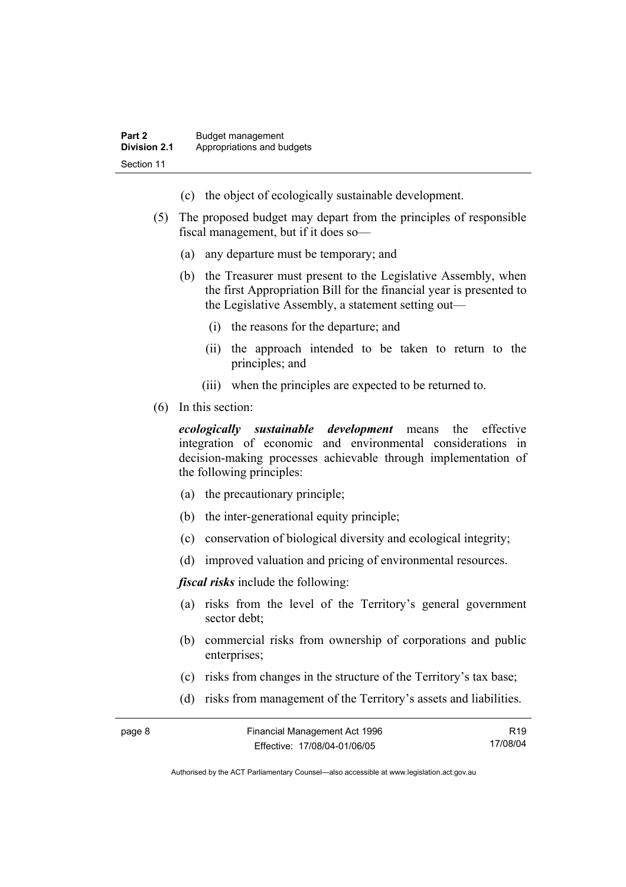(c) the object of ecologically sustainable development.

(5) The proposed budget may depart from the principles of responsible fiscal management, but if it does so—

(a) any departure must be temporary; and

(b) the Treasurer must present to the Legislative Assembly, when the first Appropriation Bill for the financial year is presented to the Legislative Assembly, a statement setting out—

(i) the reasons for the departure; and

(ii) the approach intended to be taken to return to the principles; and

(iii) when the principles are expected to be returned to.

(6) In this section:

***ecologically sustainable development*** means the effective integration of economic and environmental considerations in decision-making processes achievable through implementation of the following principles:

(a) the precautionary principle;

(b) the inter-generational equity principle;

(c) conservation of biological diversity and ecological integrity;

(d) improved valuation and pricing of environmental resources.

***fiscal risks*** include the following:

(a) risks from the level of the Territory's general government sector debt;

(b) commercial risks from ownership of corporations and public enterprises;

(c) risks from changes in the structure of the Territory's tax base;

(d) risks from management of the Territory's assets and liabilities.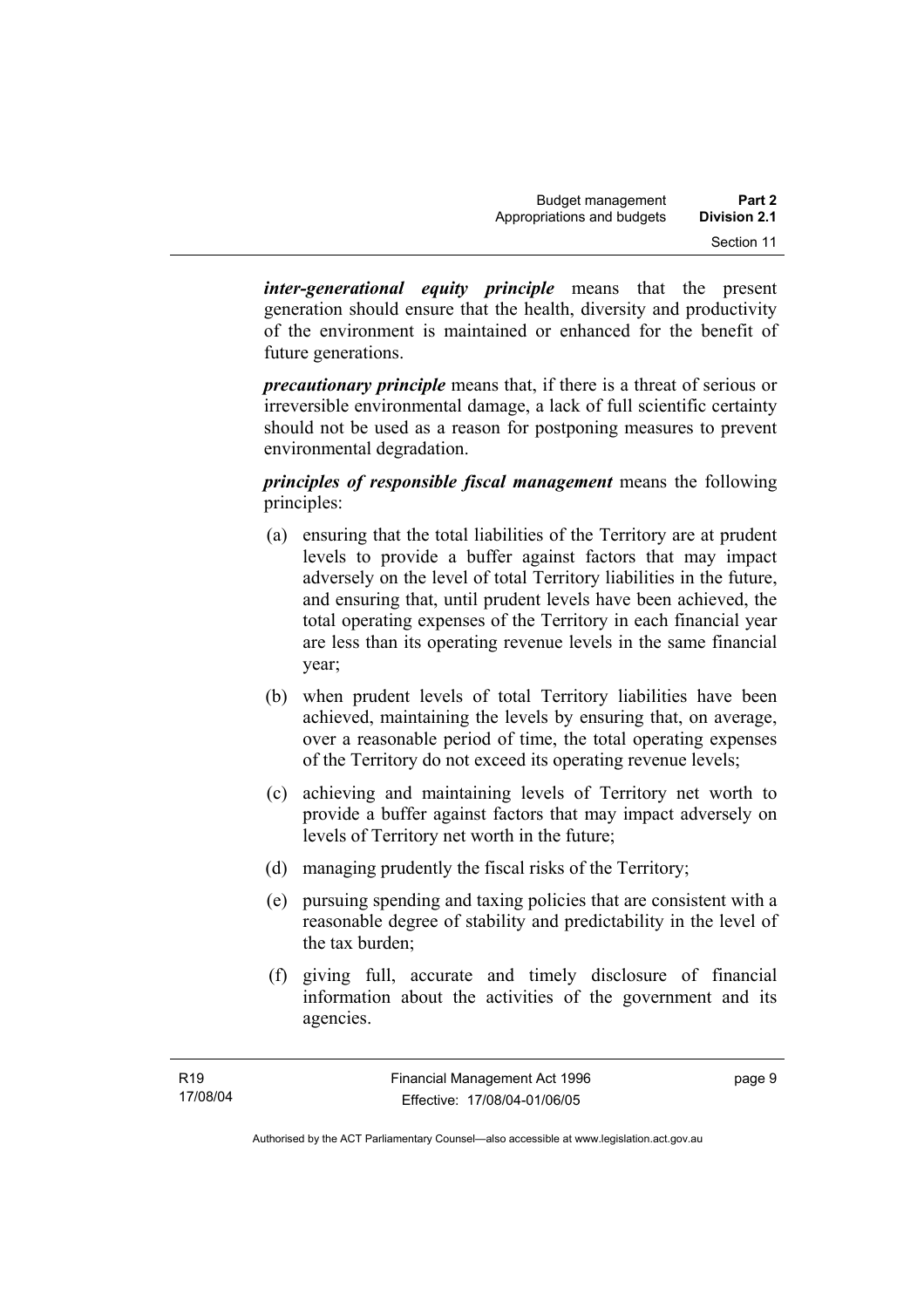***inter-generational equity principle*** means that the present generation should ensure that the health, diversity and productivity of the environment is maintained or enhanced for the benefit of future generations.

***precautionary principle*** means that, if there is a threat of serious or irreversible environmental damage, a lack of full scientific certainty should not be used as a reason for postponing measures to prevent environmental degradation.

***principles of responsible fiscal management*** means the following principles:

(a) ensuring that the total liabilities of the Territory are at prudent levels to provide a buffer against factors that may impact adversely on the level of total Territory liabilities in the future, and ensuring that, until prudent levels have been achieved, the total operating expenses of the Territory in each financial year are less than its operating revenue levels in the same financial year;

(b) when prudent levels of total Territory liabilities have been achieved, maintaining the levels by ensuring that, on average, over a reasonable period of time, the total operating expenses of the Territory do not exceed its operating revenue levels;

(c) achieving and maintaining levels of Territory net worth to provide a buffer against factors that may impact adversely on levels of Territory net worth in the future;

(d) managing prudently the fiscal risks of the Territory;

(e) pursuing spending and taxing policies that are consistent with a reasonable degree of stability and predictability in the level of the tax burden;

(f) giving full, accurate and timely disclosure of financial information about the activities of the government and its agencies.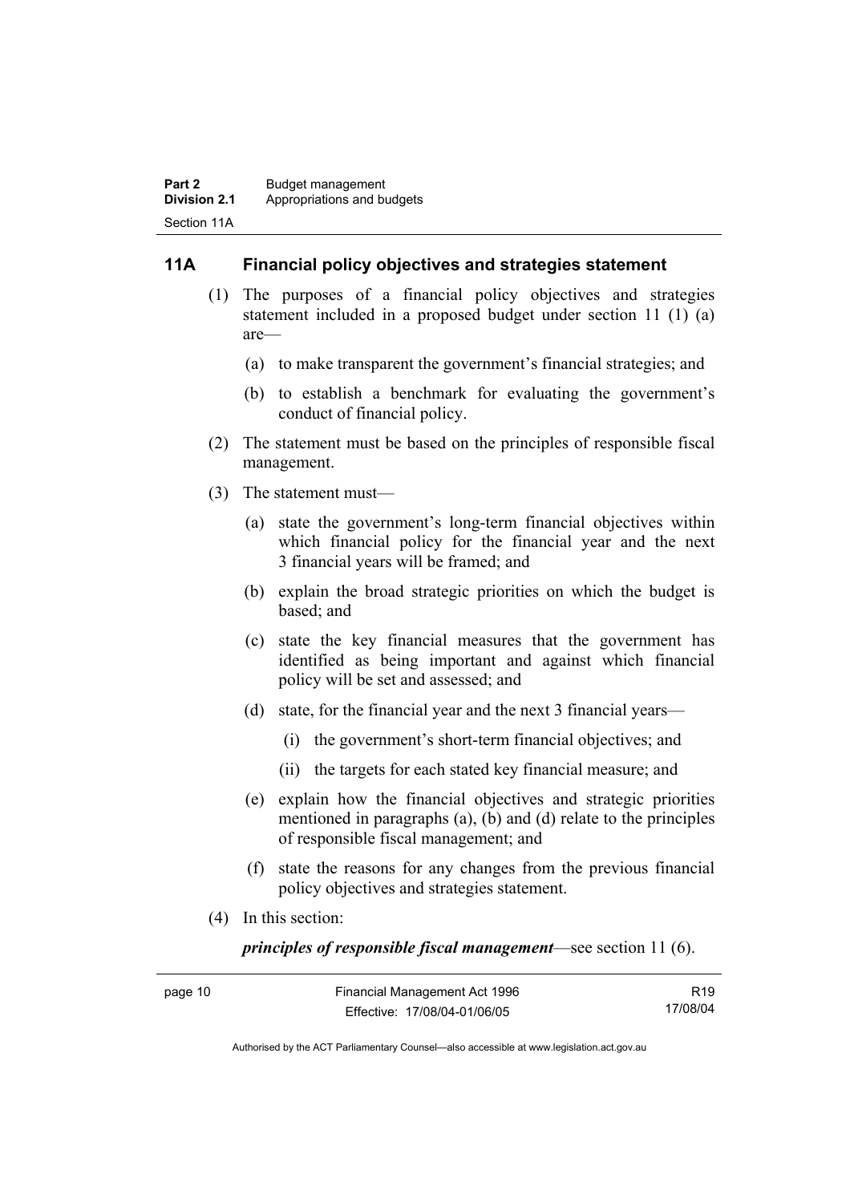## 11A Financial policy objectives and strategies statement

(1) The purposes of a financial policy objectives and strategies statement included in a proposed budget under section 11 (1) (a) are—

(a) to make transparent the government's financial strategies; and

(b) to establish a benchmark for evaluating the government's conduct of financial policy.

(2) The statement must be based on the principles of responsible fiscal management.

(3) The statement must—

(a) state the government's long-term financial objectives within which financial policy for the financial year and the next 3 financial years will be framed; and

(b) explain the broad strategic priorities on which the budget is based; and

(c) state the key financial measures that the government has identified as being important and against which financial policy will be set and assessed; and

(d) state, for the financial year and the next 3 financial years—

(i) the government's short-term financial objectives; and

(ii) the targets for each stated key financial measure; and

(e) explain how the financial objectives and strategic priorities mentioned in paragraphs (a), (b) and (d) relate to the principles of responsible fiscal management; and

(f) state the reasons for any changes from the previous financial policy objectives and strategies statement.

(4) In this section:

***principles of responsible fiscal management***—see section 11 (6).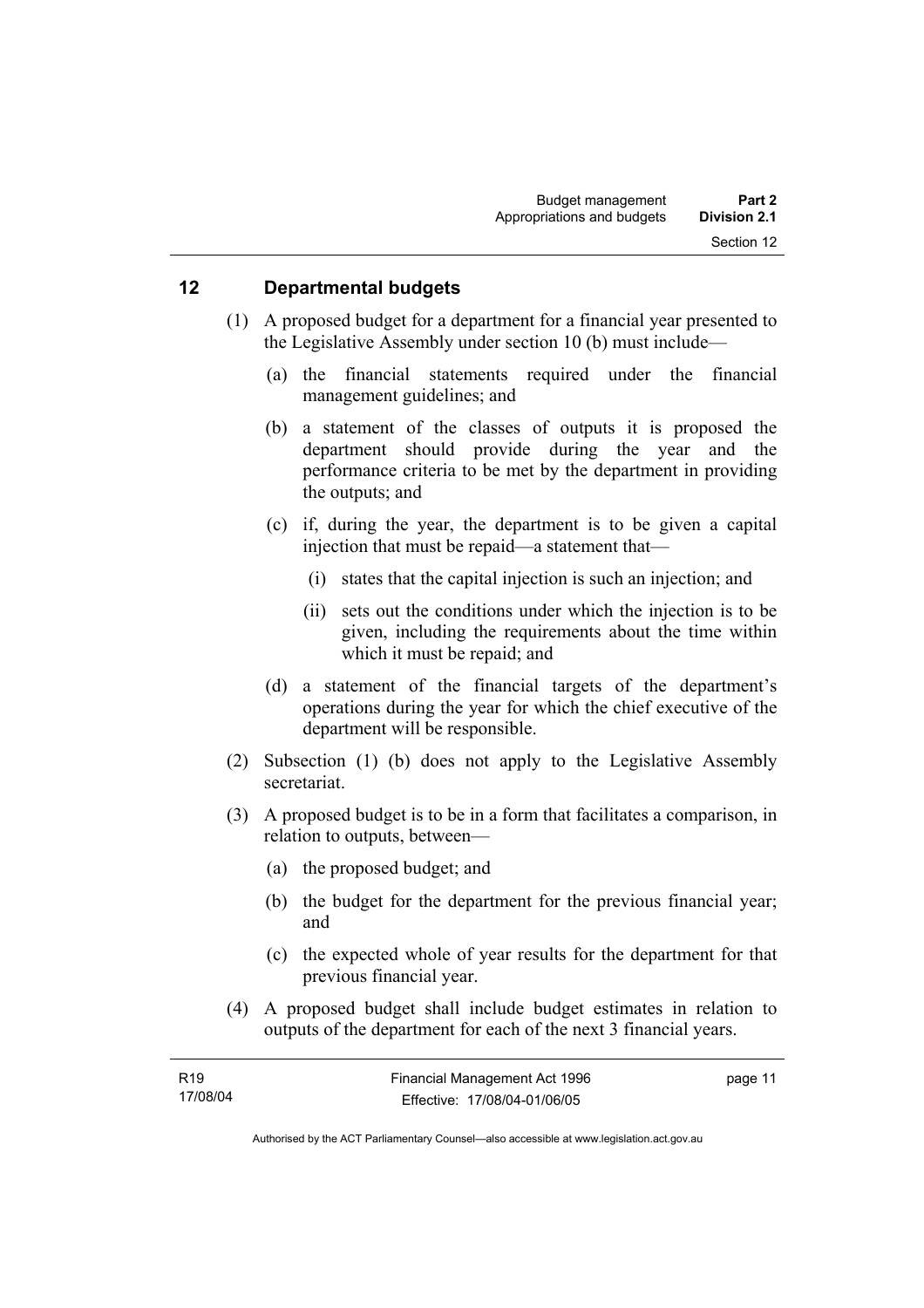## 12 Departmental budgets

(1) A proposed budget for a department for a financial year presented to the Legislative Assembly under section 10 (b) must include—

(a) the financial statements required under the financial management guidelines; and

(b) a statement of the classes of outputs it is proposed the department should provide during the year and the performance criteria to be met by the department in providing the outputs; and

(c) if, during the year, the department is to be given a capital injection that must be repaid—a statement that—

(i) states that the capital injection is such an injection; and

(ii) sets out the conditions under which the injection is to be given, including the requirements about the time within which it must be repaid; and

(d) a statement of the financial targets of the department's operations during the year for which the chief executive of the department will be responsible.

(2) Subsection (1) (b) does not apply to the Legislative Assembly secretariat.

(3) A proposed budget is to be in a form that facilitates a comparison, in relation to outputs, between—

(a) the proposed budget; and

(b) the budget for the department for the previous financial year; and

(c) the expected whole of year results for the department for that previous financial year.

(4) A proposed budget shall include budget estimates in relation to outputs of the department for each of the next 3 financial years.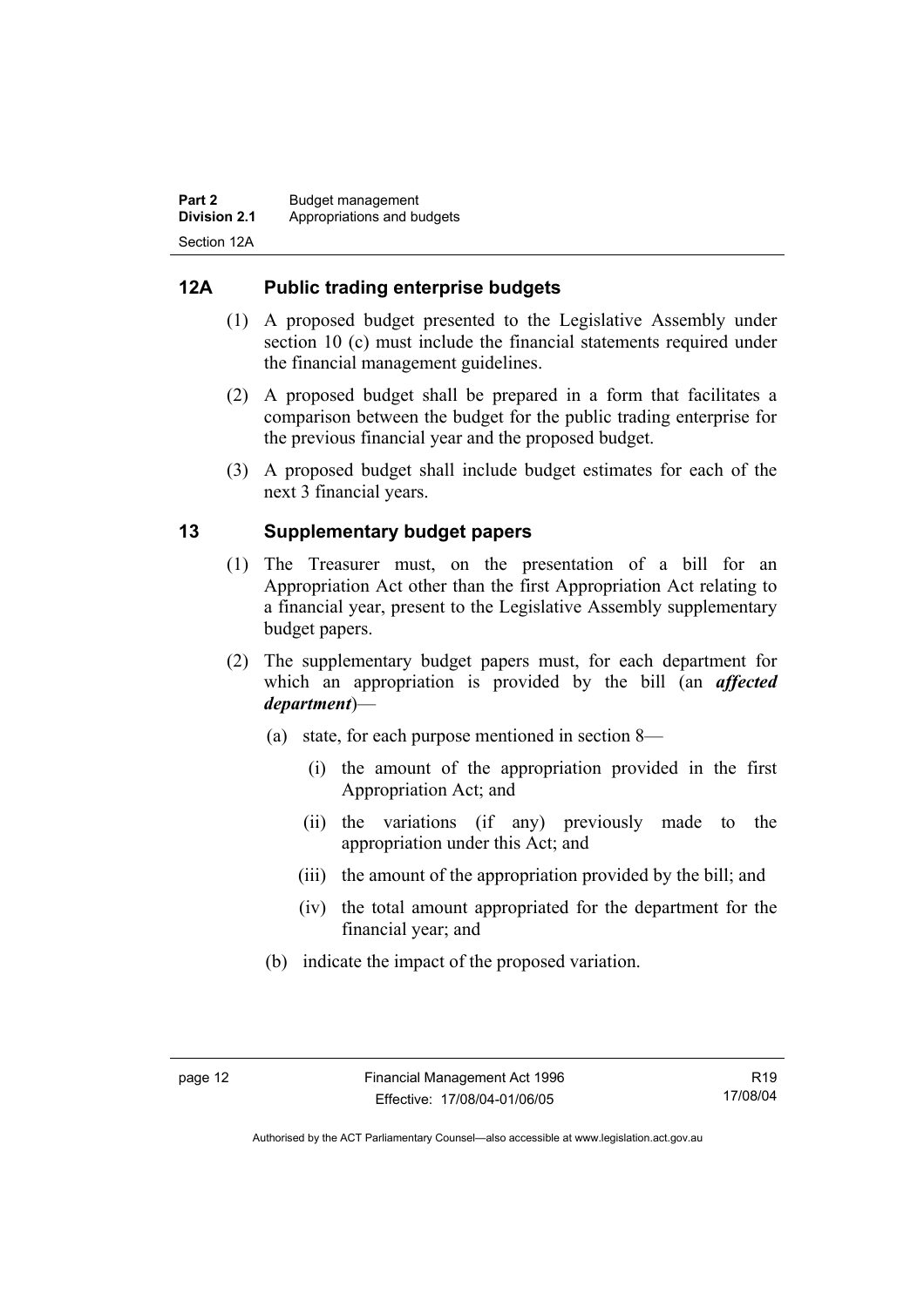## 12A Public trading enterprise budgets

(1) A proposed budget presented to the Legislative Assembly under section 10 (c) must include the financial statements required under the financial management guidelines.

(2) A proposed budget shall be prepared in a form that facilitates a comparison between the budget for the public trading enterprise for the previous financial year and the proposed budget.

(3) A proposed budget shall include budget estimates for each of the next 3 financial years.

## 13 Supplementary budget papers

(1) The Treasurer must, on the presentation of a bill for an Appropriation Act other than the first Appropriation Act relating to a financial year, present to the Legislative Assembly supplementary budget papers.

(2) The supplementary budget papers must, for each department for which an appropriation is provided by the bill (an ***affected department***)—

(a) state, for each purpose mentioned in section 8—

(i) the amount of the appropriation provided in the first Appropriation Act; and

(ii) the variations (if any) previously made to the appropriation under this Act; and

(iii) the amount of the appropriation provided by the bill; and

(iv) the total amount appropriated for the department for the financial year; and

(b) indicate the impact of the proposed variation.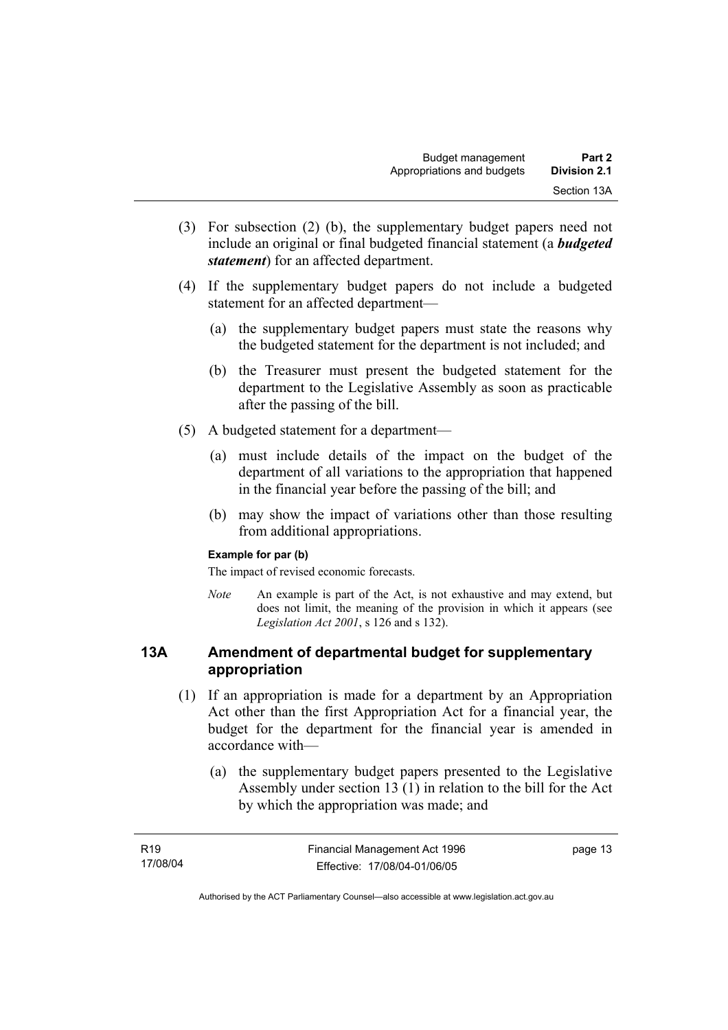(3) For subsection (2) (b), the supplementary budget papers need not include an original or final budgeted financial statement (a ***budgeted statement***) for an affected department.

(4) If the supplementary budget papers do not include a budgeted statement for an affected department—

(a) the supplementary budget papers must state the reasons why the budgeted statement for the department is not included; and

(b) the Treasurer must present the budgeted statement for the department to the Legislative Assembly as soon as practicable after the passing of the bill.

(5) A budgeted statement for a department—

(a) must include details of the impact on the budget of the department of all variations to the appropriation that happened in the financial year before the passing of the bill; and

(b) may show the impact of variations other than those resulting from additional appropriations.

**Example for par (b)**

The impact of revised economic forecasts.

*Note* An example is part of the Act, is not exhaustive and may extend, but does not limit, the meaning of the provision in which it appears (see *Legislation Act 2001*, s 126 and s 132).

## 13A Amendment of departmental budget for supplementary appropriation

(1) If an appropriation is made for a department by an Appropriation Act other than the first Appropriation Act for a financial year, the budget for the department for the financial year is amended in accordance with—

(a) the supplementary budget papers presented to the Legislative Assembly under section 13 (1) in relation to the bill for the Act by which the appropriation was made; and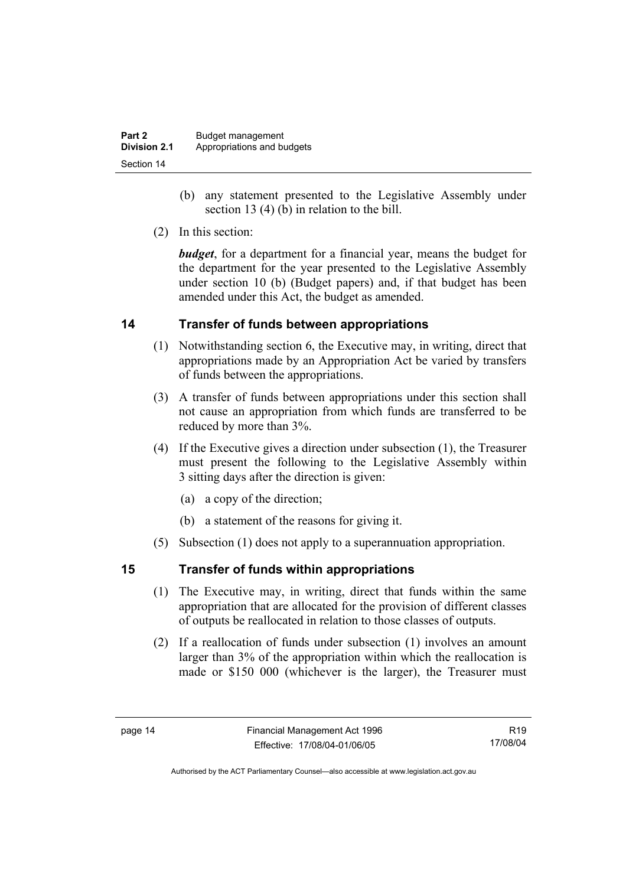(b) any statement presented to the Legislative Assembly under section 13 (4) (b) in relation to the bill.

(2) In this section:

***budget***, for a department for a financial year, means the budget for the department for the year presented to the Legislative Assembly under section 10 (b) (Budget papers) and, if that budget has been amended under this Act, the budget as amended.

## 14 Transfer of funds between appropriations

(1) Notwithstanding section 6, the Executive may, in writing, direct that appropriations made by an Appropriation Act be varied by transfers of funds between the appropriations.

(3) A transfer of funds between appropriations under this section shall not cause an appropriation from which funds are transferred to be reduced by more than 3%.

(4) If the Executive gives a direction under subsection (1), the Treasurer must present the following to the Legislative Assembly within 3 sitting days after the direction is given:

(a) a copy of the direction;

(b) a statement of the reasons for giving it.

(5) Subsection (1) does not apply to a superannuation appropriation.

## 15 Transfer of funds within appropriations

(1) The Executive may, in writing, direct that funds within the same appropriation that are allocated for the provision of different classes of outputs be reallocated in relation to those classes of outputs.

(2) If a reallocation of funds under subsection (1) involves an amount larger than 3% of the appropriation within which the reallocation is made or $150 000 (whichever is the larger), the Treasurer must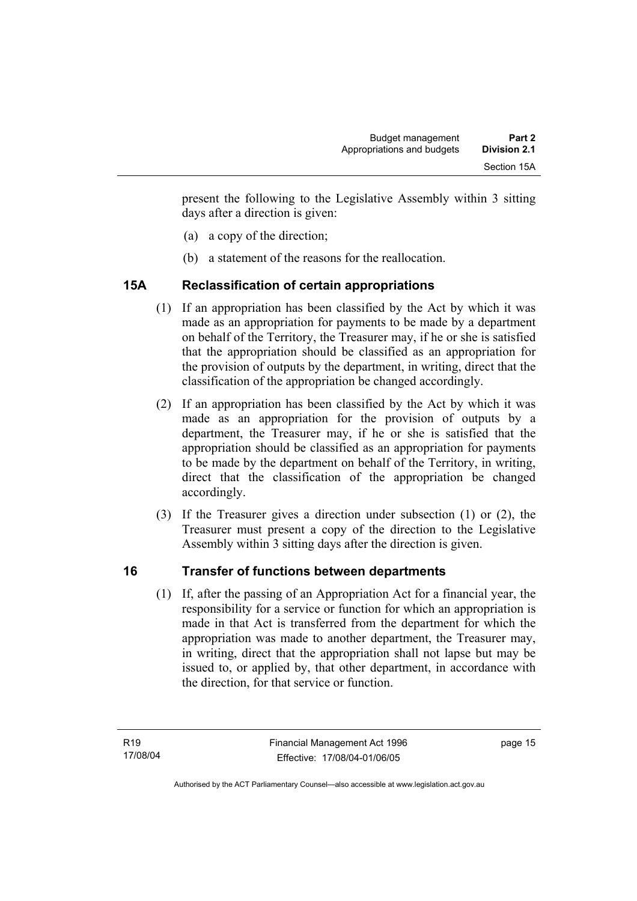present the following to the Legislative Assembly within 3 sitting days after a direction is given:

(a) a copy of the direction;

(b) a statement of the reasons for the reallocation.

## 15A Reclassification of certain appropriations

(1) If an appropriation has been classified by the Act by which it was made as an appropriation for payments to be made by a department on behalf of the Territory, the Treasurer may, if he or she is satisfied that the appropriation should be classified as an appropriation for the provision of outputs by the department, in writing, direct that the classification of the appropriation be changed accordingly.

(2) If an appropriation has been classified by the Act by which it was made as an appropriation for the provision of outputs by a department, the Treasurer may, if he or she is satisfied that the appropriation should be classified as an appropriation for payments to be made by the department on behalf of the Territory, in writing, direct that the classification of the appropriation be changed accordingly.

(3) If the Treasurer gives a direction under subsection (1) or (2), the Treasurer must present a copy of the direction to the Legislative Assembly within 3 sitting days after the direction is given.

## 16 Transfer of functions between departments

(1) If, after the passing of an Appropriation Act for a financial year, the responsibility for a service or function for which an appropriation is made in that Act is transferred from the department for which the appropriation was made to another department, the Treasurer may, in writing, direct that the appropriation shall not lapse but may be issued to, or applied by, that other department, in accordance with the direction, for that service or function.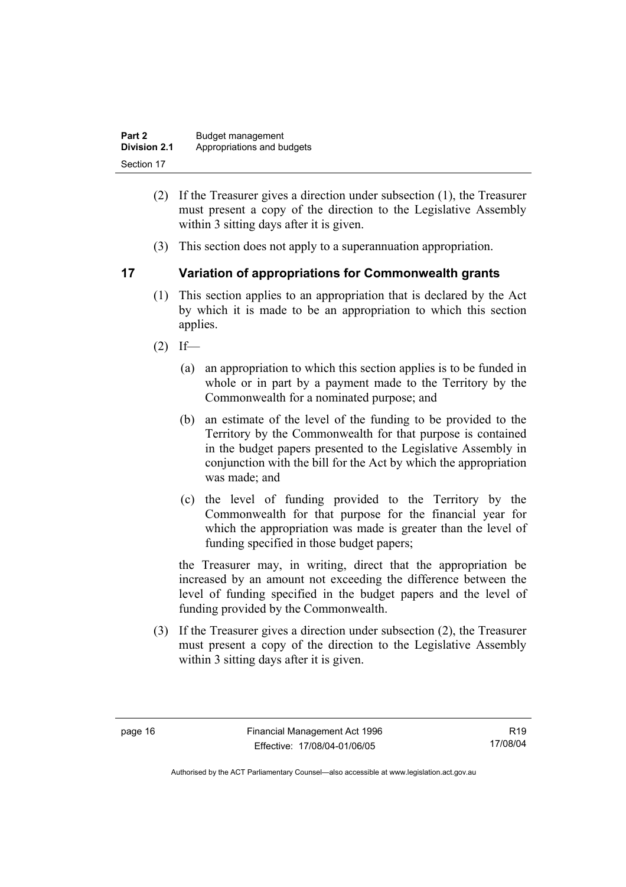(2) If the Treasurer gives a direction under subsection (1), the Treasurer must present a copy of the direction to the Legislative Assembly within 3 sitting days after it is given.

(3) This section does not apply to a superannuation appropriation.

## 17 Variation of appropriations for Commonwealth grants

(1) This section applies to an appropriation that is declared by the Act by which it is made to be an appropriation to which this section applies.

(2) If—

(a) an appropriation to which this section applies is to be funded in whole or in part by a payment made to the Territory by the Commonwealth for a nominated purpose; and

(b) an estimate of the level of the funding to be provided to the Territory by the Commonwealth for that purpose is contained in the budget papers presented to the Legislative Assembly in conjunction with the bill for the Act by which the appropriation was made; and

(c) the level of funding provided to the Territory by the Commonwealth for that purpose for the financial year for which the appropriation was made is greater than the level of funding specified in those budget papers;

the Treasurer may, in writing, direct that the appropriation be increased by an amount not exceeding the difference between the level of funding specified in the budget papers and the level of funding provided by the Commonwealth.

(3) If the Treasurer gives a direction under subsection (2), the Treasurer must present a copy of the direction to the Legislative Assembly within 3 sitting days after it is given.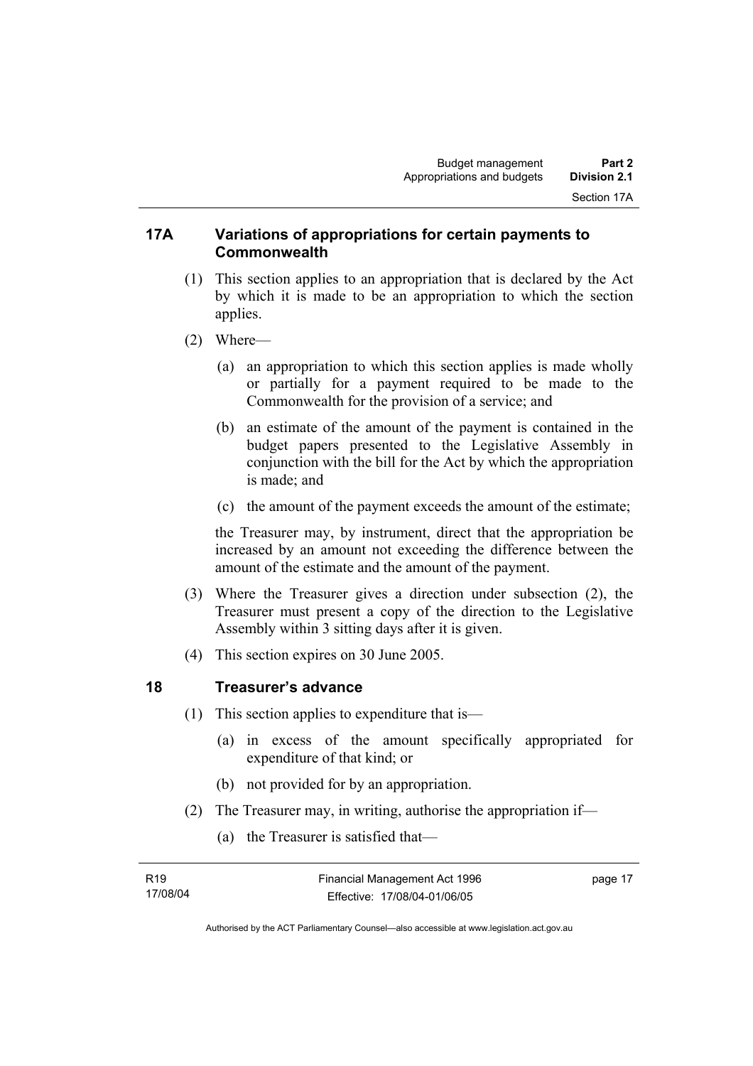## 17A Variations of appropriations for certain payments to Commonwealth

(1) This section applies to an appropriation that is declared by the Act by which it is made to be an appropriation to which the section applies.

(2) Where—

(a) an appropriation to which this section applies is made wholly or partially for a payment required to be made to the Commonwealth for the provision of a service; and

(b) an estimate of the amount of the payment is contained in the budget papers presented to the Legislative Assembly in conjunction with the bill for the Act by which the appropriation is made; and

(c) the amount of the payment exceeds the amount of the estimate;

the Treasurer may, by instrument, direct that the appropriation be increased by an amount not exceeding the difference between the amount of the estimate and the amount of the payment.

(3) Where the Treasurer gives a direction under subsection (2), the Treasurer must present a copy of the direction to the Legislative Assembly within 3 sitting days after it is given.

(4) This section expires on 30 June 2005.

## 18 Treasurer's advance

(1) This section applies to expenditure that is—

(a) in excess of the amount specifically appropriated for expenditure of that kind; or

(b) not provided for by an appropriation.

(2) The Treasurer may, in writing, authorise the appropriation if—

(a) the Treasurer is satisfied that—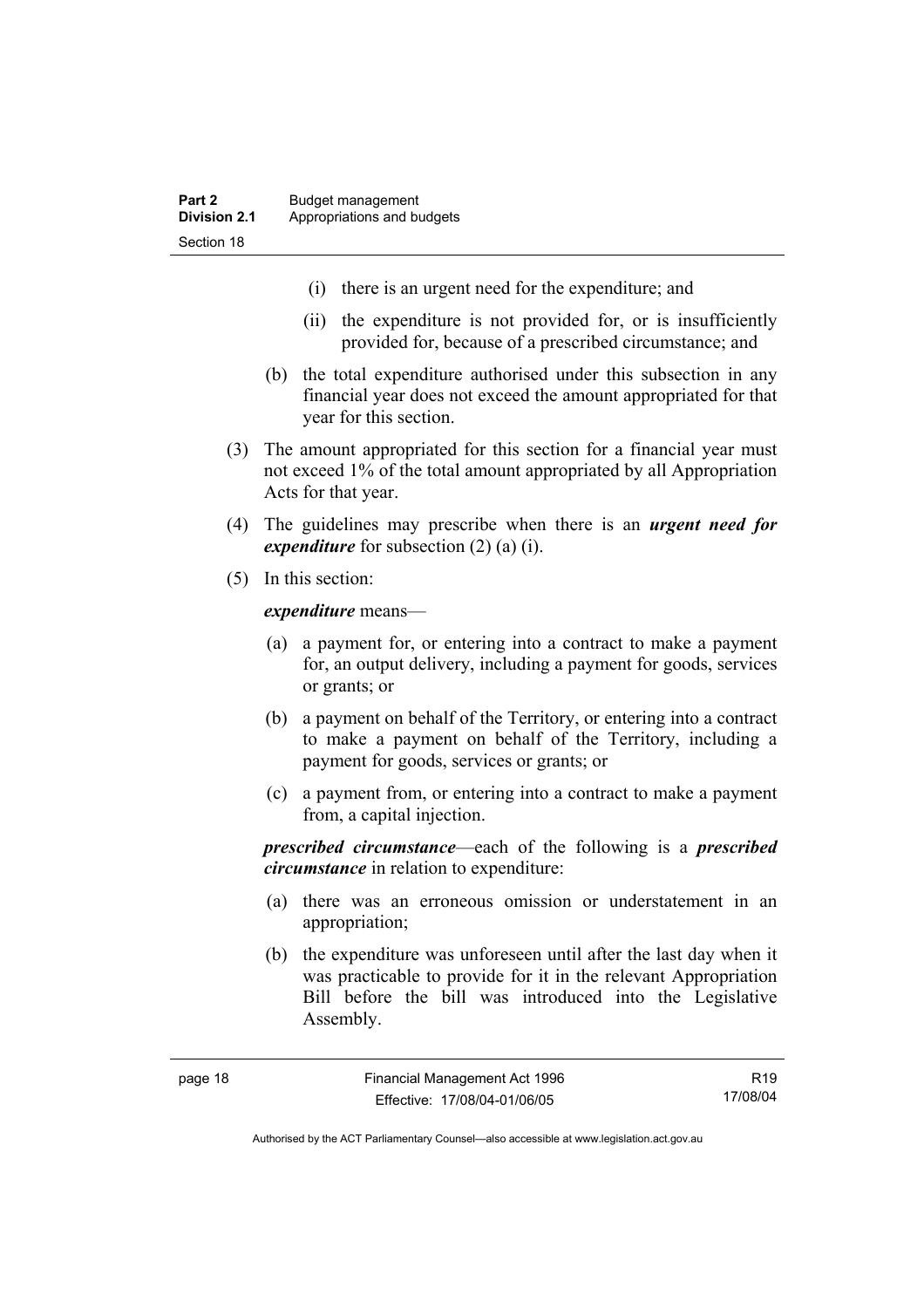(i) there is an urgent need for the expenditure; and

(ii) the expenditure is not provided for, or is insufficiently provided for, because of a prescribed circumstance; and

(b) the total expenditure authorised under this subsection in any financial year does not exceed the amount appropriated for that year for this section.

(3) The amount appropriated for this section for a financial year must not exceed 1% of the total amount appropriated by all Appropriation Acts for that year.

(4) The guidelines may prescribe when there is an ***urgent need for expenditure*** for subsection (2) (a) (i).

(5) In this section:

***expenditure*** means—

(a) a payment for, or entering into a contract to make a payment for, an output delivery, including a payment for goods, services or grants; or

(b) a payment on behalf of the Territory, or entering into a contract to make a payment on behalf of the Territory, including a payment for goods, services or grants; or

(c) a payment from, or entering into a contract to make a payment from, a capital injection.

***prescribed circumstance***—each of the following is a ***prescribed circumstance*** in relation to expenditure:

(a) there was an erroneous omission or understatement in an appropriation;

(b) the expenditure was unforeseen until after the last day when it was practicable to provide for it in the relevant Appropriation Bill before the bill was introduced into the Legislative Assembly.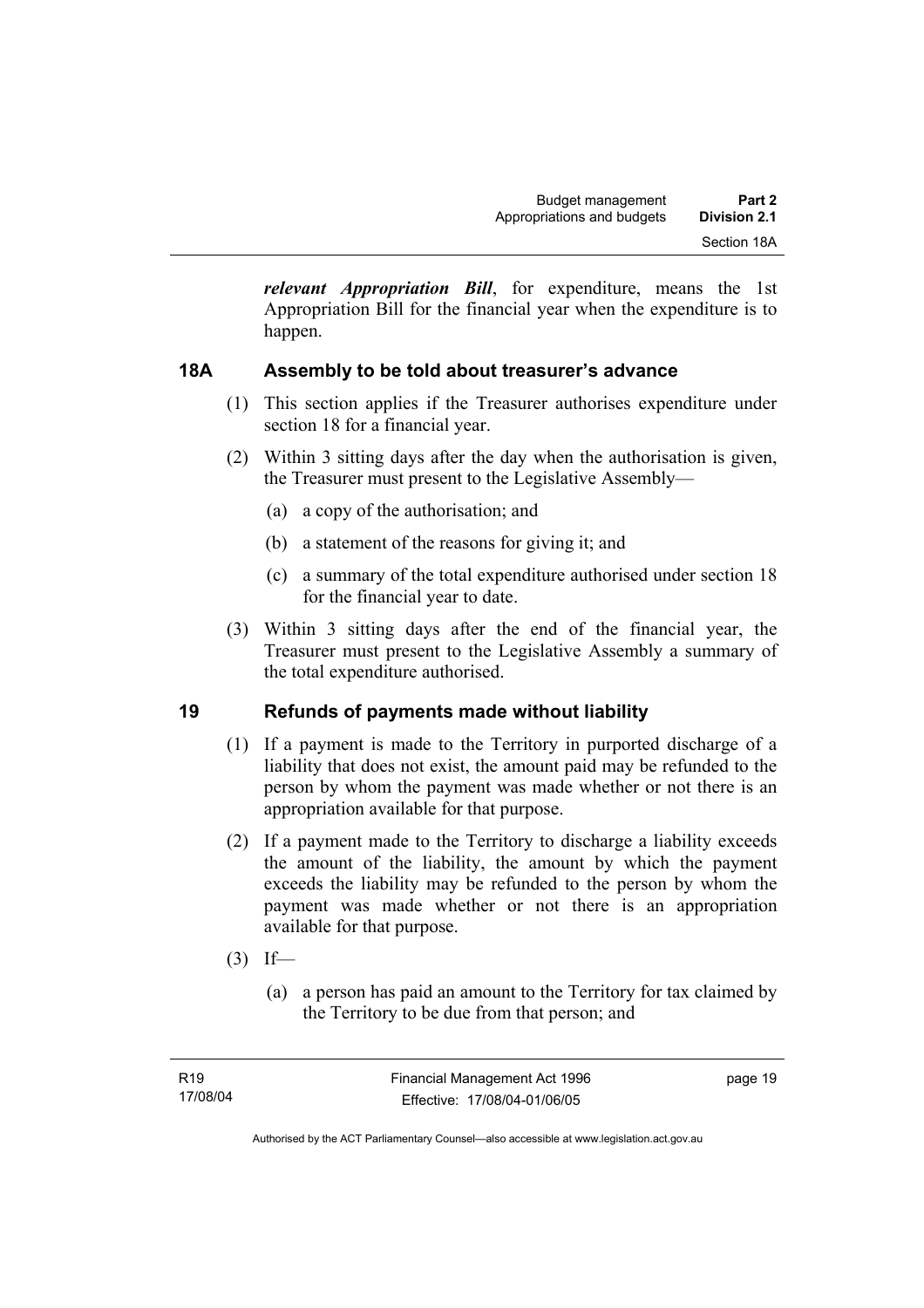***relevant Appropriation Bill***, for expenditure, means the 1st Appropriation Bill for the financial year when the expenditure is to happen.

### 18A Assembly to be told about treasurer's advance

(1) This section applies if the Treasurer authorises expenditure under section 18 for a financial year.

(2) Within 3 sitting days after the day when the authorisation is given, the Treasurer must present to the Legislative Assembly—

(a) a copy of the authorisation; and

(b) a statement of the reasons for giving it; and

(c) a summary of the total expenditure authorised under section 18 for the financial year to date.

(3) Within 3 sitting days after the end of the financial year, the Treasurer must present to the Legislative Assembly a summary of the total expenditure authorised.

### 19 Refunds of payments made without liability

(1) If a payment is made to the Territory in purported discharge of a liability that does not exist, the amount paid may be refunded to the person by whom the payment was made whether or not there is an appropriation available for that purpose.

(2) If a payment made to the Territory to discharge a liability exceeds the amount of the liability, the amount by which the payment exceeds the liability may be refunded to the person by whom the payment was made whether or not there is an appropriation available for that purpose.

(3) If—

(a) a person has paid an amount to the Territory for tax claimed by the Territory to be due from that person; and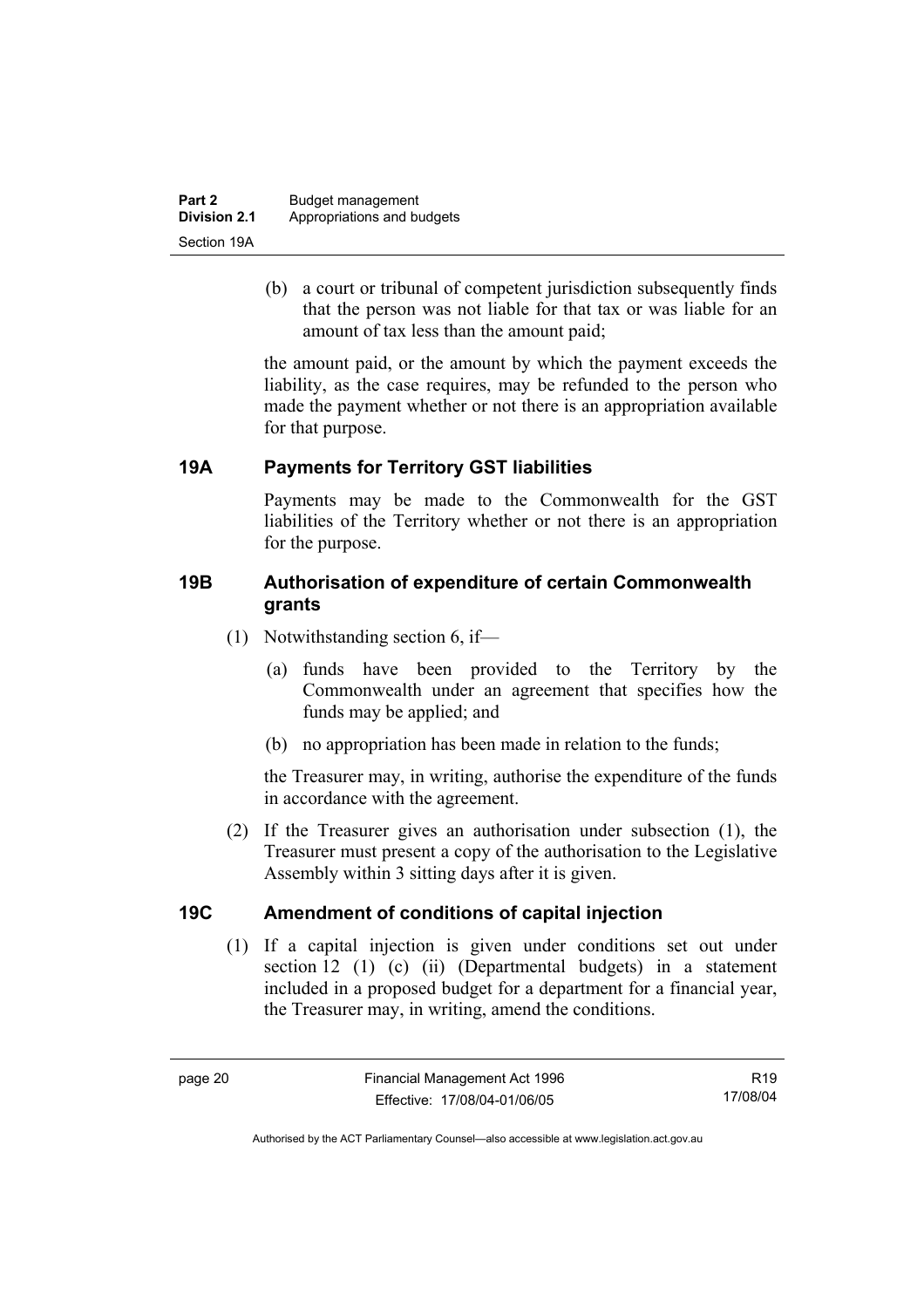(b) a court or tribunal of competent jurisdiction subsequently finds that the person was not liable for that tax or was liable for an amount of tax less than the amount paid;

the amount paid, or the amount by which the payment exceeds the liability, as the case requires, may be refunded to the person who made the payment whether or not there is an appropriation available for that purpose.

### 19A Payments for Territory GST liabilities

Payments may be made to the Commonwealth for the GST liabilities of the Territory whether or not there is an appropriation for the purpose.

### 19B Authorisation of expenditure of certain Commonwealth grants

(1) Notwithstanding section 6, if—

(a) funds have been provided to the Territory by the Commonwealth under an agreement that specifies how the funds may be applied; and

(b) no appropriation has been made in relation to the funds;

the Treasurer may, in writing, authorise the expenditure of the funds in accordance with the agreement.

(2) If the Treasurer gives an authorisation under subsection (1), the Treasurer must present a copy of the authorisation to the Legislative Assembly within 3 sitting days after it is given.

### 19C Amendment of conditions of capital injection

(1) If a capital injection is given under conditions set out under section 12 (1) (c) (ii) (Departmental budgets) in a statement included in a proposed budget for a department for a financial year, the Treasurer may, in writing, amend the conditions.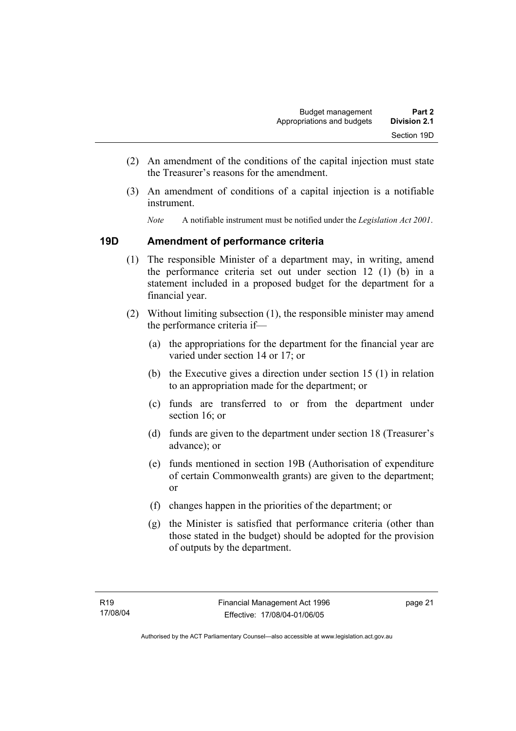(2) An amendment of the conditions of the capital injection must state the Treasurer's reasons for the amendment.

(3) An amendment of conditions of a capital injection is a notifiable instrument.

*Note* A notifiable instrument must be notified under the *Legislation Act 2001*.

## 19D Amendment of performance criteria

(1) The responsible Minister of a department may, in writing, amend the performance criteria set out under section 12 (1) (b) in a statement included in a proposed budget for the department for a financial year.

(2) Without limiting subsection (1), the responsible minister may amend the performance criteria if—

(a) the appropriations for the department for the financial year are varied under section 14 or 17; or

(b) the Executive gives a direction under section 15 (1) in relation to an appropriation made for the department; or

(c) funds are transferred to or from the department under section 16; or

(d) funds are given to the department under section 18 (Treasurer's advance); or

(e) funds mentioned in section 19B (Authorisation of expenditure of certain Commonwealth grants) are given to the department; or

(f) changes happen in the priorities of the department; or

(g) the Minister is satisfied that performance criteria (other than those stated in the budget) should be adopted for the provision of outputs by the department.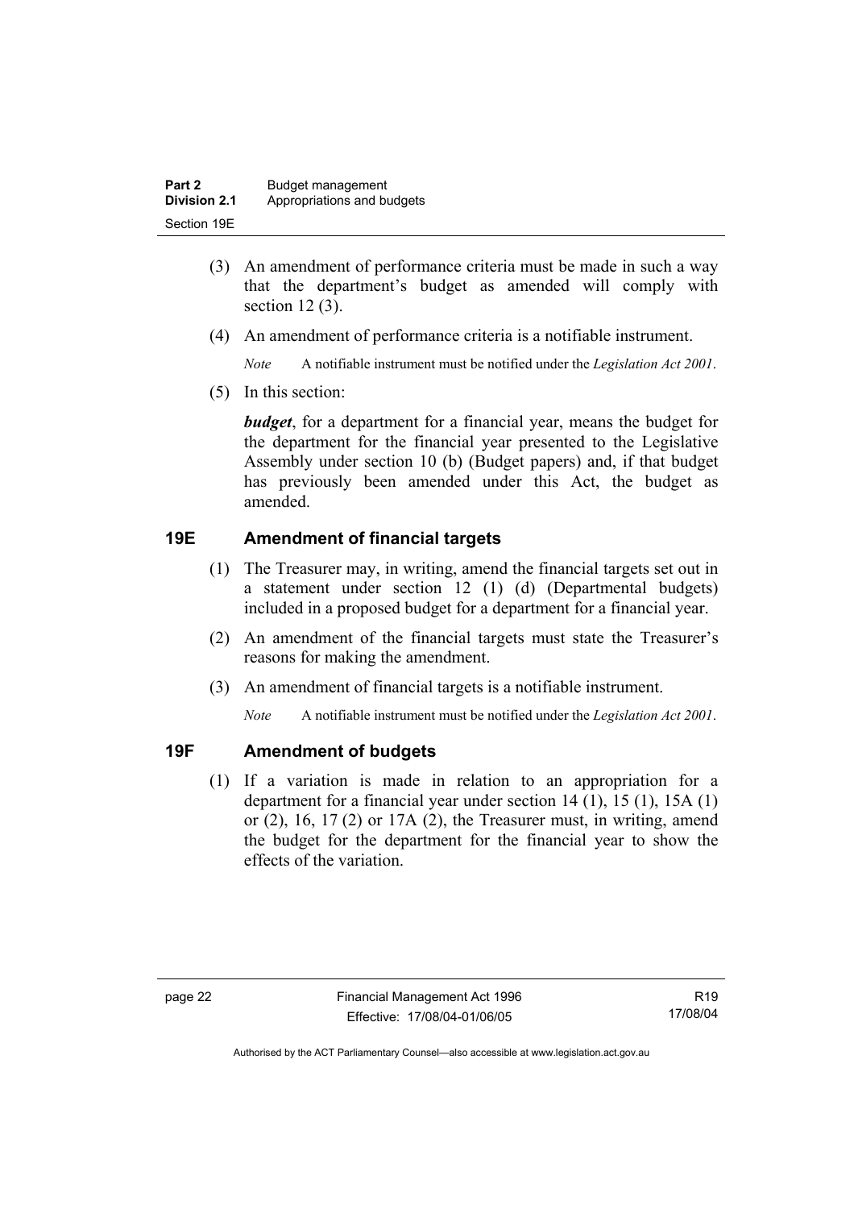(3) An amendment of performance criteria must be made in such a way that the department's budget as amended will comply with section 12 (3).

(4) An amendment of performance criteria is a notifiable instrument.

*Note* A notifiable instrument must be notified under the *Legislation Act 2001*.

(5) In this section:

***budget***, for a department for a financial year, means the budget for the department for the financial year presented to the Legislative Assembly under section 10 (b) (Budget papers) and, if that budget has previously been amended under this Act, the budget as amended.

## 19E Amendment of financial targets

(1) The Treasurer may, in writing, amend the financial targets set out in a statement under section 12 (1) (d) (Departmental budgets) included in a proposed budget for a department for a financial year.

(2) An amendment of the financial targets must state the Treasurer's reasons for making the amendment.

(3) An amendment of financial targets is a notifiable instrument.

*Note* A notifiable instrument must be notified under the *Legislation Act 2001*.

## 19F Amendment of budgets

(1) If a variation is made in relation to an appropriation for a department for a financial year under section 14 (1), 15 (1), 15A (1) or (2), 16, 17 (2) or 17A (2), the Treasurer must, in writing, amend the budget for the department for the financial year to show the effects of the variation.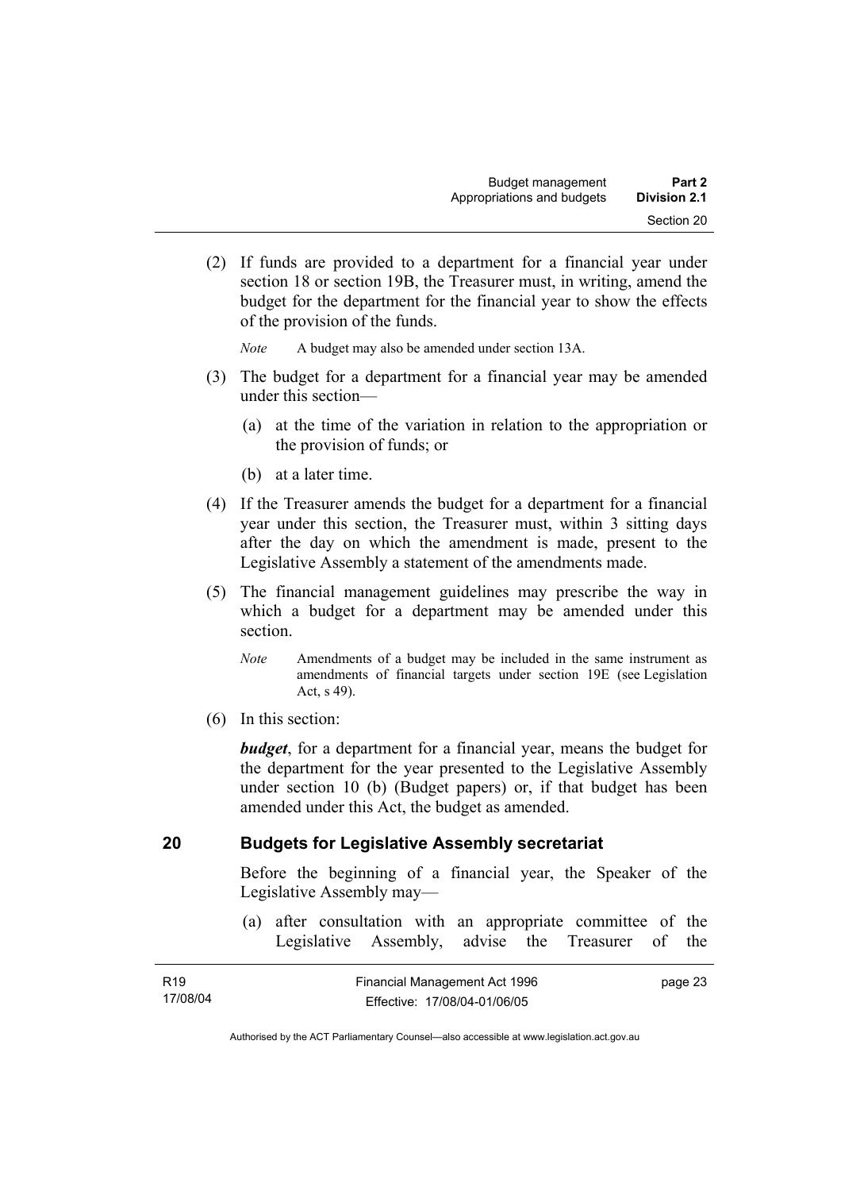(2) If funds are provided to a department for a financial year under section 18 or section 19B, the Treasurer must, in writing, amend the budget for the department for the financial year to show the effects of the provision of the funds.

*Note* A budget may also be amended under section 13A.

(3) The budget for a department for a financial year may be amended under this section—

(a) at the time of the variation in relation to the appropriation or the provision of funds; or

(b) at a later time.

(4) If the Treasurer amends the budget for a department for a financial year under this section, the Treasurer must, within 3 sitting days after the day on which the amendment is made, present to the Legislative Assembly a statement of the amendments made.

(5) The financial management guidelines may prescribe the way in which a budget for a department may be amended under this section.

*Note* Amendments of a budget may be included in the same instrument as amendments of financial targets under section 19E (see Legislation Act, s 49).

(6) In this section:

***budget***, for a department for a financial year, means the budget for the department for the year presented to the Legislative Assembly under section 10 (b) (Budget papers) or, if that budget has been amended under this Act, the budget as amended.

## 20 Budgets for Legislative Assembly secretariat

Before the beginning of a financial year, the Speaker of the Legislative Assembly may—

(a) after consultation with an appropriate committee of the Legislative Assembly, advise the Treasurer of the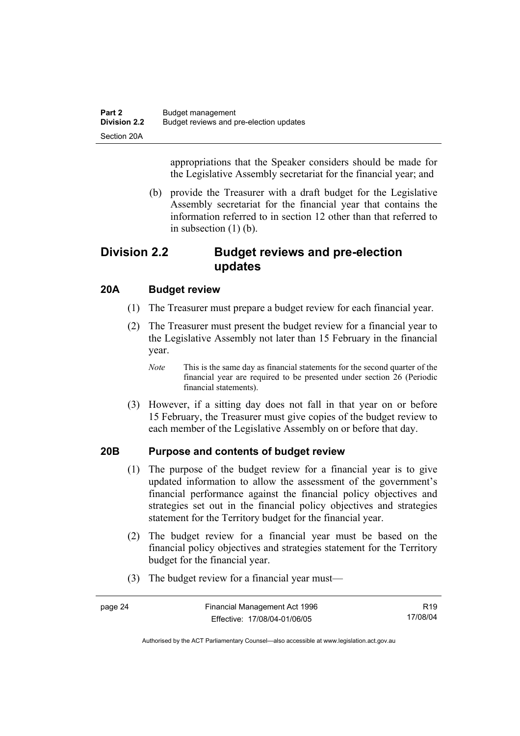appropriations that the Speaker considers should be made for the Legislative Assembly secretariat for the financial year; and

(b) provide the Treasurer with a draft budget for the Legislative Assembly secretariat for the financial year that contains the information referred to in section 12 other than that referred to in subsection (1) (b).

## Division 2.2 Budget reviews and pre-election updates

### 20A Budget review

(1) The Treasurer must prepare a budget review for each financial year.

(2) The Treasurer must present the budget review for a financial year to the Legislative Assembly not later than 15 February in the financial year.

*Note* This is the same day as financial statements for the second quarter of the financial year are required to be presented under section 26 (Periodic financial statements).

(3) However, if a sitting day does not fall in that year on or before 15 February, the Treasurer must give copies of the budget review to each member of the Legislative Assembly on or before that day.

### 20B Purpose and contents of budget review

(1) The purpose of the budget review for a financial year is to give updated information to allow the assessment of the government's financial performance against the financial policy objectives and strategies set out in the financial policy objectives and strategies statement for the Territory budget for the financial year.

(2) The budget review for a financial year must be based on the financial policy objectives and strategies statement for the Territory budget for the financial year.

(3) The budget review for a financial year must—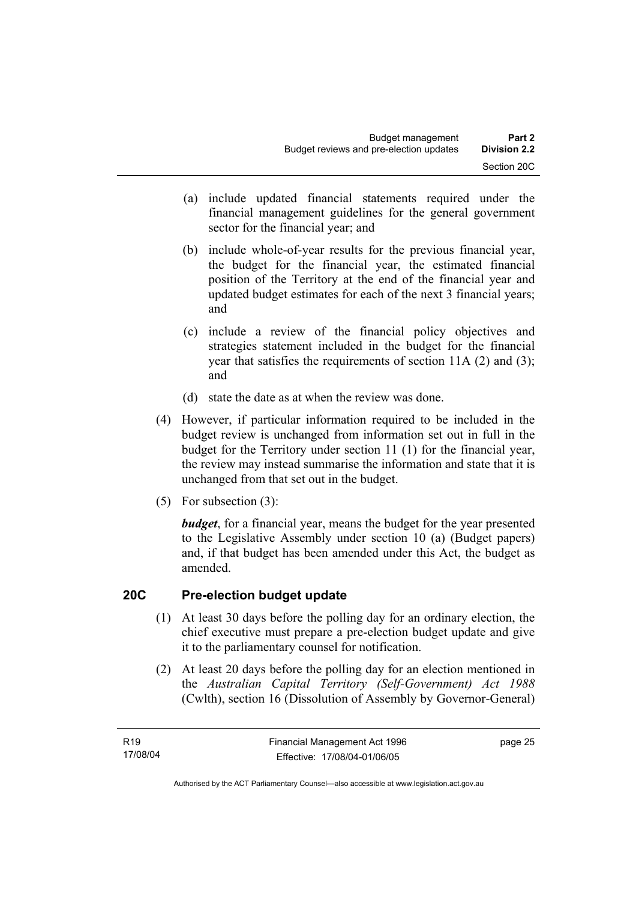(a) include updated financial statements required under the financial management guidelines for the general government sector for the financial year; and

(b) include whole-of-year results for the previous financial year, the budget for the financial year, the estimated financial position of the Territory at the end of the financial year and updated budget estimates for each of the next 3 financial years; and

(c) include a review of the financial policy objectives and strategies statement included in the budget for the financial year that satisfies the requirements of section 11A (2) and (3); and

(d) state the date as at when the review was done.

(4) However, if particular information required to be included in the budget review is unchanged from information set out in full in the budget for the Territory under section 11 (1) for the financial year, the review may instead summarise the information and state that it is unchanged from that set out in the budget.

(5) For subsection (3):

***budget***, for a financial year, means the budget for the year presented to the Legislative Assembly under section 10 (a) (Budget papers) and, if that budget has been amended under this Act, the budget as amended.

## 20C Pre-election budget update

(1) At least 30 days before the polling day for an ordinary election, the chief executive must prepare a pre-election budget update and give it to the parliamentary counsel for notification.

(2) At least 20 days before the polling day for an election mentioned in the *Australian Capital Territory (Self-Government) Act 1988* (Cwlth), section 16 (Dissolution of Assembly by Governor-General)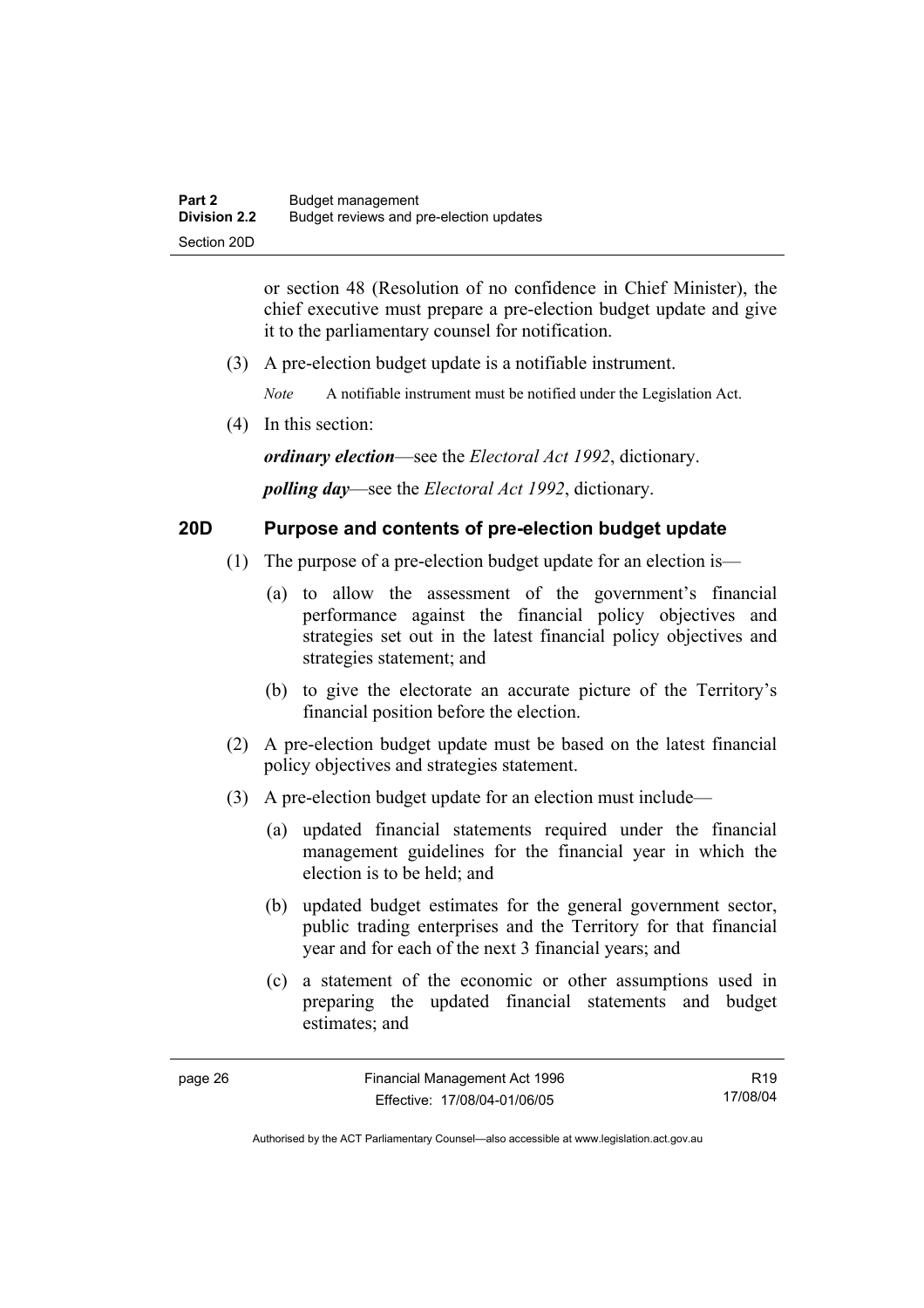or section 48 (Resolution of no confidence in Chief Minister), the chief executive must prepare a pre-election budget update and give it to the parliamentary counsel for notification.

(3) A pre-election budget update is a notifiable instrument.

*Note* A notifiable instrument must be notified under the Legislation Act.

(4) In this section:

***ordinary election***—see the *Electoral Act 1992*, dictionary.

***polling day***—see the *Electoral Act 1992*, dictionary.

## 20D Purpose and contents of pre-election budget update

(1) The purpose of a pre-election budget update for an election is—

(a) to allow the assessment of the government's financial performance against the financial policy objectives and strategies set out in the latest financial policy objectives and strategies statement; and

(b) to give the electorate an accurate picture of the Territory's financial position before the election.

(2) A pre-election budget update must be based on the latest financial policy objectives and strategies statement.

(3) A pre-election budget update for an election must include—

(a) updated financial statements required under the financial management guidelines for the financial year in which the election is to be held; and

(b) updated budget estimates for the general government sector, public trading enterprises and the Territory for that financial year and for each of the next 3 financial years; and

(c) a statement of the economic or other assumptions used in preparing the updated financial statements and budget estimates; and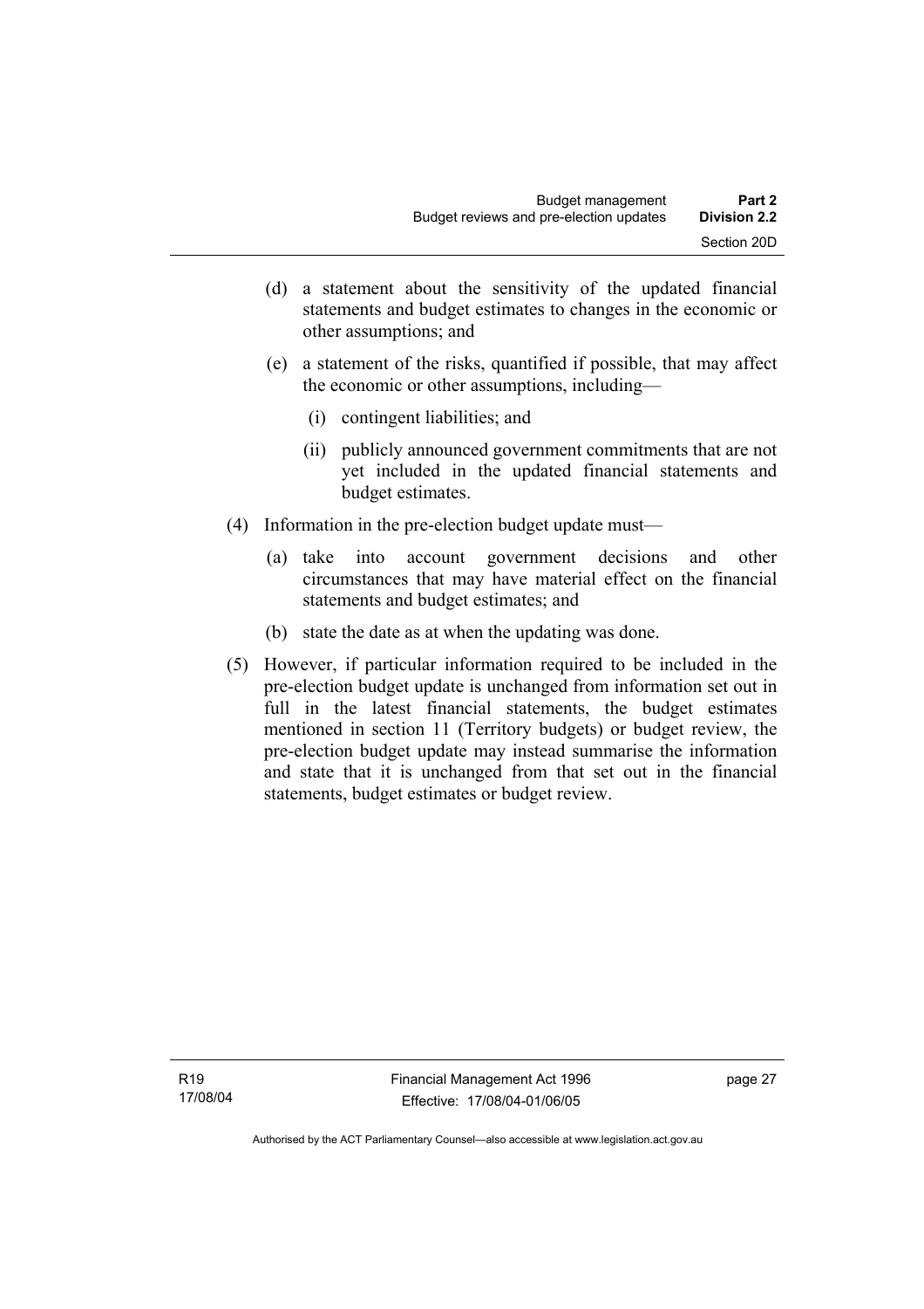(d) a statement about the sensitivity of the updated financial statements and budget estimates to changes in the economic or other assumptions; and

(e) a statement of the risks, quantified if possible, that may affect the economic or other assumptions, including—

(i) contingent liabilities; and

(ii) publicly announced government commitments that are not yet included in the updated financial statements and budget estimates.

(4) Information in the pre-election budget update must—

(a) take into account government decisions and other circumstances that may have material effect on the financial statements and budget estimates; and

(b) state the date as at when the updating was done.

(5) However, if particular information required to be included in the pre-election budget update is unchanged from information set out in full in the latest financial statements, the budget estimates mentioned in section 11 (Territory budgets) or budget review, the pre-election budget update may instead summarise the information and state that it is unchanged from that set out in the financial statements, budget estimates or budget review.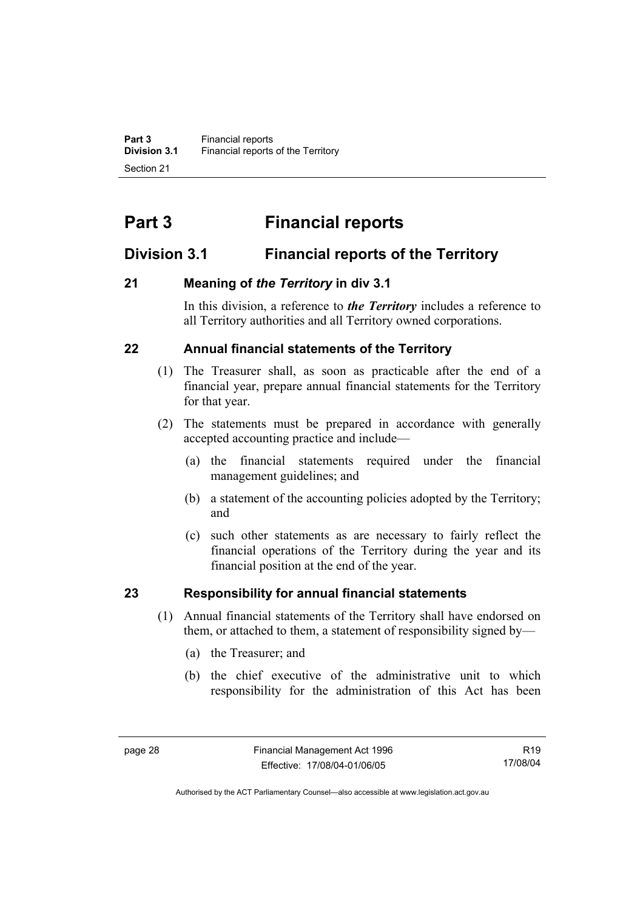# Part 3 Financial reports

## Division 3.1 Financial reports of the Territory

### 21 Meaning of *the Territory* in div 3.1

In this division, a reference to ***the Territory*** includes a reference to all Territory authorities and all Territory owned corporations.

### 22 Annual financial statements of the Territory

(1) The Treasurer shall, as soon as practicable after the end of a financial year, prepare annual financial statements for the Territory for that year.

(2) The statements must be prepared in accordance with generally accepted accounting practice and include—

(a) the financial statements required under the financial management guidelines; and

(b) a statement of the accounting policies adopted by the Territory; and

(c) such other statements as are necessary to fairly reflect the financial operations of the Territory during the year and its financial position at the end of the year.

### 23 Responsibility for annual financial statements

(1) Annual financial statements of the Territory shall have endorsed on them, or attached to them, a statement of responsibility signed by—

(a) the Treasurer; and

(b) the chief executive of the administrative unit to which responsibility for the administration of this Act has been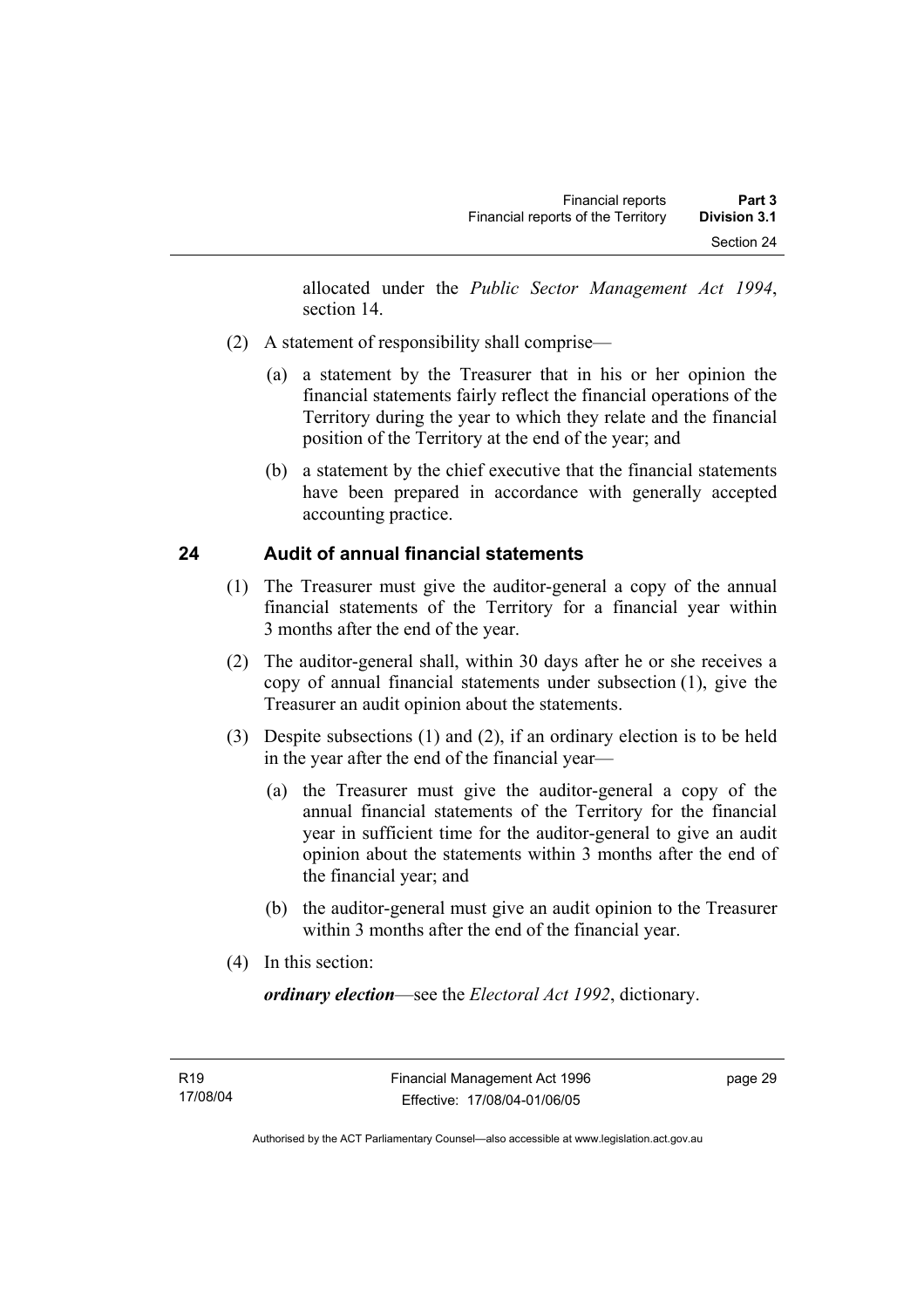allocated under the *Public Sector Management Act 1994*, section 14.

(2) A statement of responsibility shall comprise—

(a) a statement by the Treasurer that in his or her opinion the financial statements fairly reflect the financial operations of the Territory during the year to which they relate and the financial position of the Territory at the end of the year; and

(b) a statement by the chief executive that the financial statements have been prepared in accordance with generally accepted accounting practice.

## 24 Audit of annual financial statements

(1) The Treasurer must give the auditor-general a copy of the annual financial statements of the Territory for a financial year within 3 months after the end of the year.

(2) The auditor-general shall, within 30 days after he or she receives a copy of annual financial statements under subsection (1), give the Treasurer an audit opinion about the statements.

(3) Despite subsections (1) and (2), if an ordinary election is to be held in the year after the end of the financial year—

(a) the Treasurer must give the auditor-general a copy of the annual financial statements of the Territory for the financial year in sufficient time for the auditor-general to give an audit opinion about the statements within 3 months after the end of the financial year; and

(b) the auditor-general must give an audit opinion to the Treasurer within 3 months after the end of the financial year.

(4) In this section:

***ordinary election***—see the *Electoral Act 1992*, dictionary.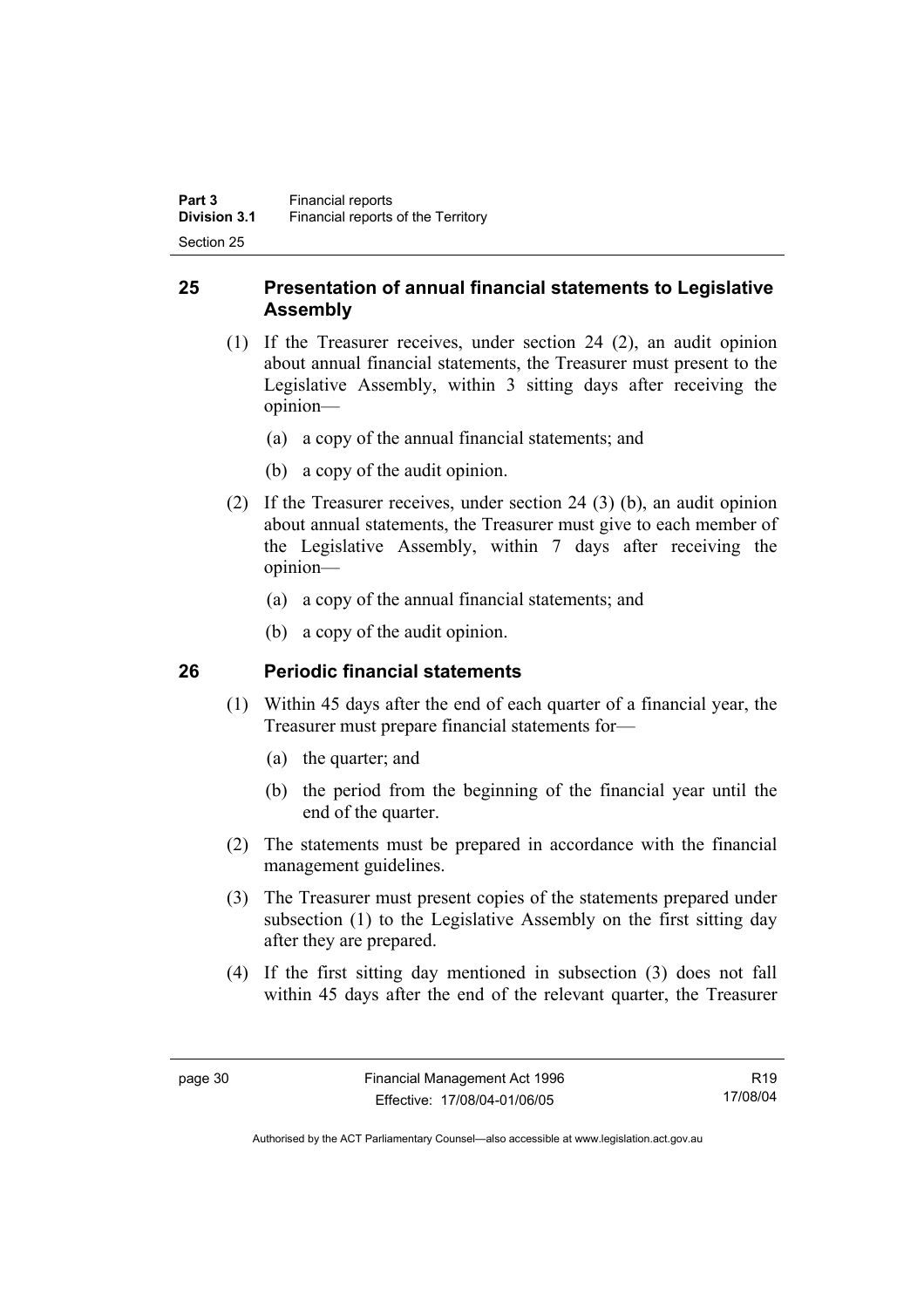## 25 Presentation of annual financial statements to Legislative Assembly

(1) If the Treasurer receives, under section 24 (2), an audit opinion about annual financial statements, the Treasurer must present to the Legislative Assembly, within 3 sitting days after receiving the opinion—

(a) a copy of the annual financial statements; and

(b) a copy of the audit opinion.

(2) If the Treasurer receives, under section 24 (3) (b), an audit opinion about annual statements, the Treasurer must give to each member of the Legislative Assembly, within 7 days after receiving the opinion—

(a) a copy of the annual financial statements; and

(b) a copy of the audit opinion.

## 26 Periodic financial statements

(1) Within 45 days after the end of each quarter of a financial year, the Treasurer must prepare financial statements for—

(a) the quarter; and

(b) the period from the beginning of the financial year until the end of the quarter.

(2) The statements must be prepared in accordance with the financial management guidelines.

(3) The Treasurer must present copies of the statements prepared under subsection (1) to the Legislative Assembly on the first sitting day after they are prepared.

(4) If the first sitting day mentioned in subsection (3) does not fall within 45 days after the end of the relevant quarter, the Treasurer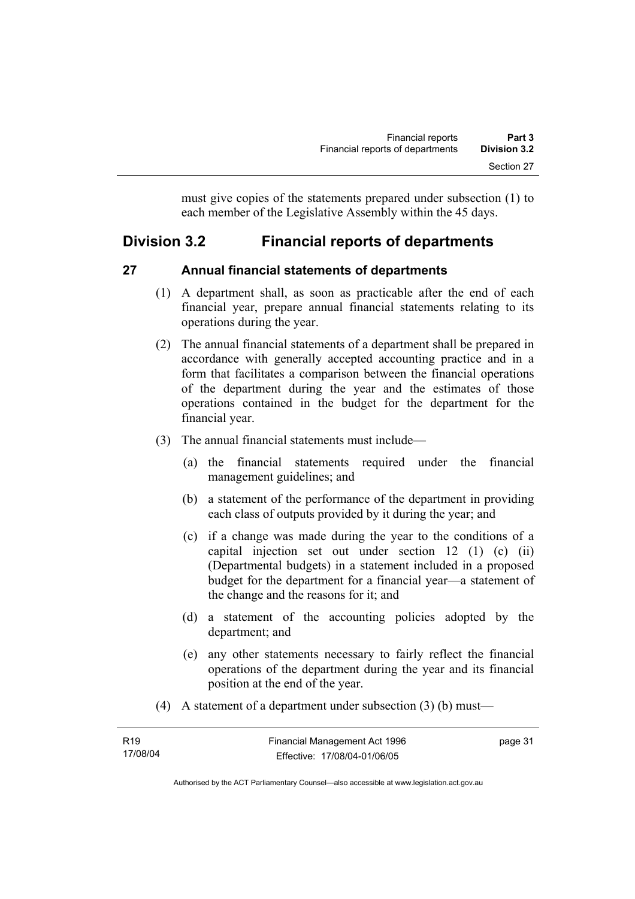must give copies of the statements prepared under subsection (1) to each member of the Legislative Assembly within the 45 days.

## Division 3.2 Financial reports of departments

### 27 Annual financial statements of departments

(1) A department shall, as soon as practicable after the end of each financial year, prepare annual financial statements relating to its operations during the year.

(2) The annual financial statements of a department shall be prepared in accordance with generally accepted accounting practice and in a form that facilitates a comparison between the financial operations of the department during the year and the estimates of those operations contained in the budget for the department for the financial year.

(3) The annual financial statements must include—

(a) the financial statements required under the financial management guidelines; and

(b) a statement of the performance of the department in providing each class of outputs provided by it during the year; and

(c) if a change was made during the year to the conditions of a capital injection set out under section 12 (1) (c) (ii) (Departmental budgets) in a statement included in a proposed budget for the department for a financial year—a statement of the change and the reasons for it; and

(d) a statement of the accounting policies adopted by the department; and

(e) any other statements necessary to fairly reflect the financial operations of the department during the year and its financial position at the end of the year.

(4) A statement of a department under subsection (3) (b) must—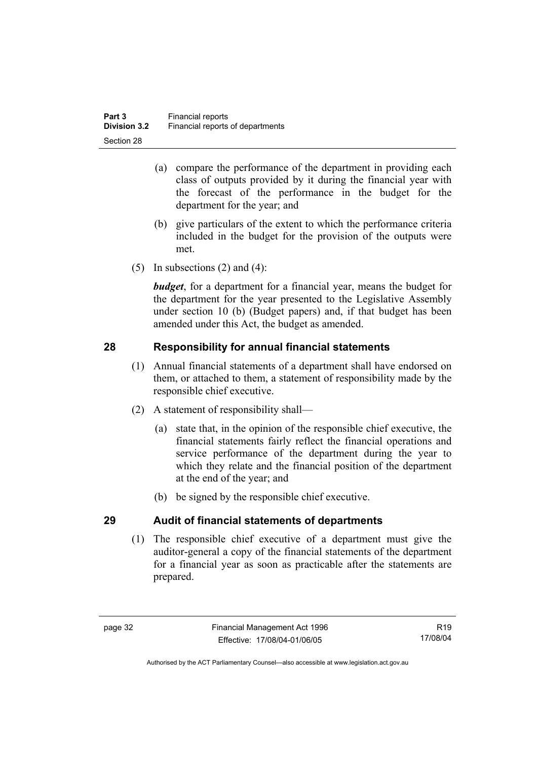(a) compare the performance of the department in providing each class of outputs provided by it during the financial year with the forecast of the performance in the budget for the department for the year; and

(b) give particulars of the extent to which the performance criteria included in the budget for the provision of the outputs were met.

(5) In subsections (2) and (4):

***budget***, for a department for a financial year, means the budget for the department for the year presented to the Legislative Assembly under section 10 (b) (Budget papers) and, if that budget has been amended under this Act, the budget as amended.

## 28 Responsibility for annual financial statements

(1) Annual financial statements of a department shall have endorsed on them, or attached to them, a statement of responsibility made by the responsible chief executive.

(2) A statement of responsibility shall—

(a) state that, in the opinion of the responsible chief executive, the financial statements fairly reflect the financial operations and service performance of the department during the year to which they relate and the financial position of the department at the end of the year; and

(b) be signed by the responsible chief executive.

## 29 Audit of financial statements of departments

(1) The responsible chief executive of a department must give the auditor-general a copy of the financial statements of the department for a financial year as soon as practicable after the statements are prepared.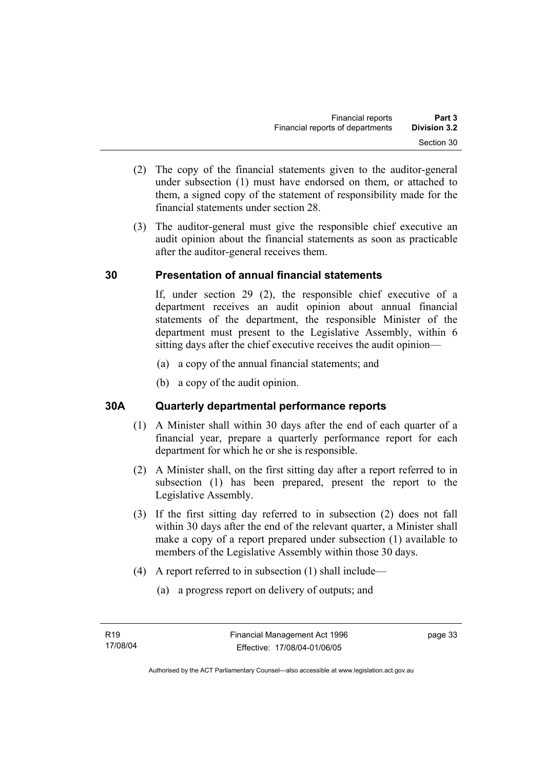(2) The copy of the financial statements given to the auditor-general under subsection (1) must have endorsed on them, or attached to them, a signed copy of the statement of responsibility made for the financial statements under section 28.

(3) The auditor-general must give the responsible chief executive an audit opinion about the financial statements as soon as practicable after the auditor-general receives them.

## 30 Presentation of annual financial statements

If, under section 29 (2), the responsible chief executive of a department receives an audit opinion about annual financial statements of the department, the responsible Minister of the department must present to the Legislative Assembly, within 6 sitting days after the chief executive receives the audit opinion—

(a) a copy of the annual financial statements; and

(b) a copy of the audit opinion.

## 30A Quarterly departmental performance reports

(1) A Minister shall within 30 days after the end of each quarter of a financial year, prepare a quarterly performance report for each department for which he or she is responsible.

(2) A Minister shall, on the first sitting day after a report referred to in subsection (1) has been prepared, present the report to the Legislative Assembly.

(3) If the first sitting day referred to in subsection (2) does not fall within 30 days after the end of the relevant quarter, a Minister shall make a copy of a report prepared under subsection (1) available to members of the Legislative Assembly within those 30 days.

(4) A report referred to in subsection (1) shall include—

(a) a progress report on delivery of outputs; and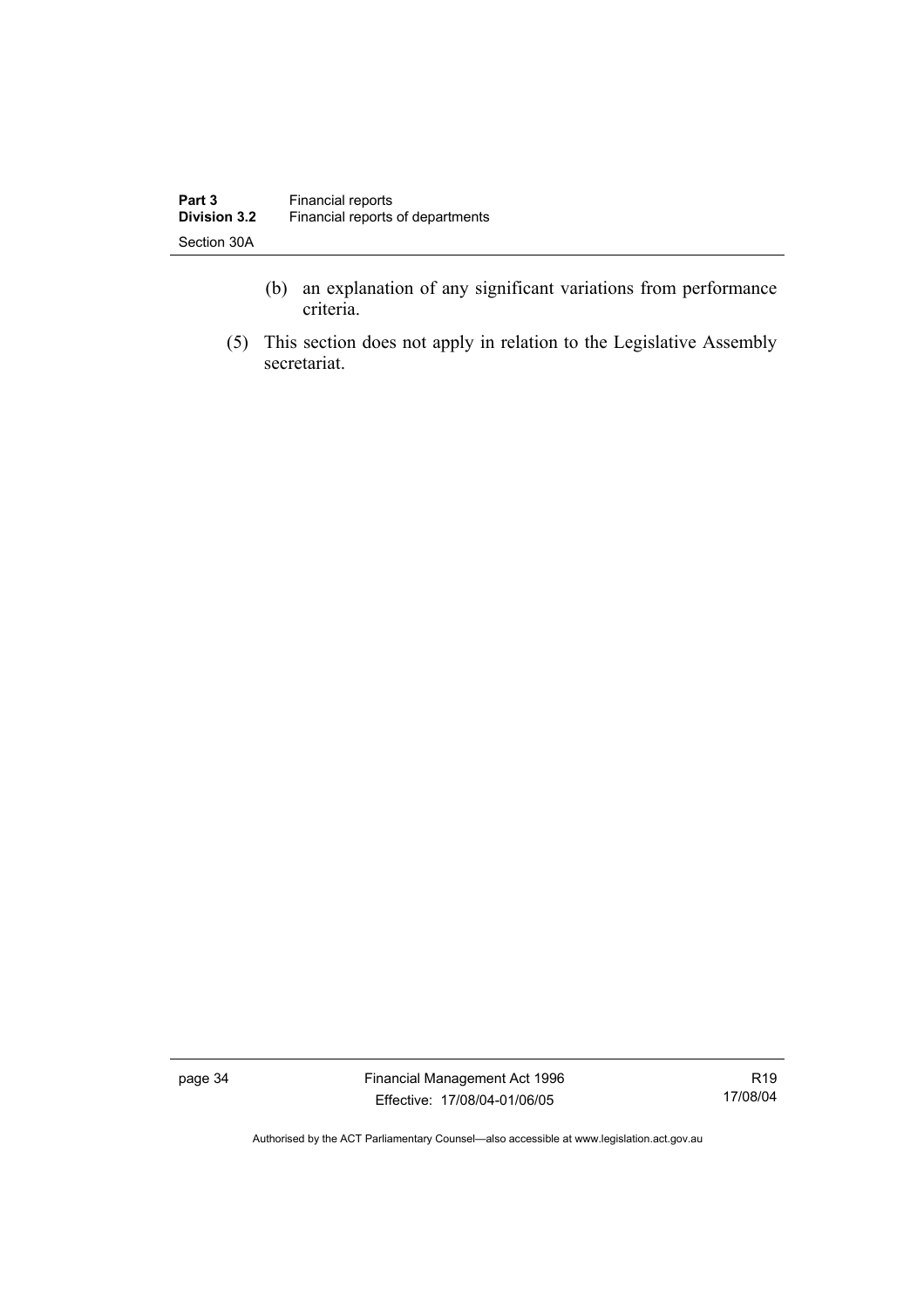(b) an explanation of any significant variations from performance criteria.

(5) This section does not apply in relation to the Legislative Assembly secretariat.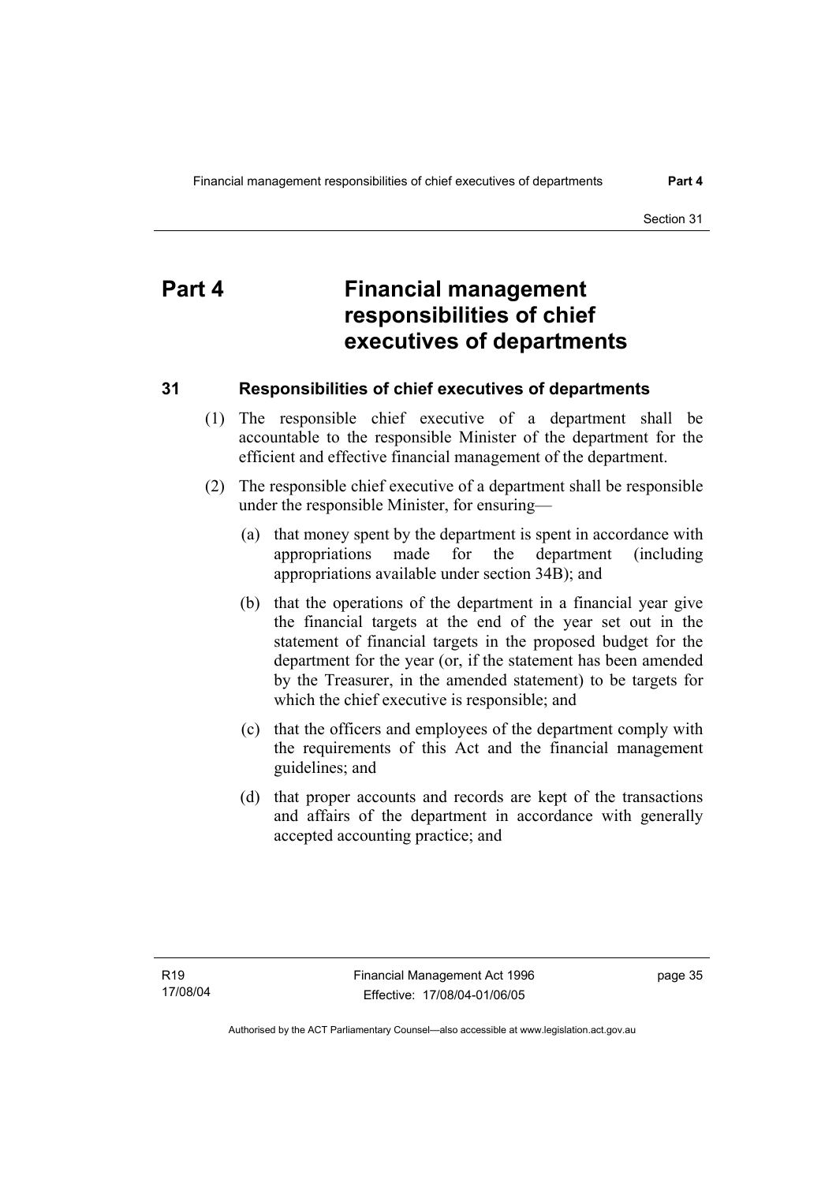# Part 4 Financial management responsibilities of chief executives of departments

## 31 Responsibilities of chief executives of departments

(1) The responsible chief executive of a department shall be accountable to the responsible Minister of the department for the efficient and effective financial management of the department.

(2) The responsible chief executive of a department shall be responsible under the responsible Minister, for ensuring—

(a) that money spent by the department is spent in accordance with appropriations made for the department (including appropriations available under section 34B); and

(b) that the operations of the department in a financial year give the financial targets at the end of the year set out in the statement of financial targets in the proposed budget for the department for the year (or, if the statement has been amended by the Treasurer, in the amended statement) to be targets for which the chief executive is responsible; and

(c) that the officers and employees of the department comply with the requirements of this Act and the financial management guidelines; and

(d) that proper accounts and records are kept of the transactions and affairs of the department in accordance with generally accepted accounting practice; and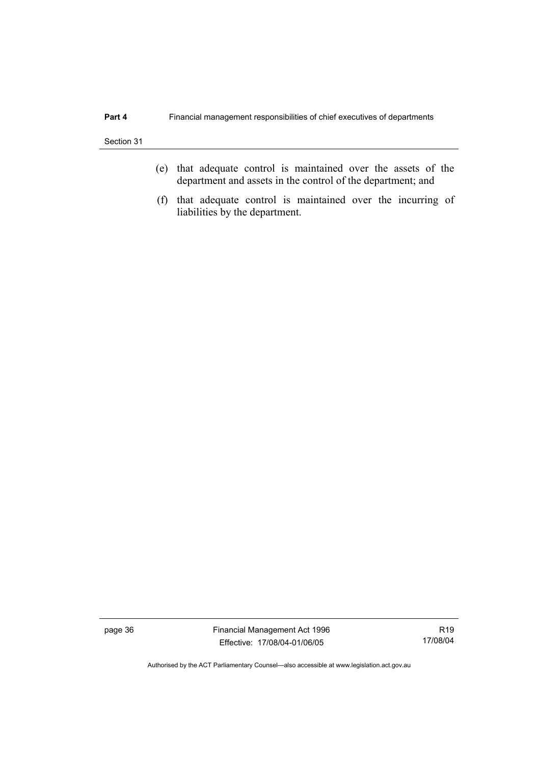(e) that adequate control is maintained over the assets of the department and assets in the control of the department; and

(f) that adequate control is maintained over the incurring of liabilities by the department.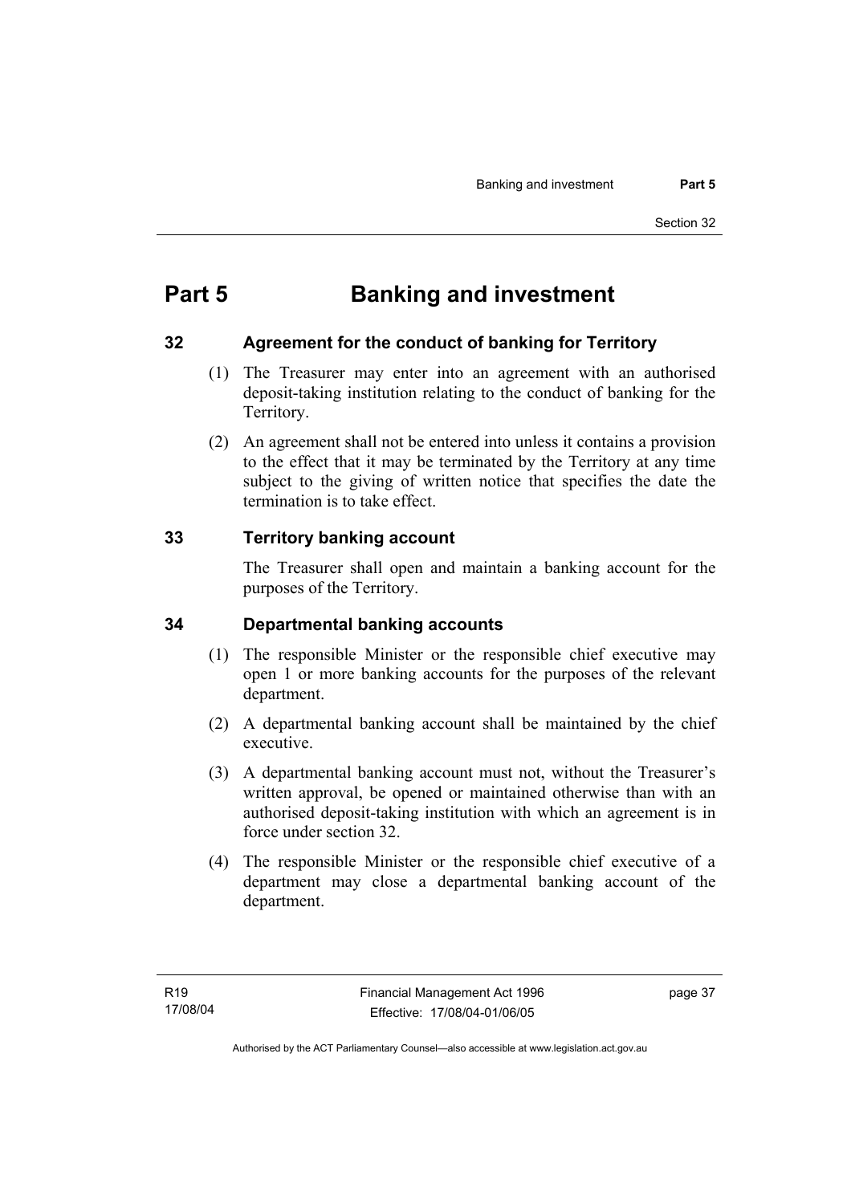# Part 5 Banking and investment

## 32 Agreement for the conduct of banking for Territory

(1) The Treasurer may enter into an agreement with an authorised deposit-taking institution relating to the conduct of banking for the Territory.

(2) An agreement shall not be entered into unless it contains a provision to the effect that it may be terminated by the Territory at any time subject to the giving of written notice that specifies the date the termination is to take effect.

## 33 Territory banking account

The Treasurer shall open and maintain a banking account for the purposes of the Territory.

## 34 Departmental banking accounts

(1) The responsible Minister or the responsible chief executive may open 1 or more banking accounts for the purposes of the relevant department.

(2) A departmental banking account shall be maintained by the chief executive.

(3) A departmental banking account must not, without the Treasurer's written approval, be opened or maintained otherwise than with an authorised deposit-taking institution with which an agreement is in force under section 32.

(4) The responsible Minister or the responsible chief executive of a department may close a departmental banking account of the department.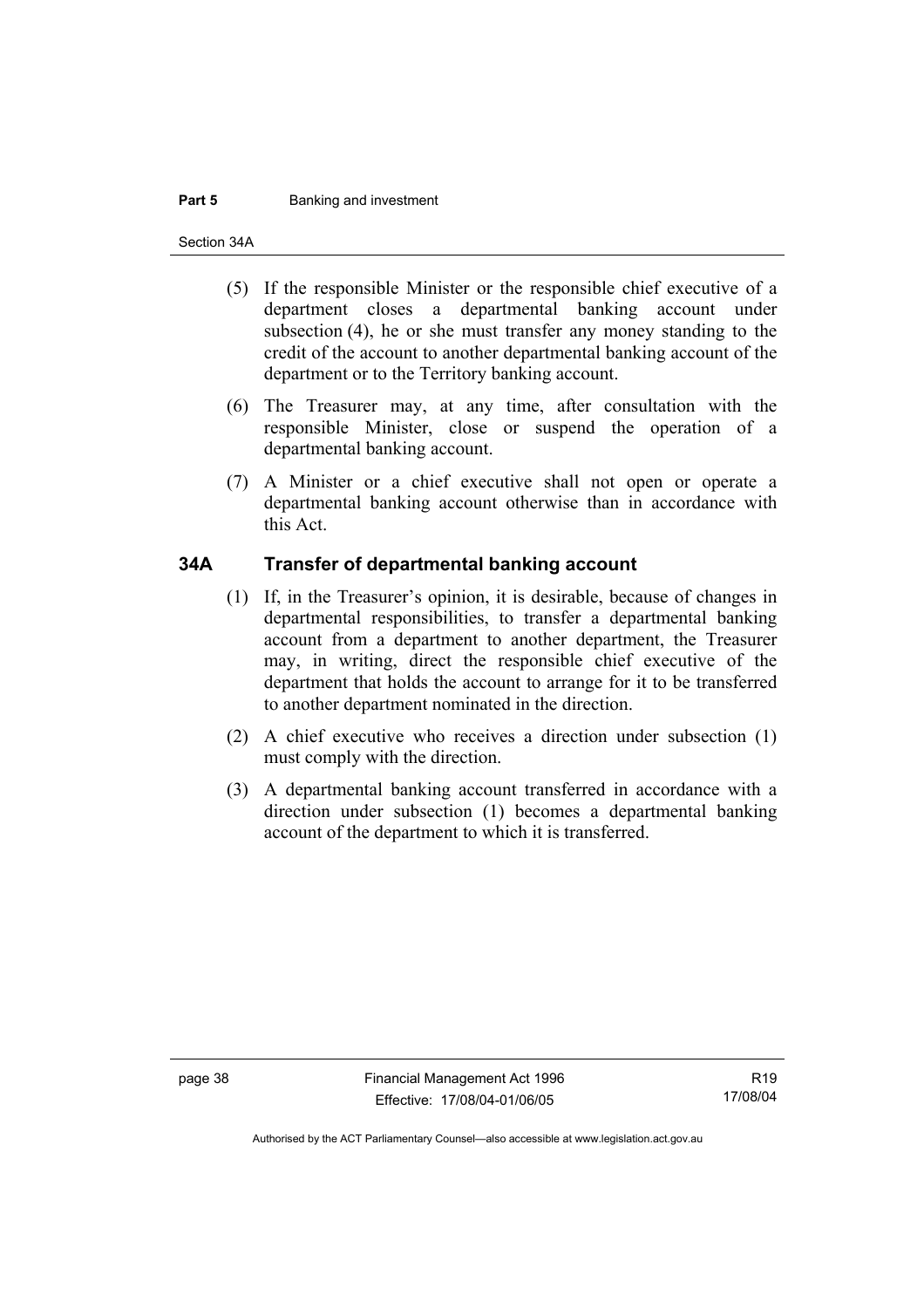(5) If the responsible Minister or the responsible chief executive of a department closes a departmental banking account under subsection (4), he or she must transfer any money standing to the credit of the account to another departmental banking account of the department or to the Territory banking account.

(6) The Treasurer may, at any time, after consultation with the responsible Minister, close or suspend the operation of a departmental banking account.

(7) A Minister or a chief executive shall not open or operate a departmental banking account otherwise than in accordance with this Act.

## 34A Transfer of departmental banking account

(1) If, in the Treasurer's opinion, it is desirable, because of changes in departmental responsibilities, to transfer a departmental banking account from a department to another department, the Treasurer may, in writing, direct the responsible chief executive of the department that holds the account to arrange for it to be transferred to another department nominated in the direction.

(2) A chief executive who receives a direction under subsection (1) must comply with the direction.

(3) A departmental banking account transferred in accordance with a direction under subsection (1) becomes a departmental banking account of the department to which it is transferred.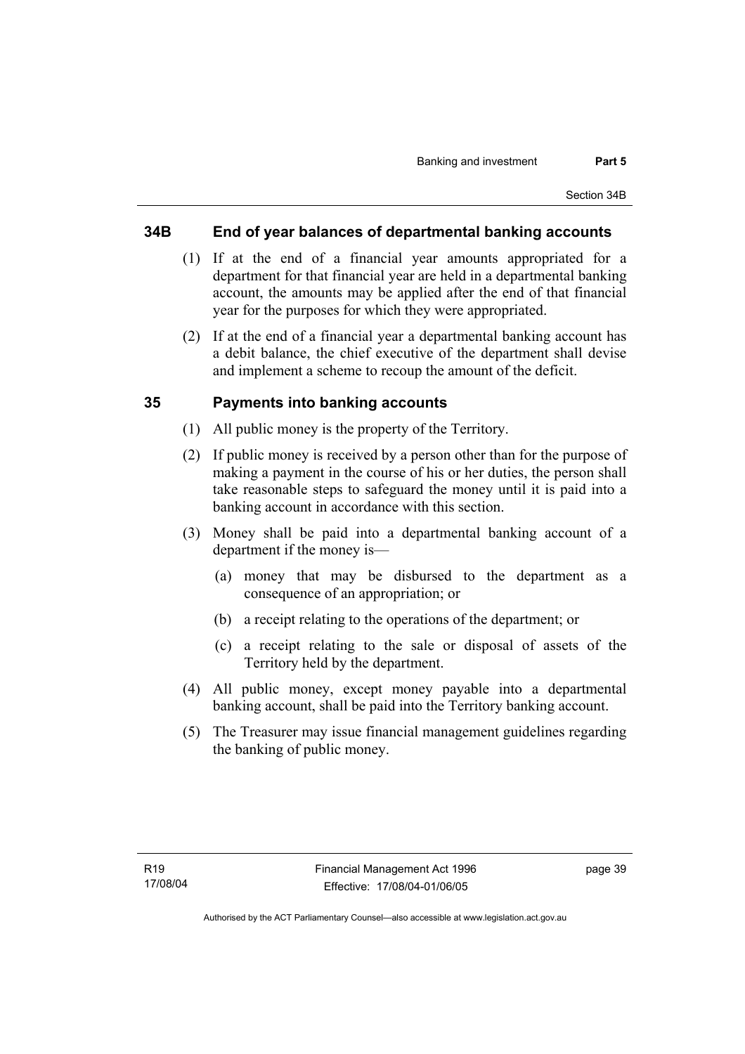## 34B End of year balances of departmental banking accounts

(1) If at the end of a financial year amounts appropriated for a department for that financial year are held in a departmental banking account, the amounts may be applied after the end of that financial year for the purposes for which they were appropriated.

(2) If at the end of a financial year a departmental banking account has a debit balance, the chief executive of the department shall devise and implement a scheme to recoup the amount of the deficit.

## 35 Payments into banking accounts

(1) All public money is the property of the Territory.

(2) If public money is received by a person other than for the purpose of making a payment in the course of his or her duties, the person shall take reasonable steps to safeguard the money until it is paid into a banking account in accordance with this section.

(3) Money shall be paid into a departmental banking account of a department if the money is—

(a) money that may be disbursed to the department as a consequence of an appropriation; or

(b) a receipt relating to the operations of the department; or

(c) a receipt relating to the sale or disposal of assets of the Territory held by the department.

(4) All public money, except money payable into a departmental banking account, shall be paid into the Territory banking account.

(5) The Treasurer may issue financial management guidelines regarding the banking of public money.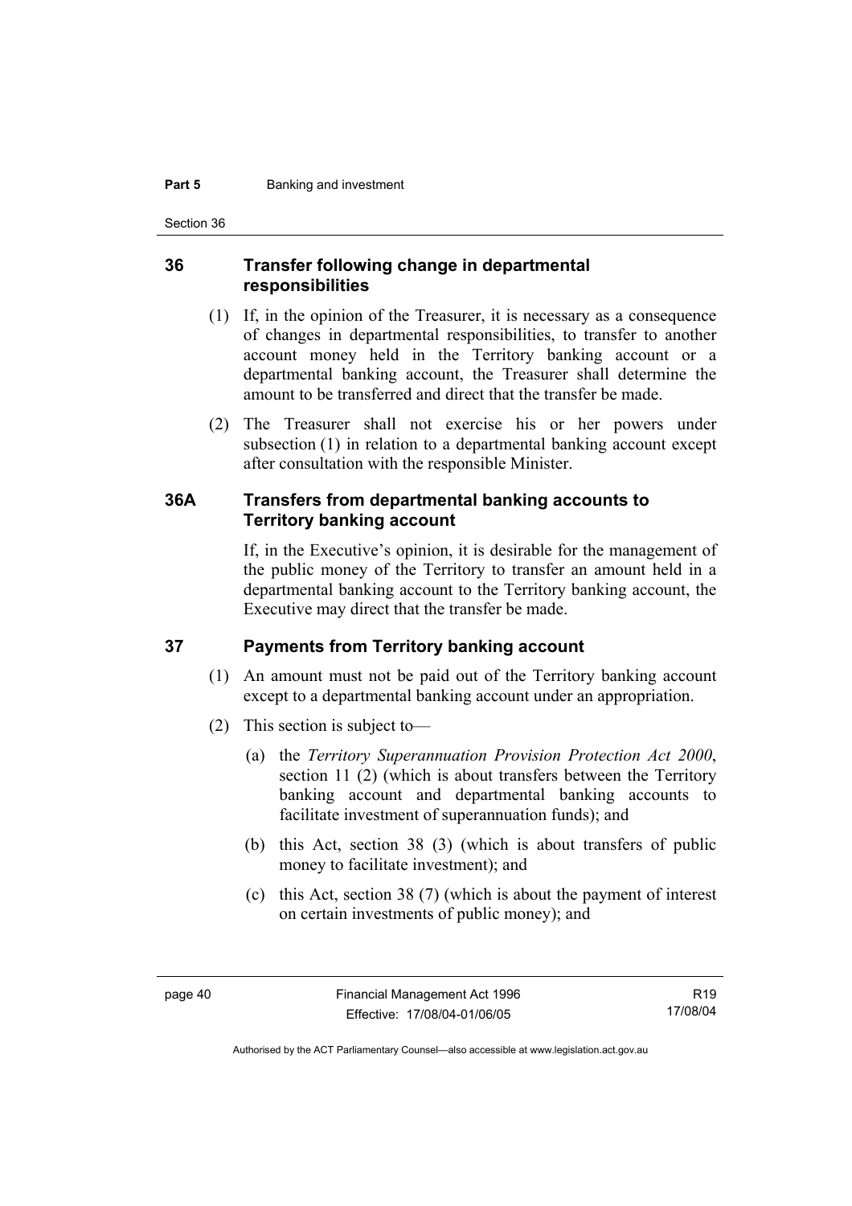## 36 Transfer following change in departmental responsibilities

(1) If, in the opinion of the Treasurer, it is necessary as a consequence of changes in departmental responsibilities, to transfer to another account money held in the Territory banking account or a departmental banking account, the Treasurer shall determine the amount to be transferred and direct that the transfer be made.

(2) The Treasurer shall not exercise his or her powers under subsection (1) in relation to a departmental banking account except after consultation with the responsible Minister.

## 36A Transfers from departmental banking accounts to Territory banking account

If, in the Executive's opinion, it is desirable for the management of the public money of the Territory to transfer an amount held in a departmental banking account to the Territory banking account, the Executive may direct that the transfer be made.

## 37 Payments from Territory banking account

(1) An amount must not be paid out of the Territory banking account except to a departmental banking account under an appropriation.

(2) This section is subject to—

(a) the *Territory Superannuation Provision Protection Act 2000*, section 11 (2) (which is about transfers between the Territory banking account and departmental banking accounts to facilitate investment of superannuation funds); and

(b) this Act, section 38 (3) (which is about transfers of public money to facilitate investment); and

(c) this Act, section 38 (7) (which is about the payment of interest on certain investments of public money); and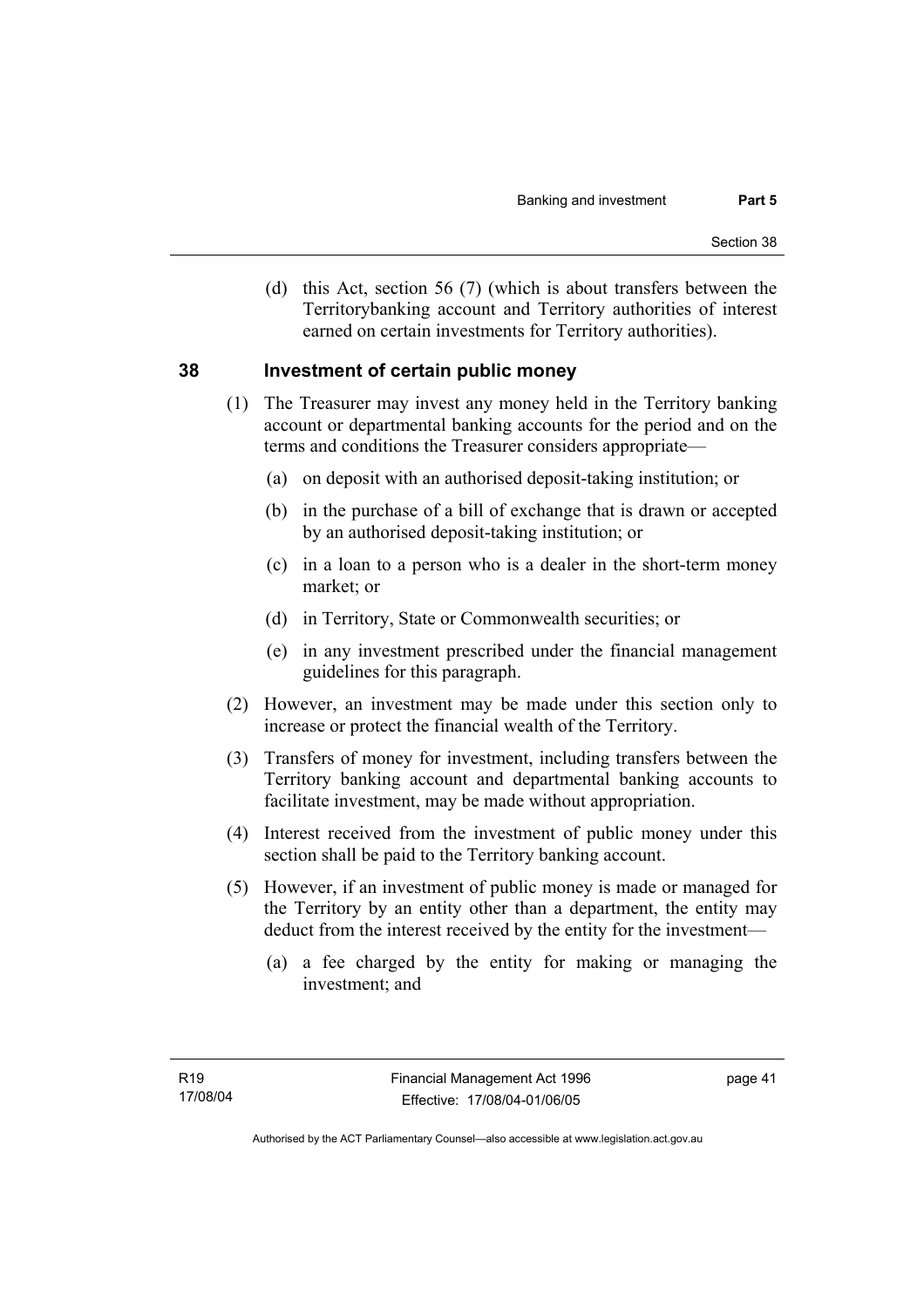(d) this Act, section 56 (7) (which is about transfers between the Territorybanking account and Territory authorities of interest earned on certain investments for Territory authorities).

## 38 Investment of certain public money

(1) The Treasurer may invest any money held in the Territory banking account or departmental banking accounts for the period and on the terms and conditions the Treasurer considers appropriate—

(a) on deposit with an authorised deposit-taking institution; or

(b) in the purchase of a bill of exchange that is drawn or accepted by an authorised deposit-taking institution; or

(c) in a loan to a person who is a dealer in the short-term money market; or

(d) in Territory, State or Commonwealth securities; or

(e) in any investment prescribed under the financial management guidelines for this paragraph.

(2) However, an investment may be made under this section only to increase or protect the financial wealth of the Territory.

(3) Transfers of money for investment, including transfers between the Territory banking account and departmental banking accounts to facilitate investment, may be made without appropriation.

(4) Interest received from the investment of public money under this section shall be paid to the Territory banking account.

(5) However, if an investment of public money is made or managed for the Territory by an entity other than a department, the entity may deduct from the interest received by the entity for the investment—

(a) a fee charged by the entity for making or managing the investment; and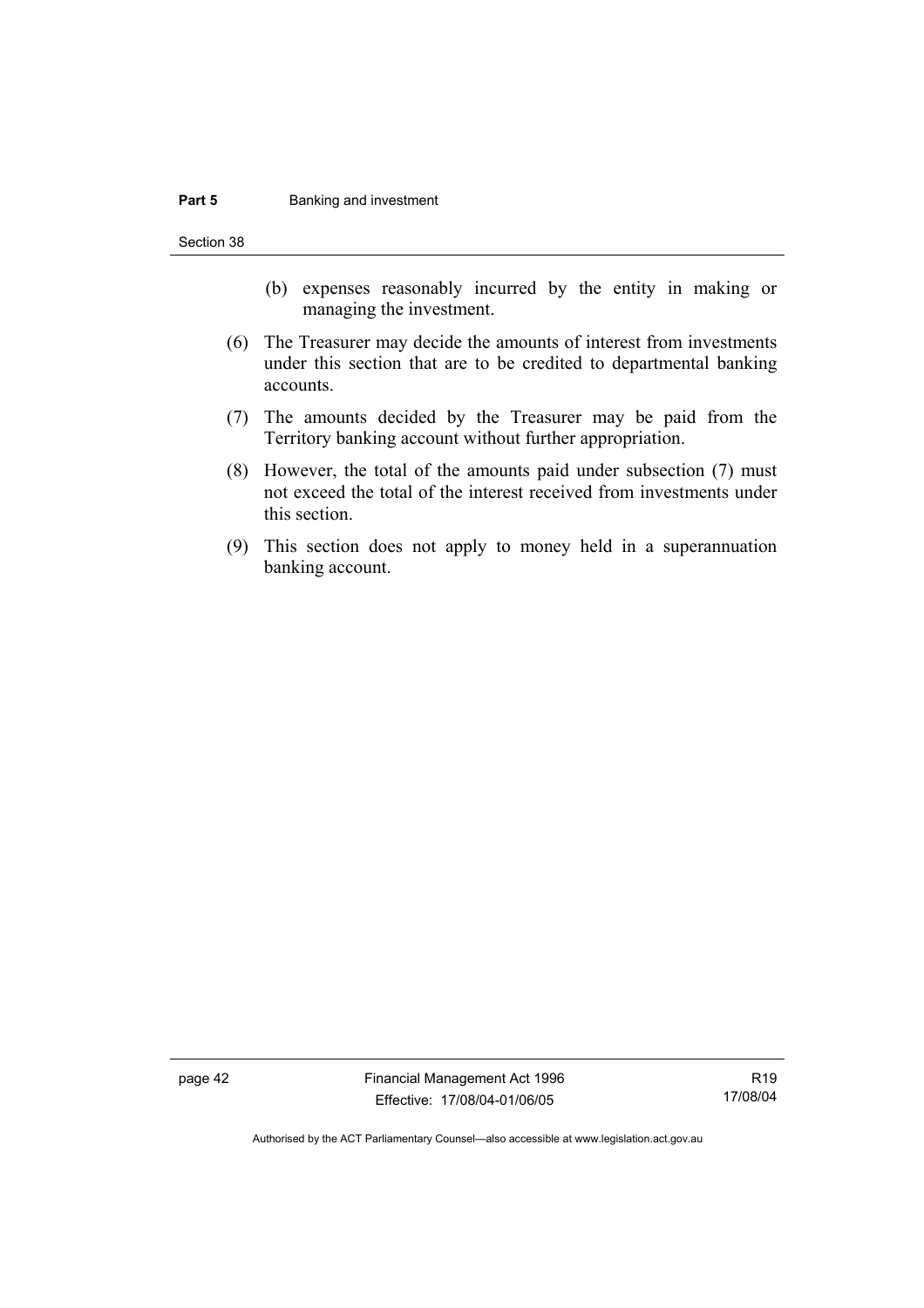(b) expenses reasonably incurred by the entity in making or managing the investment.

(6) The Treasurer may decide the amounts of interest from investments under this section that are to be credited to departmental banking accounts.

(7) The amounts decided by the Treasurer may be paid from the Territory banking account without further appropriation.

(8) However, the total of the amounts paid under subsection (7) must not exceed the total of the interest received from investments under this section.

(9) This section does not apply to money held in a superannuation banking account.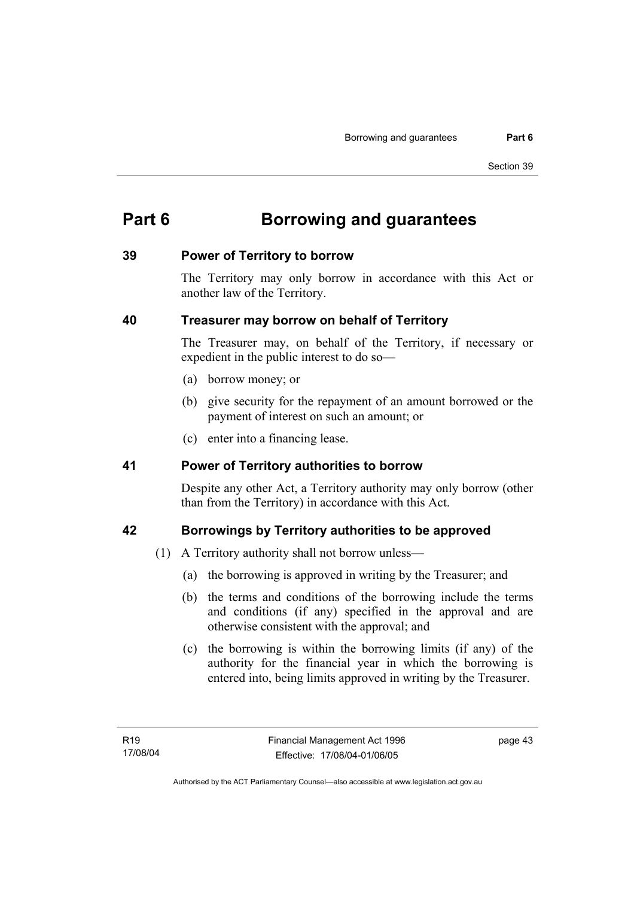# Part 6 Borrowing and guarantees

## 39 Power of Territory to borrow

The Territory may only borrow in accordance with this Act or another law of the Territory.

## 40 Treasurer may borrow on behalf of Territory

The Treasurer may, on behalf of the Territory, if necessary or expedient in the public interest to do so—

(a) borrow money; or

(b) give security for the repayment of an amount borrowed or the payment of interest on such an amount; or

(c) enter into a financing lease.

## 41 Power of Territory authorities to borrow

Despite any other Act, a Territory authority may only borrow (other than from the Territory) in accordance with this Act.

## 42 Borrowings by Territory authorities to be approved

(1) A Territory authority shall not borrow unless—

(a) the borrowing is approved in writing by the Treasurer; and

(b) the terms and conditions of the borrowing include the terms and conditions (if any) specified in the approval and are otherwise consistent with the approval; and

(c) the borrowing is within the borrowing limits (if any) of the authority for the financial year in which the borrowing is entered into, being limits approved in writing by the Treasurer.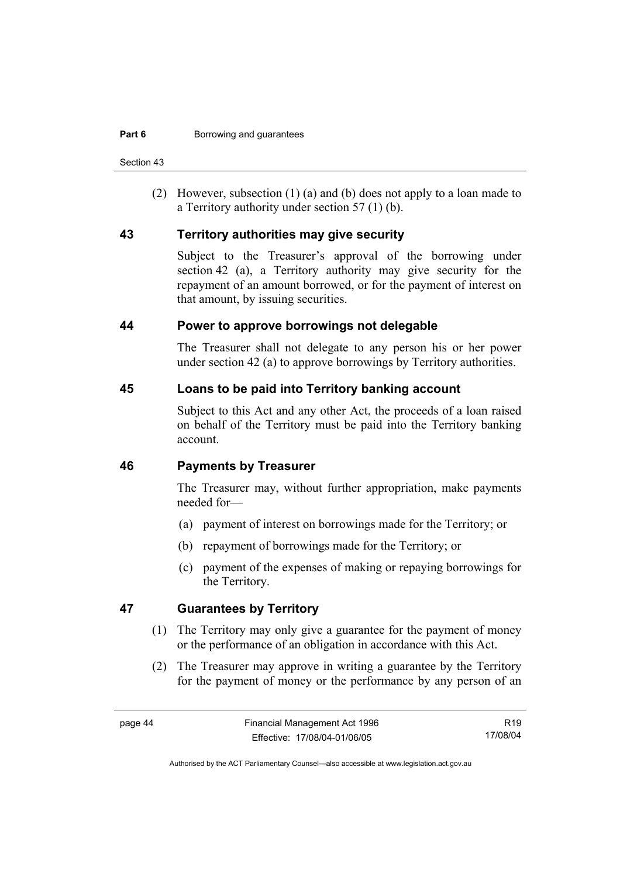(2) However, subsection (1) (a) and (b) does not apply to a loan made to a Territory authority under section 57 (1) (b).

## 43 Territory authorities may give security

Subject to the Treasurer's approval of the borrowing under section 42 (a), a Territory authority may give security for the repayment of an amount borrowed, or for the payment of interest on that amount, by issuing securities.

## 44 Power to approve borrowings not delegable

The Treasurer shall not delegate to any person his or her power under section 42 (a) to approve borrowings by Territory authorities.

## 45 Loans to be paid into Territory banking account

Subject to this Act and any other Act, the proceeds of a loan raised on behalf of the Territory must be paid into the Territory banking account.

## 46 Payments by Treasurer

The Treasurer may, without further appropriation, make payments needed for—

(a) payment of interest on borrowings made for the Territory; or

(b) repayment of borrowings made for the Territory; or

(c) payment of the expenses of making or repaying borrowings for the Territory.

## 47 Guarantees by Territory

(1) The Territory may only give a guarantee for the payment of money or the performance of an obligation in accordance with this Act.

(2) The Treasurer may approve in writing a guarantee by the Territory for the payment of money or the performance by any person of an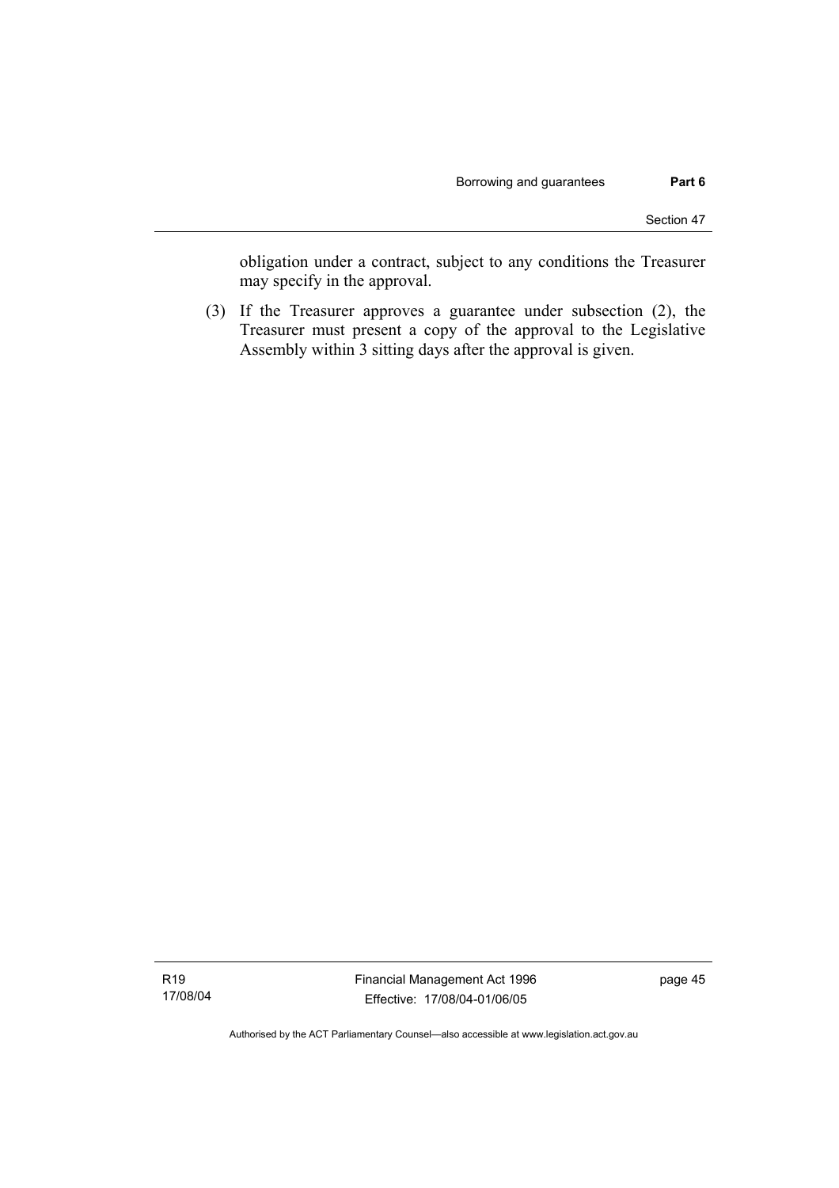obligation under a contract, subject to any conditions the Treasurer may specify in the approval.

(3) If the Treasurer approves a guarantee under subsection (2), the Treasurer must present a copy of the approval to the Legislative Assembly within 3 sitting days after the approval is given.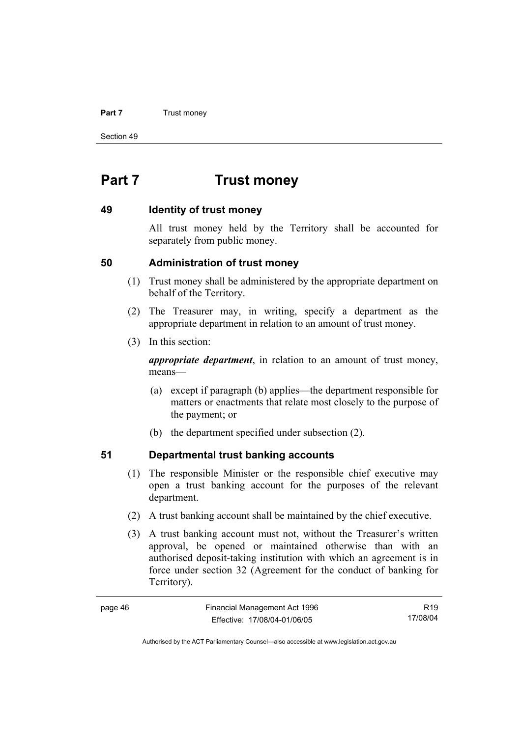# Part 7 Trust money

## 49 Identity of trust money

All trust money held by the Territory shall be accounted for separately from public money.

## 50 Administration of trust money

(1) Trust money shall be administered by the appropriate department on behalf of the Territory.

(2) The Treasurer may, in writing, specify a department as the appropriate department in relation to an amount of trust money.

(3) In this section:

***appropriate department***, in relation to an amount of trust money, means—

(a) except if paragraph (b) applies—the department responsible for matters or enactments that relate most closely to the purpose of the payment; or

(b) the department specified under subsection (2).

## 51 Departmental trust banking accounts

(1) The responsible Minister or the responsible chief executive may open a trust banking account for the purposes of the relevant department.

(2) A trust banking account shall be maintained by the chief executive.

(3) A trust banking account must not, without the Treasurer's written approval, be opened or maintained otherwise than with an authorised deposit-taking institution with which an agreement is in force under section 32 (Agreement for the conduct of banking for Territory).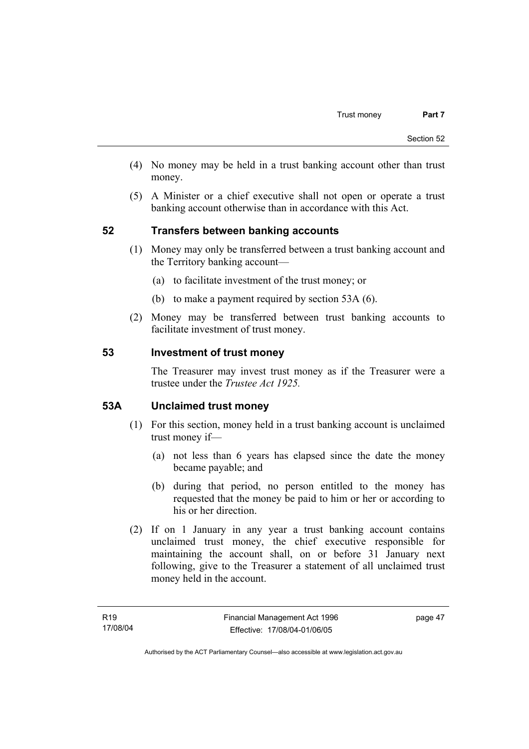(4) No money may be held in a trust banking account other than trust money.

(5) A Minister or a chief executive shall not open or operate a trust banking account otherwise than in accordance with this Act.

## 52 Transfers between banking accounts

(1) Money may only be transferred between a trust banking account and the Territory banking account—

(a) to facilitate investment of the trust money; or

(b) to make a payment required by section 53A (6).

(2) Money may be transferred between trust banking accounts to facilitate investment of trust money.

## 53 Investment of trust money

The Treasurer may invest trust money as if the Treasurer were a trustee under the *Trustee Act 1925.*

## 53A Unclaimed trust money

(1) For this section, money held in a trust banking account is unclaimed trust money if—

(a) not less than 6 years has elapsed since the date the money became payable; and

(b) during that period, no person entitled to the money has requested that the money be paid to him or her or according to his or her direction.

(2) If on 1 January in any year a trust banking account contains unclaimed trust money, the chief executive responsible for maintaining the account shall, on or before 31 January next following, give to the Treasurer a statement of all unclaimed trust money held in the account.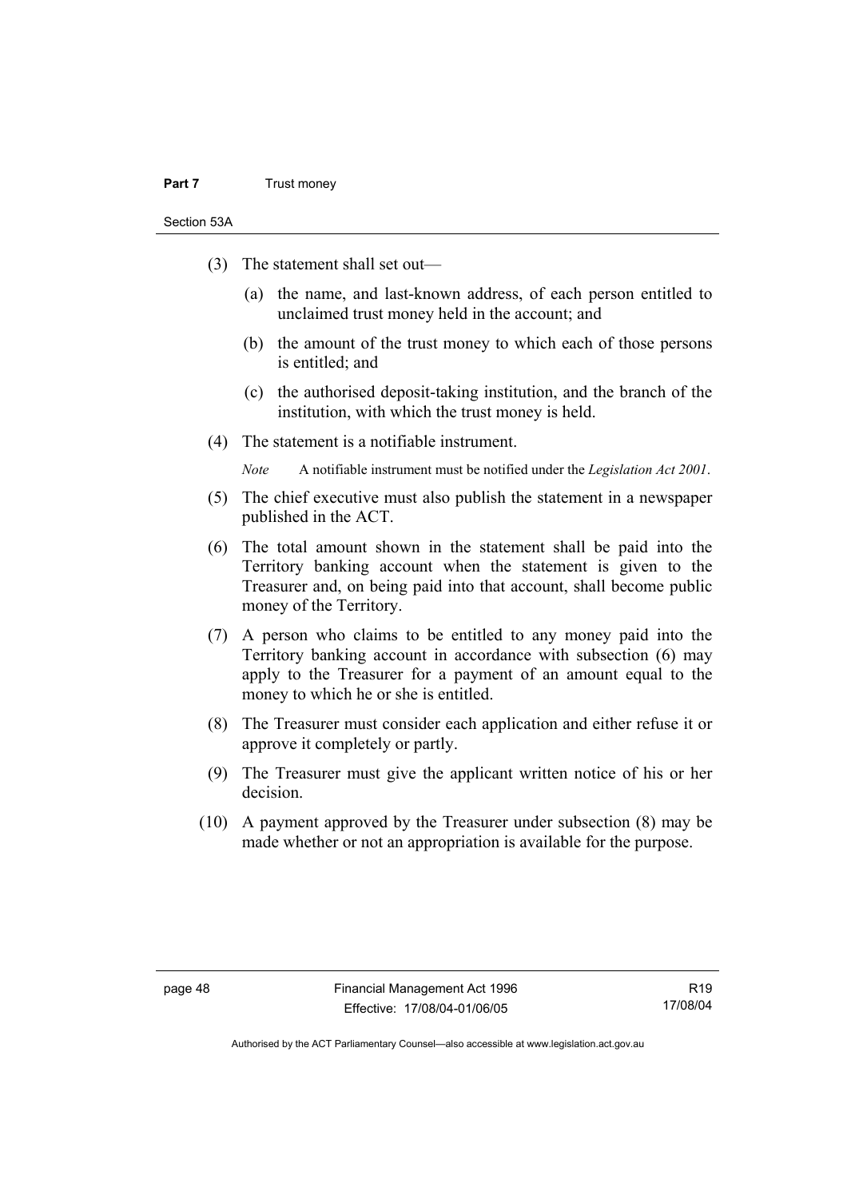(3) The statement shall set out—

(a) the name, and last-known address, of each person entitled to unclaimed trust money held in the account; and

(b) the amount of the trust money to which each of those persons is entitled; and

(c) the authorised deposit-taking institution, and the branch of the institution, with which the trust money is held.

(4) The statement is a notifiable instrument.

*Note* A notifiable instrument must be notified under the *Legislation Act 2001*.

(5) The chief executive must also publish the statement in a newspaper published in the ACT.

(6) The total amount shown in the statement shall be paid into the Territory banking account when the statement is given to the Treasurer and, on being paid into that account, shall become public money of the Territory.

(7) A person who claims to be entitled to any money paid into the Territory banking account in accordance with subsection (6) may apply to the Treasurer for a payment of an amount equal to the money to which he or she is entitled.

(8) The Treasurer must consider each application and either refuse it or approve it completely or partly.

(9) The Treasurer must give the applicant written notice of his or her decision.

(10) A payment approved by the Treasurer under subsection (8) may be made whether or not an appropriation is available for the purpose.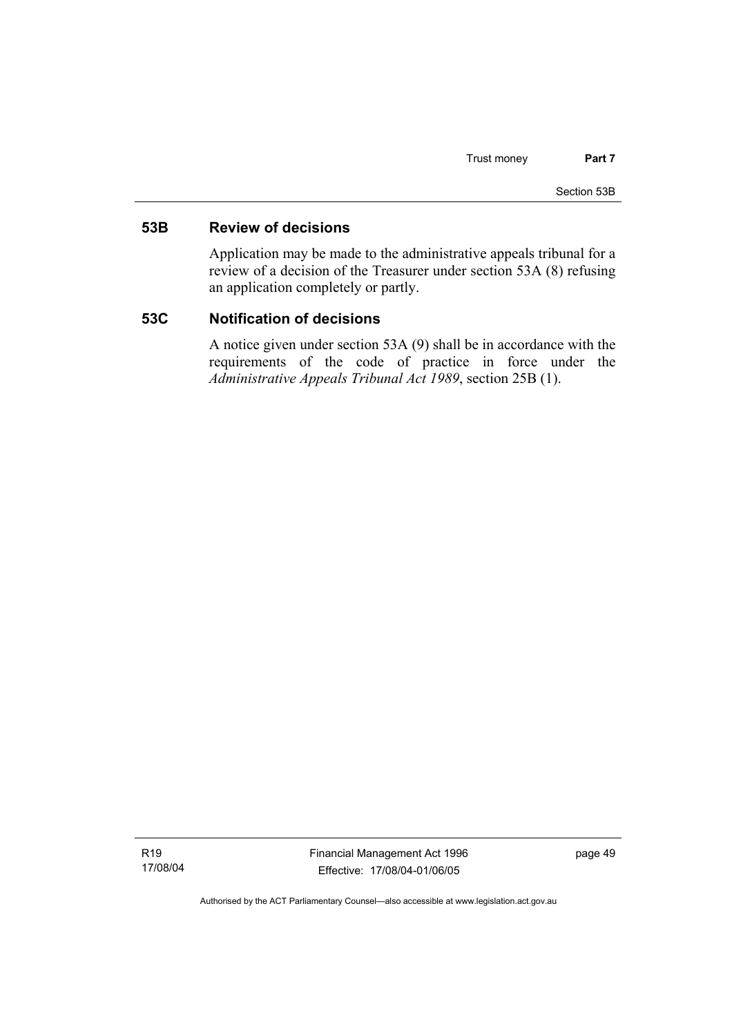## 53B Review of decisions

Application may be made to the administrative appeals tribunal for a review of a decision of the Treasurer under section 53A (8) refusing an application completely or partly.

## 53C Notification of decisions

A notice given under section 53A (9) shall be in accordance with the requirements of the code of practice in force under the *Administrative Appeals Tribunal Act 1989*, section 25B (1).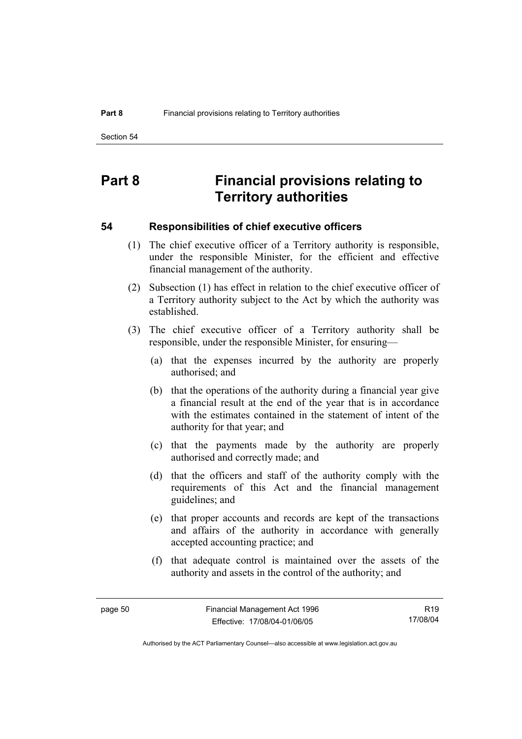# Part 8 Financial provisions relating to Territory authorities

## 54 Responsibilities of chief executive officers

(1) The chief executive officer of a Territory authority is responsible, under the responsible Minister, for the efficient and effective financial management of the authority.

(2) Subsection (1) has effect in relation to the chief executive officer of a Territory authority subject to the Act by which the authority was established.

(3) The chief executive officer of a Territory authority shall be responsible, under the responsible Minister, for ensuring—

(a) that the expenses incurred by the authority are properly authorised; and

(b) that the operations of the authority during a financial year give a financial result at the end of the year that is in accordance with the estimates contained in the statement of intent of the authority for that year; and

(c) that the payments made by the authority are properly authorised and correctly made; and

(d) that the officers and staff of the authority comply with the requirements of this Act and the financial management guidelines; and

(e) that proper accounts and records are kept of the transactions and affairs of the authority in accordance with generally accepted accounting practice; and

(f) that adequate control is maintained over the assets of the authority and assets in the control of the authority; and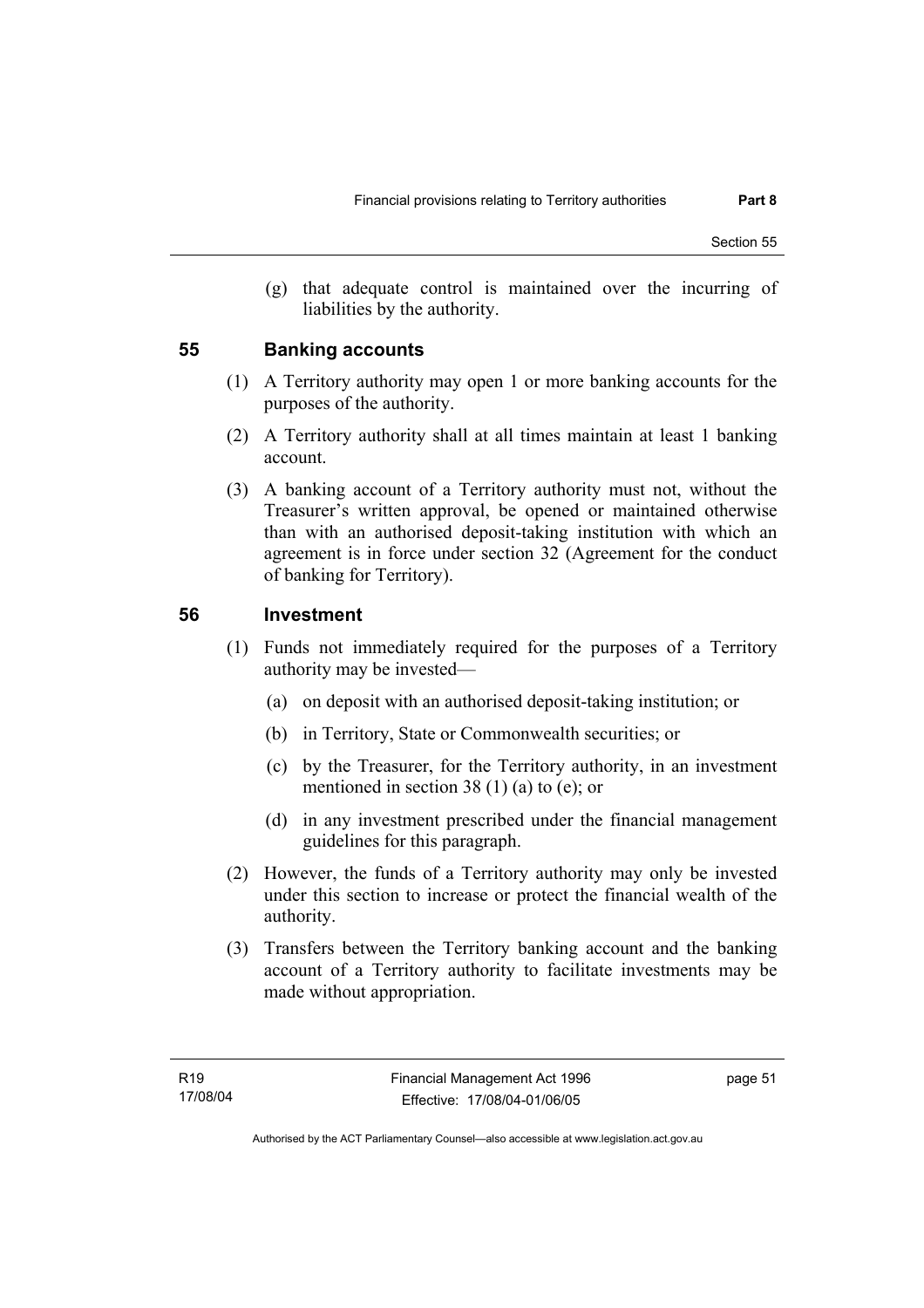(g) that adequate control is maintained over the incurring of liabilities by the authority.

## 55 Banking accounts

(1) A Territory authority may open 1 or more banking accounts for the purposes of the authority.

(2) A Territory authority shall at all times maintain at least 1 banking account.

(3) A banking account of a Territory authority must not, without the Treasurer's written approval, be opened or maintained otherwise than with an authorised deposit-taking institution with which an agreement is in force under section 32 (Agreement for the conduct of banking for Territory).

## 56 Investment

(1) Funds not immediately required for the purposes of a Territory authority may be invested—

(a) on deposit with an authorised deposit-taking institution; or

(b) in Territory, State or Commonwealth securities; or

(c) by the Treasurer, for the Territory authority, in an investment mentioned in section 38 (1) (a) to (e); or

(d) in any investment prescribed under the financial management guidelines for this paragraph.

(2) However, the funds of a Territory authority may only be invested under this section to increase or protect the financial wealth of the authority.

(3) Transfers between the Territory banking account and the banking account of a Territory authority to facilitate investments may be made without appropriation.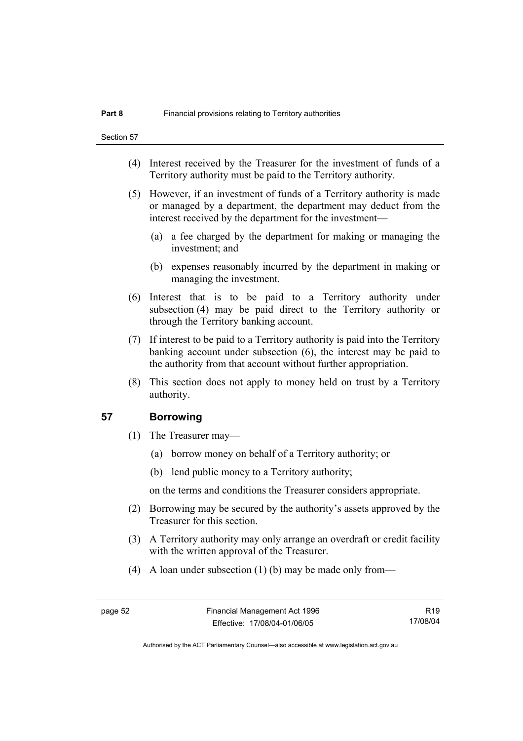(4) Interest received by the Treasurer for the investment of funds of a Territory authority must be paid to the Territory authority.

(5) However, if an investment of funds of a Territory authority is made or managed by a department, the department may deduct from the interest received by the department for the investment—

(a) a fee charged by the department for making or managing the investment; and

(b) expenses reasonably incurred by the department in making or managing the investment.

(6) Interest that is to be paid to a Territory authority under subsection (4) may be paid direct to the Territory authority or through the Territory banking account.

(7) If interest to be paid to a Territory authority is paid into the Territory banking account under subsection (6), the interest may be paid to the authority from that account without further appropriation.

(8) This section does not apply to money held on trust by a Territory authority.

## 57 Borrowing

(1) The Treasurer may—

(a) borrow money on behalf of a Territory authority; or

(b) lend public money to a Territory authority;

on the terms and conditions the Treasurer considers appropriate.

(2) Borrowing may be secured by the authority's assets approved by the Treasurer for this section.

(3) A Territory authority may only arrange an overdraft or credit facility with the written approval of the Treasurer.

(4) A loan under subsection (1) (b) may be made only from—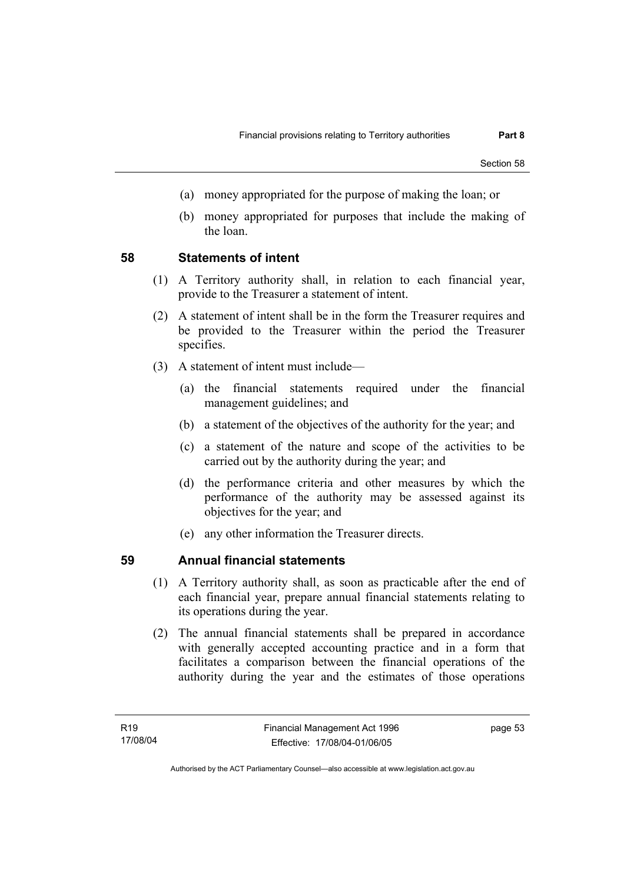(a) money appropriated for the purpose of making the loan; or

(b) money appropriated for purposes that include the making of the loan.

## 58 Statements of intent

(1) A Territory authority shall, in relation to each financial year, provide to the Treasurer a statement of intent.

(2) A statement of intent shall be in the form the Treasurer requires and be provided to the Treasurer within the period the Treasurer specifies.

(3) A statement of intent must include—

(a) the financial statements required under the financial management guidelines; and

(b) a statement of the objectives of the authority for the year; and

(c) a statement of the nature and scope of the activities to be carried out by the authority during the year; and

(d) the performance criteria and other measures by which the performance of the authority may be assessed against its objectives for the year; and

(e) any other information the Treasurer directs.

## 59 Annual financial statements

(1) A Territory authority shall, as soon as practicable after the end of each financial year, prepare annual financial statements relating to its operations during the year.

(2) The annual financial statements shall be prepared in accordance with generally accepted accounting practice and in a form that facilitates a comparison between the financial operations of the authority during the year and the estimates of those operations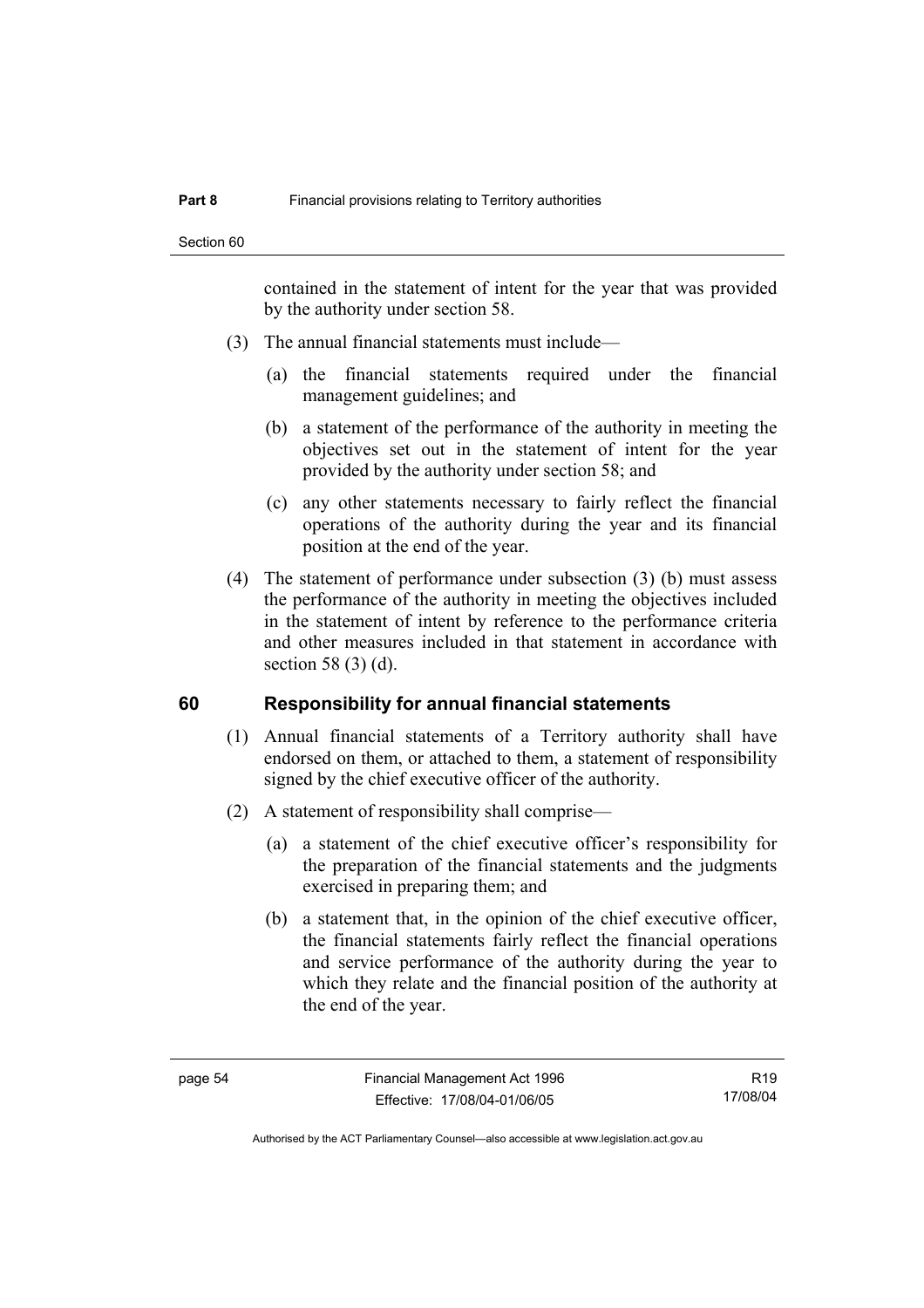contained in the statement of intent for the year that was provided by the authority under section 58.

(3) The annual financial statements must include—

(a) the financial statements required under the financial management guidelines; and

(b) a statement of the performance of the authority in meeting the objectives set out in the statement of intent for the year provided by the authority under section 58; and

(c) any other statements necessary to fairly reflect the financial operations of the authority during the year and its financial position at the end of the year.

(4) The statement of performance under subsection (3) (b) must assess the performance of the authority in meeting the objectives included in the statement of intent by reference to the performance criteria and other measures included in that statement in accordance with section 58 (3) (d).

## 60 Responsibility for annual financial statements

(1) Annual financial statements of a Territory authority shall have endorsed on them, or attached to them, a statement of responsibility signed by the chief executive officer of the authority.

(2) A statement of responsibility shall comprise—

(a) a statement of the chief executive officer's responsibility for the preparation of the financial statements and the judgments exercised in preparing them; and

(b) a statement that, in the opinion of the chief executive officer, the financial statements fairly reflect the financial operations and service performance of the authority during the year to which they relate and the financial position of the authority at the end of the year.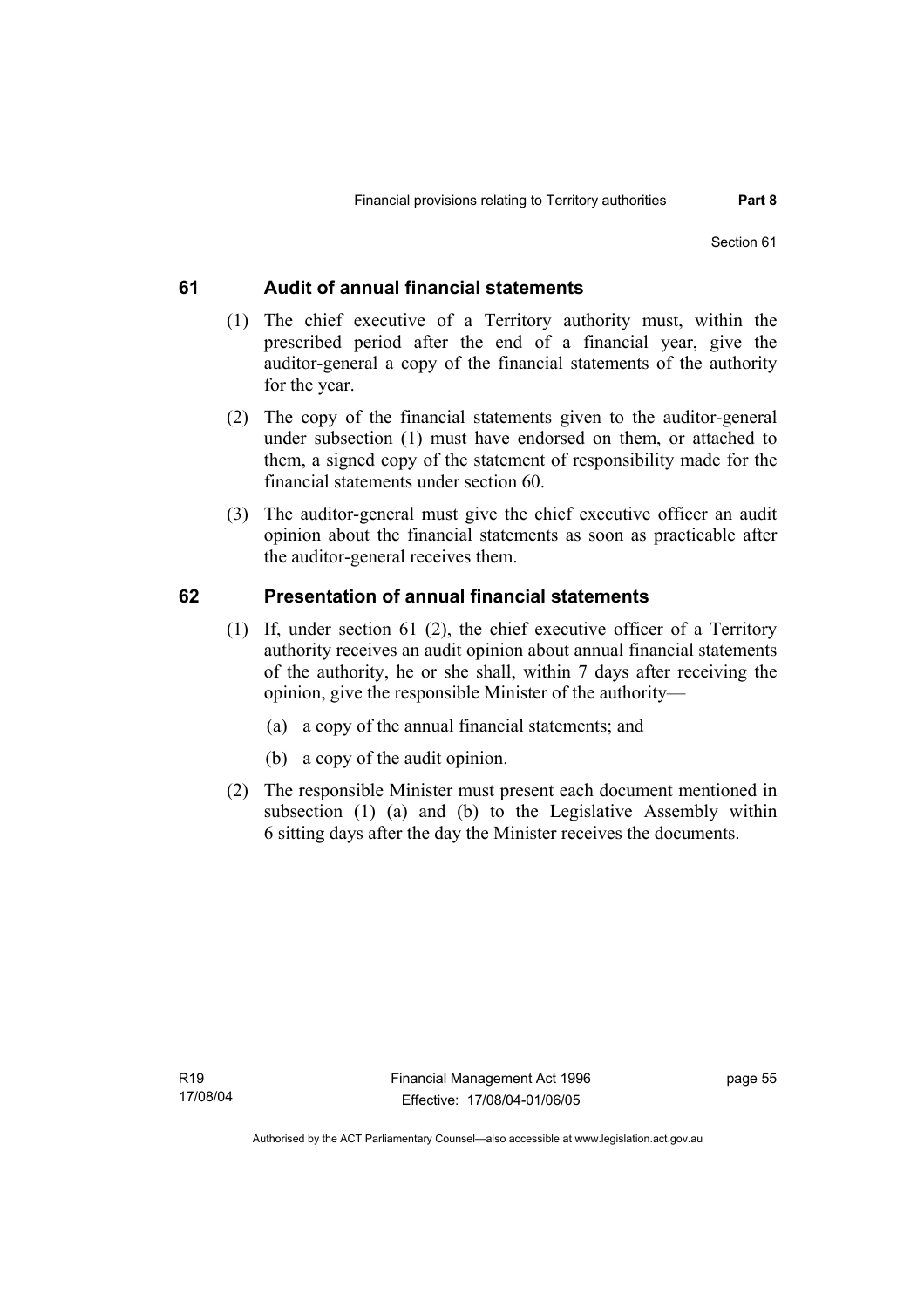## 61 Audit of annual financial statements

(1) The chief executive of a Territory authority must, within the prescribed period after the end of a financial year, give the auditor-general a copy of the financial statements of the authority for the year.

(2) The copy of the financial statements given to the auditor-general under subsection (1) must have endorsed on them, or attached to them, a signed copy of the statement of responsibility made for the financial statements under section 60.

(3) The auditor-general must give the chief executive officer an audit opinion about the financial statements as soon as practicable after the auditor-general receives them.

## 62 Presentation of annual financial statements

(1) If, under section 61 (2), the chief executive officer of a Territory authority receives an audit opinion about annual financial statements of the authority, he or she shall, within 7 days after receiving the opinion, give the responsible Minister of the authority—

- (a) a copy of the annual financial statements; and
- (b) a copy of the audit opinion.

(2) The responsible Minister must present each document mentioned in subsection (1) (a) and (b) to the Legislative Assembly within 6 sitting days after the day the Minister receives the documents.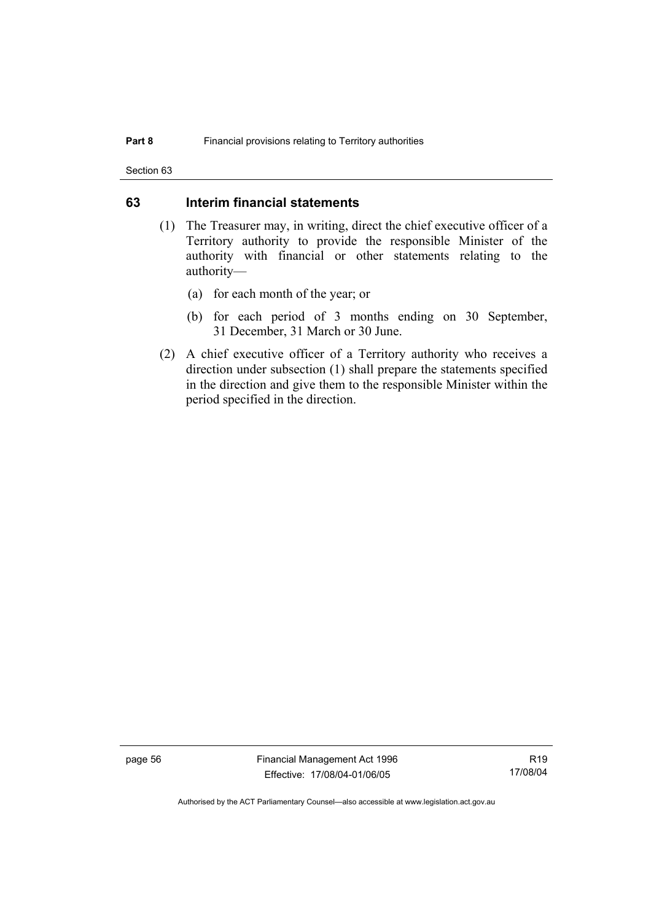## 63 Interim financial statements

(1) The Treasurer may, in writing, direct the chief executive officer of a Territory authority to provide the responsible Minister of the authority with financial or other statements relating to the authority—

(a) for each month of the year; or

(b) for each period of 3 months ending on 30 September, 31 December, 31 March or 30 June.

(2) A chief executive officer of a Territory authority who receives a direction under subsection (1) shall prepare the statements specified in the direction and give them to the responsible Minister within the period specified in the direction.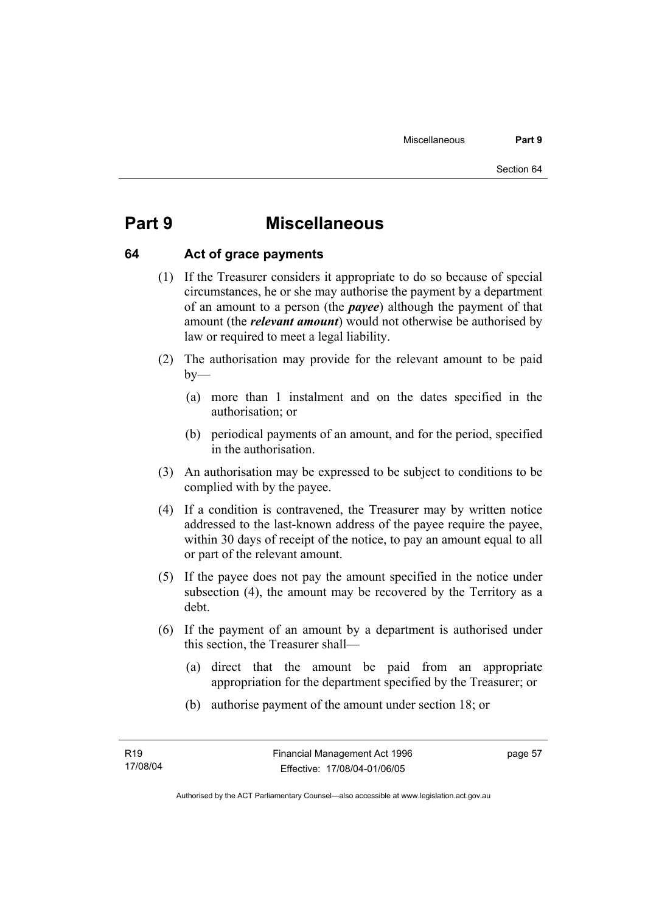# Part 9 Miscellaneous

## 64 Act of grace payments

(1) If the Treasurer considers it appropriate to do so because of special circumstances, he or she may authorise the payment by a department of an amount to a person (the ***payee***) although the payment of that amount (the ***relevant amount***) would not otherwise be authorised by law or required to meet a legal liability.

(2) The authorisation may provide for the relevant amount to be paid by—

(a) more than 1 instalment and on the dates specified in the authorisation; or

(b) periodical payments of an amount, and for the period, specified in the authorisation.

(3) An authorisation may be expressed to be subject to conditions to be complied with by the payee.

(4) If a condition is contravened, the Treasurer may by written notice addressed to the last-known address of the payee require the payee, within 30 days of receipt of the notice, to pay an amount equal to all or part of the relevant amount.

(5) If the payee does not pay the amount specified in the notice under subsection (4), the amount may be recovered by the Territory as a debt.

(6) If the payment of an amount by a department is authorised under this section, the Treasurer shall—

(a) direct that the amount be paid from an appropriate appropriation for the department specified by the Treasurer; or

(b) authorise payment of the amount under section 18; or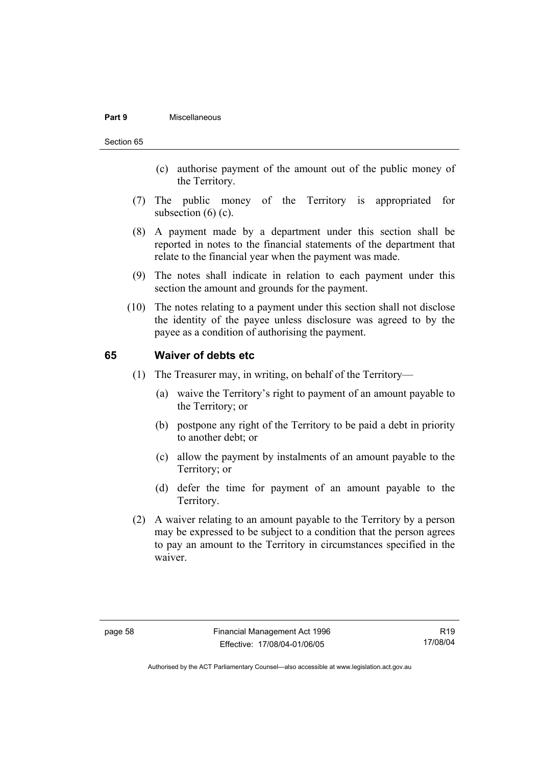(c) authorise payment of the amount out of the public money of the Territory.

(7) The public money of the Territory is appropriated for subsection (6) (c).

(8) A payment made by a department under this section shall be reported in notes to the financial statements of the department that relate to the financial year when the payment was made.

(9) The notes shall indicate in relation to each payment under this section the amount and grounds for the payment.

(10) The notes relating to a payment under this section shall not disclose the identity of the payee unless disclosure was agreed to by the payee as a condition of authorising the payment.

## 65 Waiver of debts etc

(1) The Treasurer may, in writing, on behalf of the Territory—

(a) waive the Territory's right to payment of an amount payable to the Territory; or

(b) postpone any right of the Territory to be paid a debt in priority to another debt; or

(c) allow the payment by instalments of an amount payable to the Territory; or

(d) defer the time for payment of an amount payable to the Territory.

(2) A waiver relating to an amount payable to the Territory by a person may be expressed to be subject to a condition that the person agrees to pay an amount to the Territory in circumstances specified in the waiver.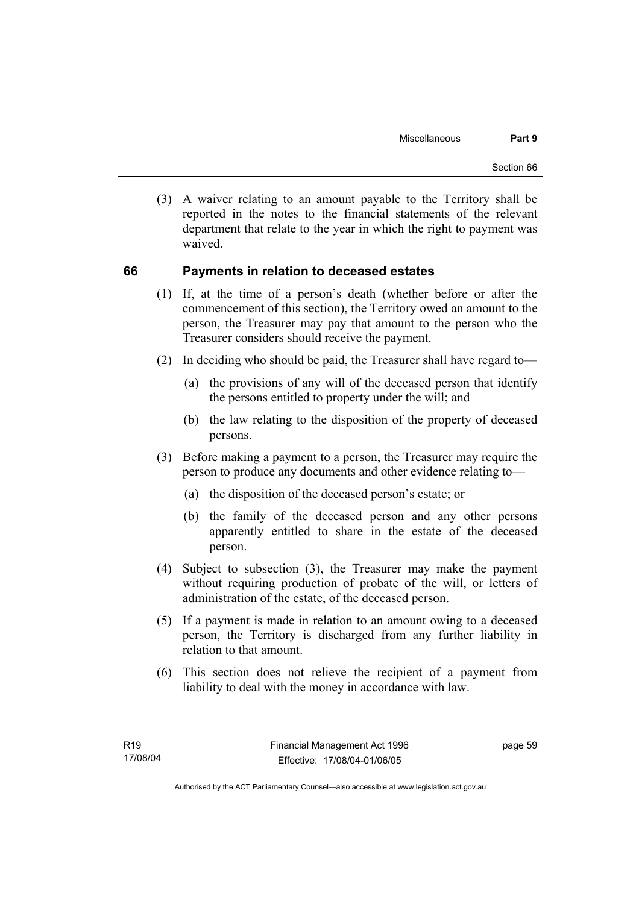(3) A waiver relating to an amount payable to the Territory shall be reported in the notes to the financial statements of the relevant department that relate to the year in which the right to payment was waived.

## 66 Payments in relation to deceased estates

(1) If, at the time of a person's death (whether before or after the commencement of this section), the Territory owed an amount to the person, the Treasurer may pay that amount to the person who the Treasurer considers should receive the payment.

(2) In deciding who should be paid, the Treasurer shall have regard to—

(a) the provisions of any will of the deceased person that identify the persons entitled to property under the will; and

(b) the law relating to the disposition of the property of deceased persons.

(3) Before making a payment to a person, the Treasurer may require the person to produce any documents and other evidence relating to—

(a) the disposition of the deceased person's estate; or

(b) the family of the deceased person and any other persons apparently entitled to share in the estate of the deceased person.

(4) Subject to subsection (3), the Treasurer may make the payment without requiring production of probate of the will, or letters of administration of the estate, of the deceased person.

(5) If a payment is made in relation to an amount owing to a deceased person, the Territory is discharged from any further liability in relation to that amount.

(6) This section does not relieve the recipient of a payment from liability to deal with the money in accordance with law.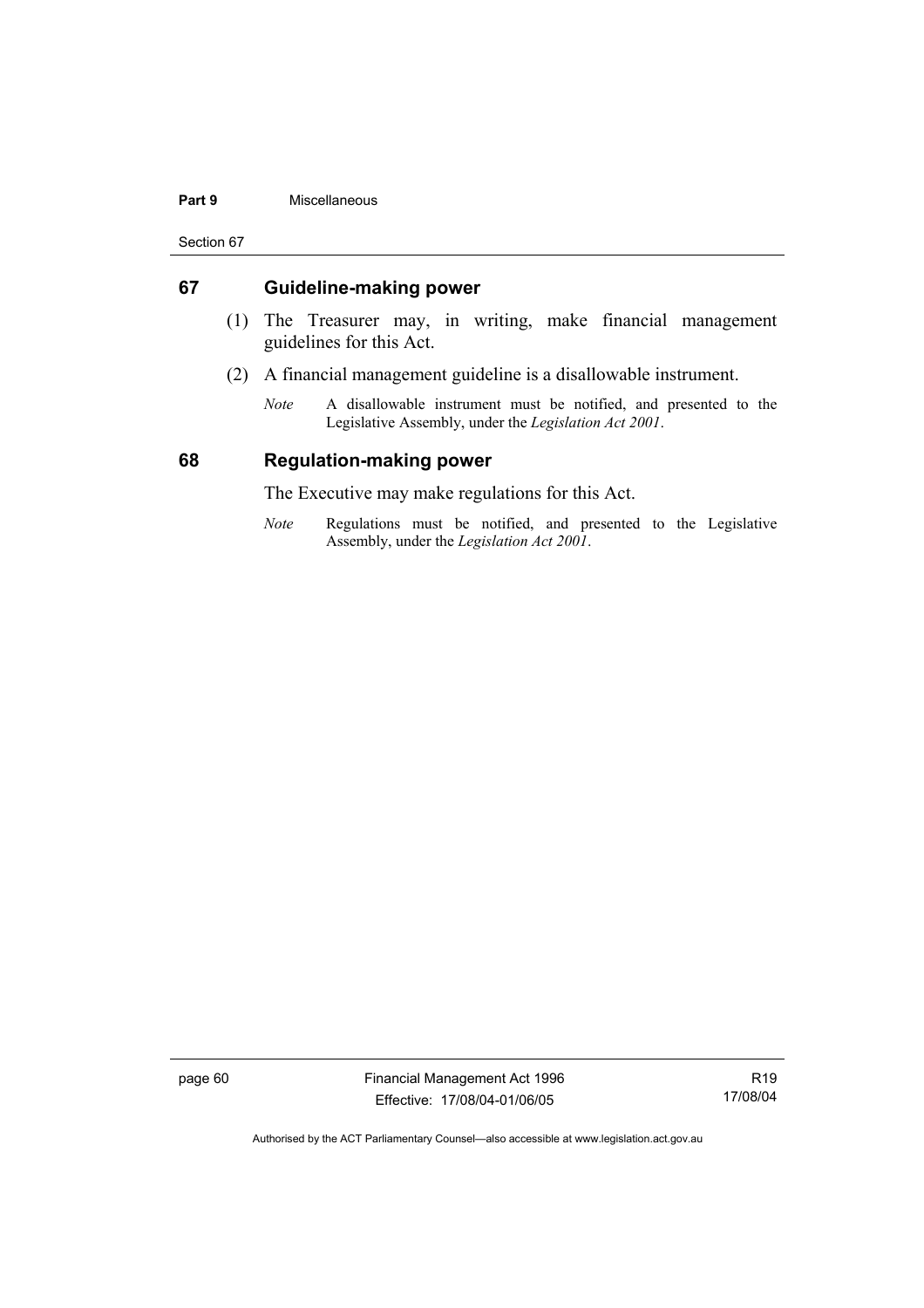## 67 Guideline-making power

(1) The Treasurer may, in writing, make financial management guidelines for this Act.

(2) A financial management guideline is a disallowable instrument.

*Note* A disallowable instrument must be notified, and presented to the Legislative Assembly, under the *Legislation Act 2001*.

## 68 Regulation-making power

The Executive may make regulations for this Act.

*Note* Regulations must be notified, and presented to the Legislative Assembly, under the *Legislation Act 2001*.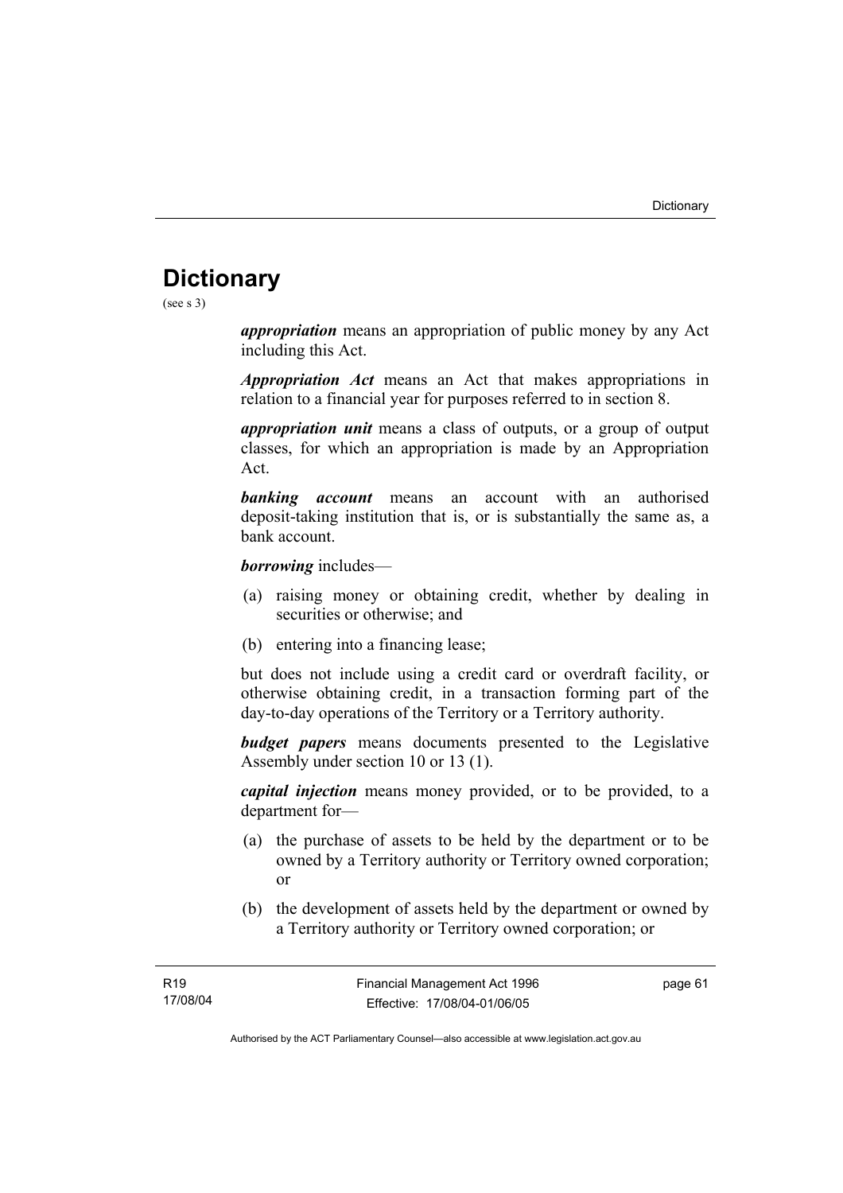# Dictionary

(see s 3)

***appropriation*** means an appropriation of public money by any Act including this Act.

***Appropriation Act*** means an Act that makes appropriations in relation to a financial year for purposes referred to in section 8.

***appropriation unit*** means a class of outputs, or a group of output classes, for which an appropriation is made by an Appropriation Act.

***banking account*** means an account with an authorised deposit-taking institution that is, or is substantially the same as, a bank account.

***borrowing*** includes—

(a) raising money or obtaining credit, whether by dealing in securities or otherwise; and

(b) entering into a financing lease;

but does not include using a credit card or overdraft facility, or otherwise obtaining credit, in a transaction forming part of the day-to-day operations of the Territory or a Territory authority.

***budget papers*** means documents presented to the Legislative Assembly under section 10 or 13 (1).

***capital injection*** means money provided, or to be provided, to a department for—

(a) the purchase of assets to be held by the department or to be owned by a Territory authority or Territory owned corporation; or

(b) the development of assets held by the department or owned by a Territory authority or Territory owned corporation; or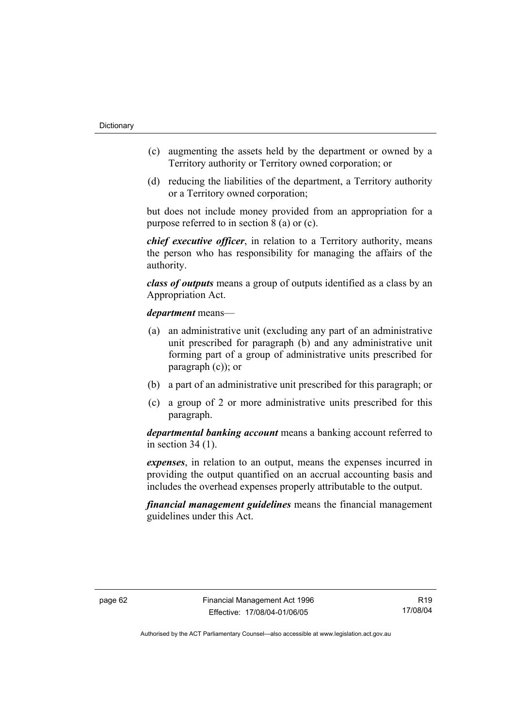(c) augmenting the assets held by the department or owned by a Territory authority or Territory owned corporation; or

(d) reducing the liabilities of the department, a Territory authority or a Territory owned corporation;

but does not include money provided from an appropriation for a purpose referred to in section 8 (a) or (c).

***chief executive officer***, in relation to a Territory authority, means the person who has responsibility for managing the affairs of the authority.

***class of outputs*** means a group of outputs identified as a class by an Appropriation Act.

***department*** means—

(a) an administrative unit (excluding any part of an administrative unit prescribed for paragraph (b) and any administrative unit forming part of a group of administrative units prescribed for paragraph (c)); or

(b) a part of an administrative unit prescribed for this paragraph; or

(c) a group of 2 or more administrative units prescribed for this paragraph.

***departmental banking account*** means a banking account referred to in section 34 (1).

***expenses***, in relation to an output, means the expenses incurred in providing the output quantified on an accrual accounting basis and includes the overhead expenses properly attributable to the output.

***financial management guidelines*** means the financial management guidelines under this Act.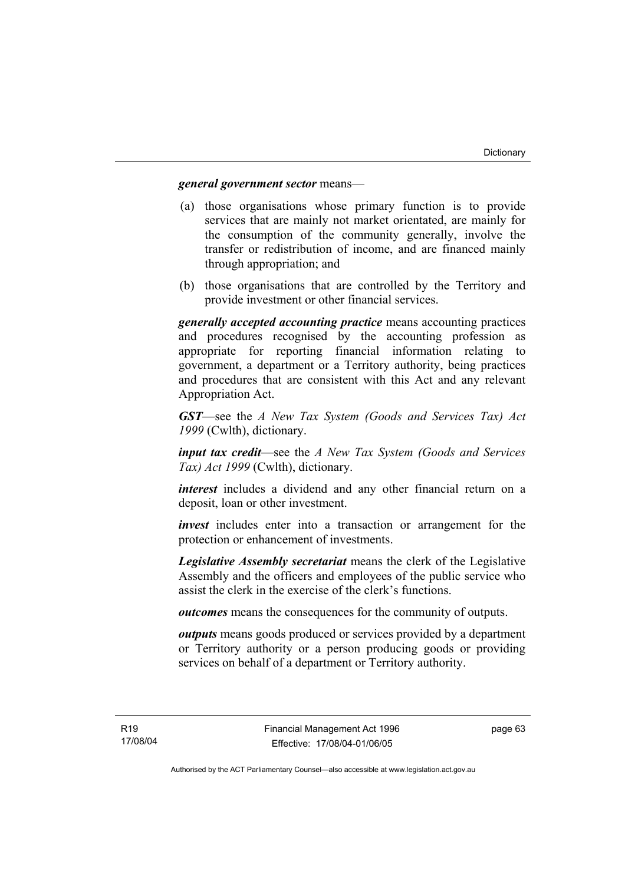***general government sector*** means—

(a) those organisations whose primary function is to provide services that are mainly not market orientated, are mainly for the consumption of the community generally, involve the transfer or redistribution of income, and are financed mainly through appropriation; and

(b) those organisations that are controlled by the Territory and provide investment or other financial services.

***generally accepted accounting practice*** means accounting practices and procedures recognised by the accounting profession as appropriate for reporting financial information relating to government, a department or a Territory authority, being practices and procedures that are consistent with this Act and any relevant Appropriation Act.

***GST***—see the *A New Tax System (Goods and Services Tax) Act 1999* (Cwlth), dictionary.

***input tax credit***—see the *A New Tax System (Goods and Services Tax) Act 1999* (Cwlth), dictionary.

***interest*** includes a dividend and any other financial return on a deposit, loan or other investment.

***invest*** includes enter into a transaction or arrangement for the protection or enhancement of investments.

***Legislative Assembly secretariat*** means the clerk of the Legislative Assembly and the officers and employees of the public service who assist the clerk in the exercise of the clerk's functions.

***outcomes*** means the consequences for the community of outputs.

***outputs*** means goods produced or services provided by a department or Territory authority or a person producing goods or providing services on behalf of a department or Territory authority.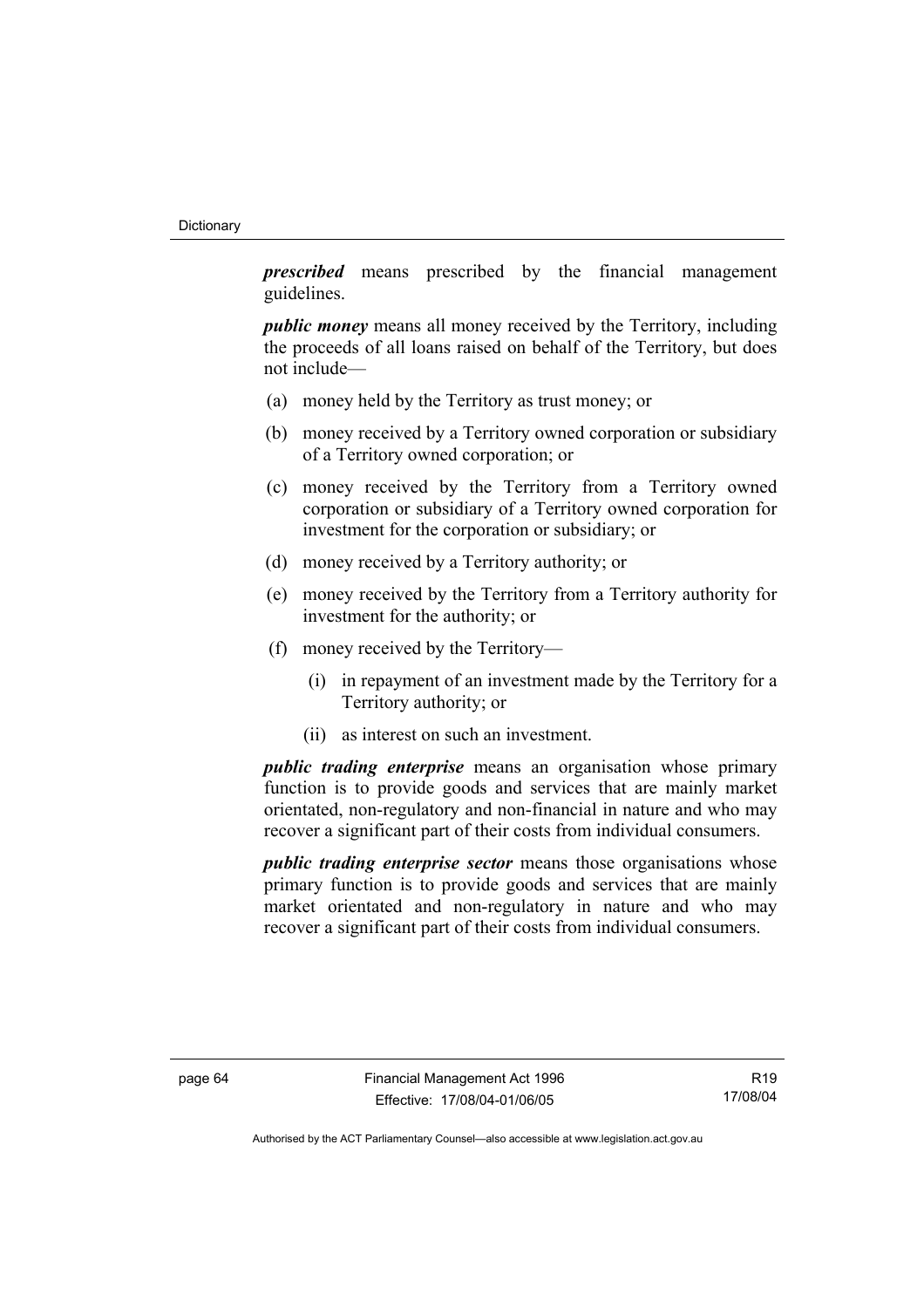***prescribed*** means prescribed by the financial management guidelines.

***public money*** means all money received by the Territory, including the proceeds of all loans raised on behalf of the Territory, but does not include—

(a) money held by the Territory as trust money; or

(b) money received by a Territory owned corporation or subsidiary of a Territory owned corporation; or

(c) money received by the Territory from a Territory owned corporation or subsidiary of a Territory owned corporation for investment for the corporation or subsidiary; or

(d) money received by a Territory authority; or

(e) money received by the Territory from a Territory authority for investment for the authority; or

(f) money received by the Territory—

  (i) in repayment of an investment made by the Territory for a Territory authority; or

  (ii) as interest on such an investment.

***public trading enterprise*** means an organisation whose primary function is to provide goods and services that are mainly market orientated, non-regulatory and non-financial in nature and who may recover a significant part of their costs from individual consumers.

***public trading enterprise sector*** means those organisations whose primary function is to provide goods and services that are mainly market orientated and non-regulatory in nature and who may recover a significant part of their costs from individual consumers.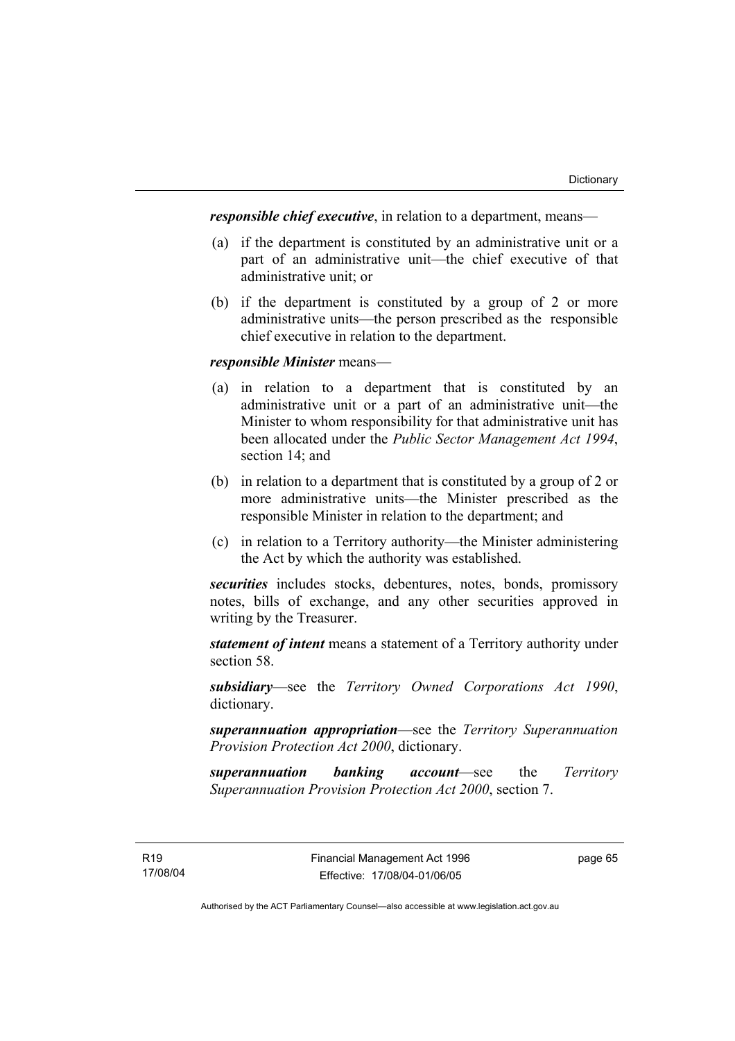***responsible chief executive***, in relation to a department, means—

(a) if the department is constituted by an administrative unit or a part of an administrative unit—the chief executive of that administrative unit; or

(b) if the department is constituted by a group of 2 or more administrative units—the person prescribed as the responsible chief executive in relation to the department.

***responsible Minister*** means—

(a) in relation to a department that is constituted by an administrative unit or a part of an administrative unit—the Minister to whom responsibility for that administrative unit has been allocated under the *Public Sector Management Act 1994*, section 14; and

(b) in relation to a department that is constituted by a group of 2 or more administrative units—the Minister prescribed as the responsible Minister in relation to the department; and

(c) in relation to a Territory authority—the Minister administering the Act by which the authority was established.

***securities*** includes stocks, debentures, notes, bonds, promissory notes, bills of exchange, and any other securities approved in writing by the Treasurer.

***statement of intent*** means a statement of a Territory authority under section 58.

***subsidiary***—see the *Territory Owned Corporations Act 1990*, dictionary.

***superannuation appropriation***—see the *Territory Superannuation Provision Protection Act 2000*, dictionary.

***superannuation banking account***—see the *Territory Superannuation Provision Protection Act 2000*, section 7.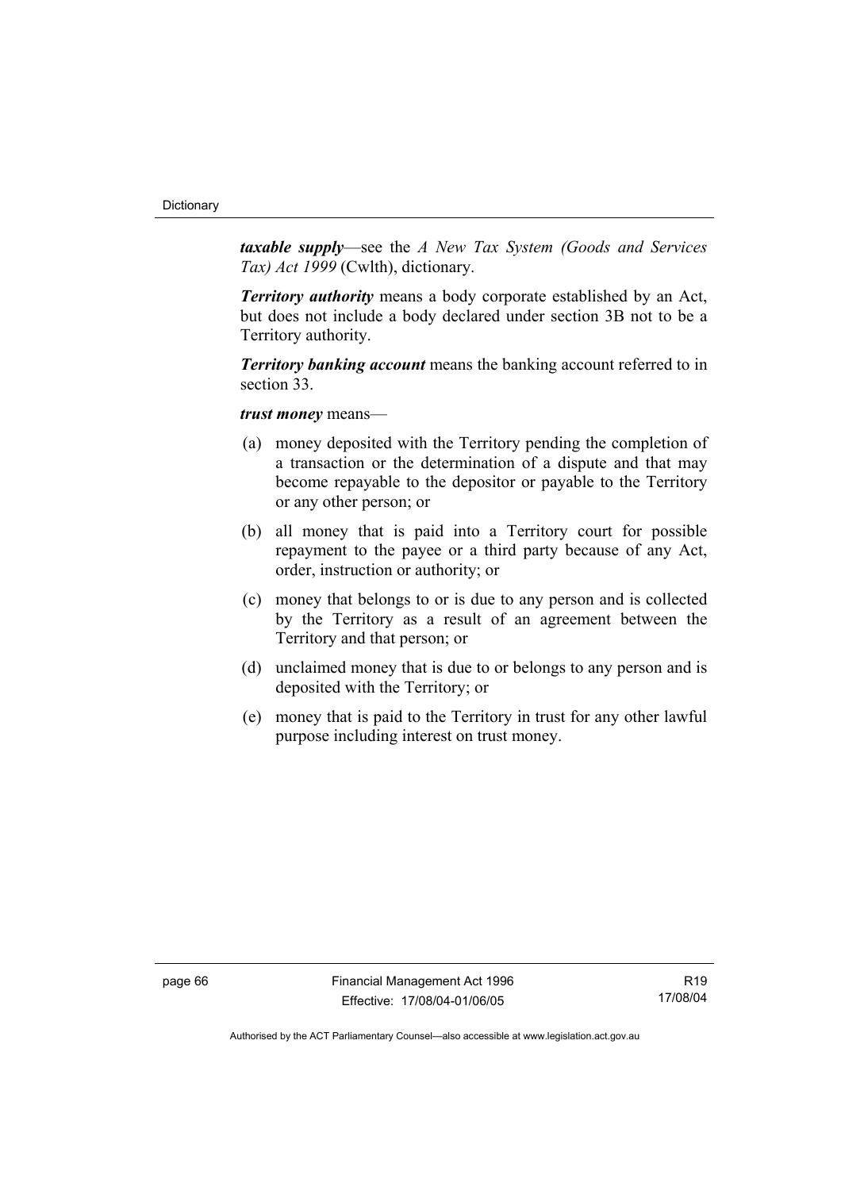***taxable supply***—see the *A New Tax System (Goods and Services Tax) Act 1999* (Cwlth), dictionary.

***Territory authority*** means a body corporate established by an Act, but does not include a body declared under section 3B not to be a Territory authority.

***Territory banking account*** means the banking account referred to in section 33.

***trust money*** means—

(a) money deposited with the Territory pending the completion of a transaction or the determination of a dispute and that may become repayable to the depositor or payable to the Territory or any other person; or

(b) all money that is paid into a Territory court for possible repayment to the payee or a third party because of any Act, order, instruction or authority; or

(c) money that belongs to or is due to any person and is collected by the Territory as a result of an agreement between the Territory and that person; or

(d) unclaimed money that is due to or belongs to any person and is deposited with the Territory; or

(e) money that is paid to the Territory in trust for any other lawful purpose including interest on trust money.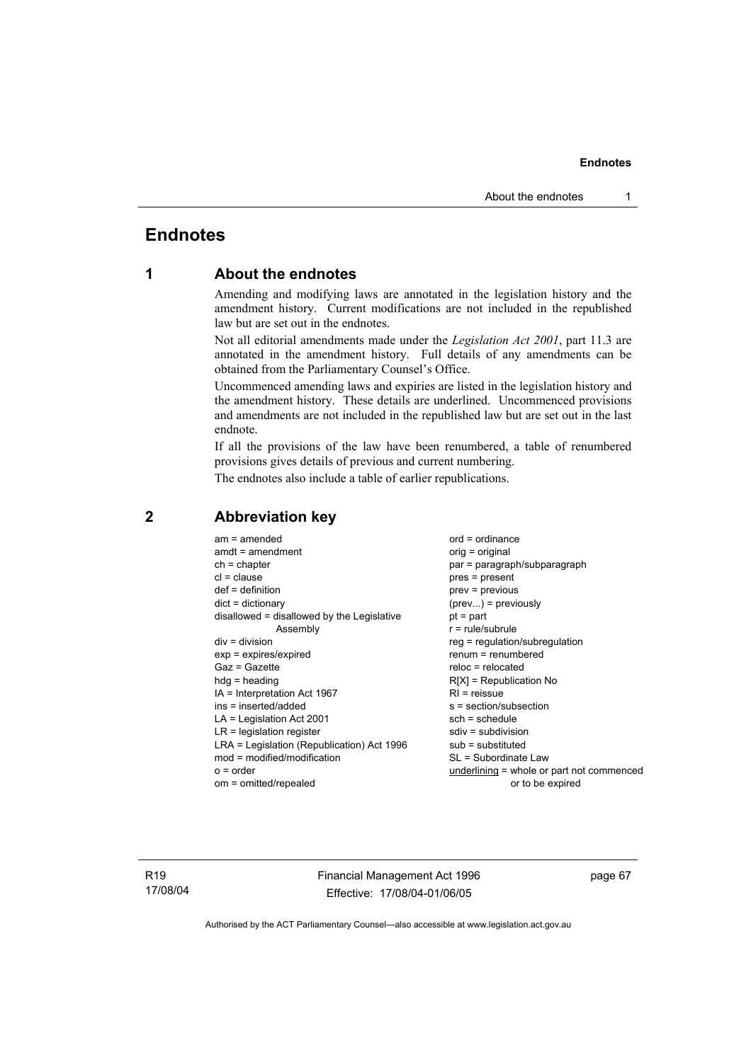# Endnotes

## 1 About the endnotes

Amending and modifying laws are annotated in the legislation history and the amendment history. Current modifications are not included in the republished law but are set out in the endnotes.

Not all editorial amendments made under the *Legislation Act 2001*, part 11.3 are annotated in the amendment history. Full details of any amendments can be obtained from the Parliamentary Counsel's Office.

Uncommenced amending laws and expiries are listed in the legislation history and the amendment history. These details are underlined. Uncommenced provisions and amendments are not included in the republished law but are set out in the last endnote.

If all the provisions of the law have been renumbered, a table of renumbered provisions gives details of previous and current numbering.

The endnotes also include a table of earlier republications.

## 2 Abbreviation key

am = amended
amdt = amendment
ch = chapter
cl = clause
def = definition
dict = dictionary
disallowed = disallowed by the Legislative Assembly
div = division
exp = expires/expired
Gaz = Gazette
hdg = heading
IA = Interpretation Act 1967
ins = inserted/added
LA = Legislation Act 2001
LR = legislation register
LRA = Legislation (Republication) Act 1996
mod = modified/modification
o = order
om = omitted/repealed
ord = ordinance
orig = original
par = paragraph/subparagraph
pres = present
prev = previous
(prev...) = previously
pt = part
r = rule/subrule
reg = regulation/subregulation
renum = renumbered
reloc = relocated
R[X] = Republication No
RI = reissue
s = section/subsection
sch = schedule
sdiv = subdivision
sub = substituted
SL = Subordinate Law
underlining = whole or part not commenced or to be expired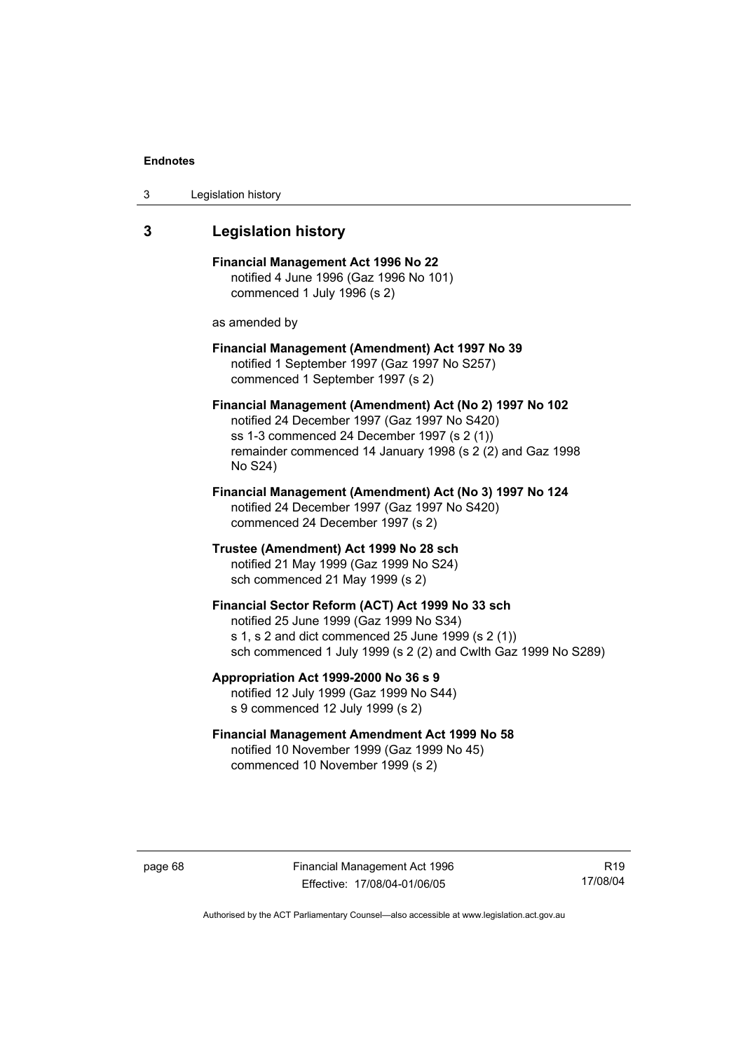## 3 Legislation history

**Financial Management Act 1996 No 22**
notified 4 June 1996 (Gaz 1996 No 101)
commenced 1 July 1996 (s 2)

as amended by

**Financial Management (Amendment) Act 1997 No 39**
notified 1 September 1997 (Gaz 1997 No S257)
commenced 1 September 1997 (s 2)

**Financial Management (Amendment) Act (No 2) 1997 No 102**
notified 24 December 1997 (Gaz 1997 No S420)
ss 1-3 commenced 24 December 1997 (s 2 (1))
remainder commenced 14 January 1998 (s 2 (2) and Gaz 1998 No S24)

**Financial Management (Amendment) Act (No 3) 1997 No 124**
notified 24 December 1997 (Gaz 1997 No S420)
commenced 24 December 1997 (s 2)

**Trustee (Amendment) Act 1999 No 28 sch**
notified 21 May 1999 (Gaz 1999 No S24)
sch commenced 21 May 1999 (s 2)

**Financial Sector Reform (ACT) Act 1999 No 33 sch**
notified 25 June 1999 (Gaz 1999 No S34)
s 1, s 2 and dict commenced 25 June 1999 (s 2 (1))
sch commenced 1 July 1999 (s 2 (2) and Cwlth Gaz 1999 No S289)

**Appropriation Act 1999-2000 No 36 s 9**
notified 12 July 1999 (Gaz 1999 No S44)
s 9 commenced 12 July 1999 (s 2)

**Financial Management Amendment Act 1999 No 58**
notified 10 November 1999 (Gaz 1999 No 45)
commenced 10 November 1999 (s 2)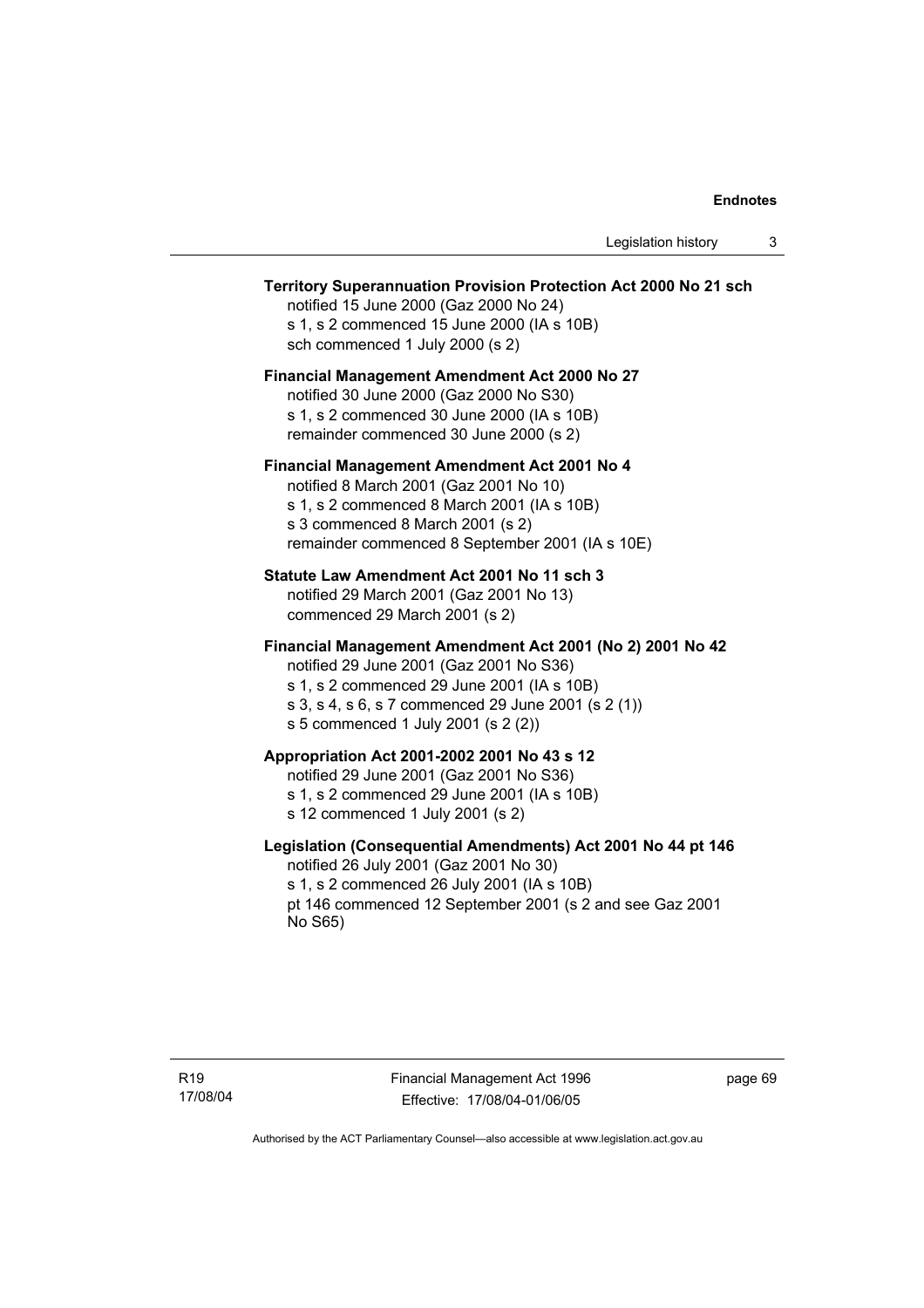**Territory Superannuation Provision Protection Act 2000 No 21 sch**

notified 15 June 2000 (Gaz 2000 No 24)
s 1, s 2 commenced 15 June 2000 (IA s 10B)
sch commenced 1 July 2000 (s 2)

**Financial Management Amendment Act 2000 No 27**

notified 30 June 2000 (Gaz 2000 No S30)
s 1, s 2 commenced 30 June 2000 (IA s 10B)
remainder commenced 30 June 2000 (s 2)

**Financial Management Amendment Act 2001 No 4**

notified 8 March 2001 (Gaz 2001 No 10)
s 1, s 2 commenced 8 March 2001 (IA s 10B)
s 3 commenced 8 March 2001 (s 2)
remainder commenced 8 September 2001 (IA s 10E)

**Statute Law Amendment Act 2001 No 11 sch 3**

notified 29 March 2001 (Gaz 2001 No 13)
commenced 29 March 2001 (s 2)

**Financial Management Amendment Act 2001 (No 2) 2001 No 42**

notified 29 June 2001 (Gaz 2001 No S36)
s 1, s 2 commenced 29 June 2001 (IA s 10B)
s 3, s 4, s 6, s 7 commenced 29 June 2001 (s 2 (1))
s 5 commenced 1 July 2001 (s 2 (2))

**Appropriation Act 2001-2002 2001 No 43 s 12**

notified 29 June 2001 (Gaz 2001 No S36)
s 1, s 2 commenced 29 June 2001 (IA s 10B)
s 12 commenced 1 July 2001 (s 2)

**Legislation (Consequential Amendments) Act 2001 No 44 pt 146**

notified 26 July 2001 (Gaz 2001 No 30)
s 1, s 2 commenced 26 July 2001 (IA s 10B)
pt 146 commenced 12 September 2001 (s 2 and see Gaz 2001 No S65)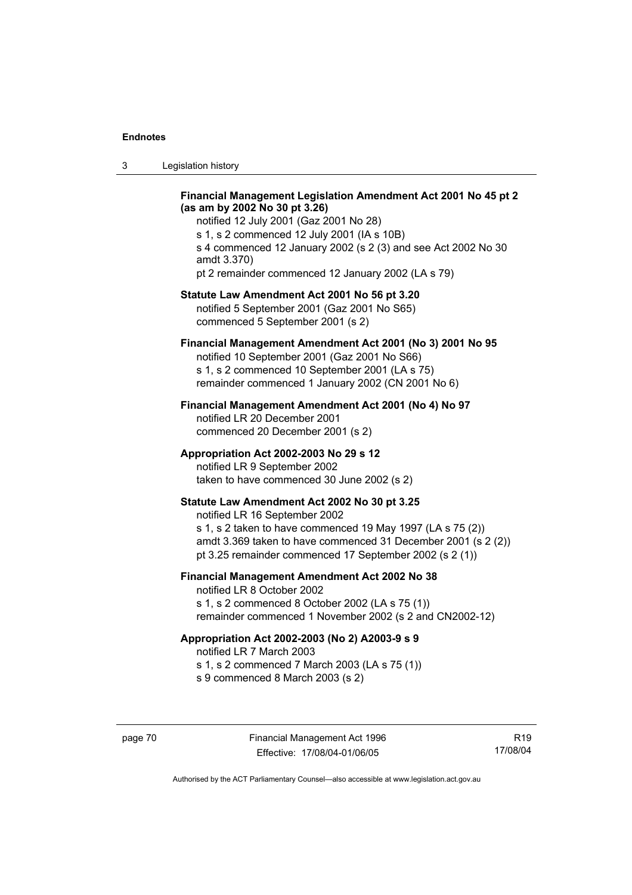**Financial Management Legislation Amendment Act 2001 No 45 pt 2 (as am by 2002 No 30 pt 3.26)**

notified 12 July 2001 (Gaz 2001 No 28)
s 1, s 2 commenced 12 July 2001 (IA s 10B)
s 4 commenced 12 January 2002 (s 2 (3) and see Act 2002 No 30 amdt 3.370)
pt 2 remainder commenced 12 January 2002 (LA s 79)

**Statute Law Amendment Act 2001 No 56 pt 3.20**

notified 5 September 2001 (Gaz 2001 No S65)
commenced 5 September 2001 (s 2)

**Financial Management Amendment Act 2001 (No 3) 2001 No 95**

notified 10 September 2001 (Gaz 2001 No S66)
s 1, s 2 commenced 10 September 2001 (LA s 75)
remainder commenced 1 January 2002 (CN 2001 No 6)

**Financial Management Amendment Act 2001 (No 4) No 97**

notified LR 20 December 2001
commenced 20 December 2001 (s 2)

**Appropriation Act 2002-2003 No 29 s 12**

notified LR 9 September 2002
taken to have commenced 30 June 2002 (s 2)

**Statute Law Amendment Act 2002 No 30 pt 3.25**

notified LR 16 September 2002
s 1, s 2 taken to have commenced 19 May 1997 (LA s 75 (2))
amdt 3.369 taken to have commenced 31 December 2001 (s 2 (2))
pt 3.25 remainder commenced 17 September 2002 (s 2 (1))

**Financial Management Amendment Act 2002 No 38**

notified LR 8 October 2002
s 1, s 2 commenced 8 October 2002 (LA s 75 (1))
remainder commenced 1 November 2002 (s 2 and CN2002-12)

**Appropriation Act 2002-2003 (No 2) A2003-9 s 9**

notified LR 7 March 2003
s 1, s 2 commenced 7 March 2003 (LA s 75 (1))
s 9 commenced 8 March 2003 (s 2)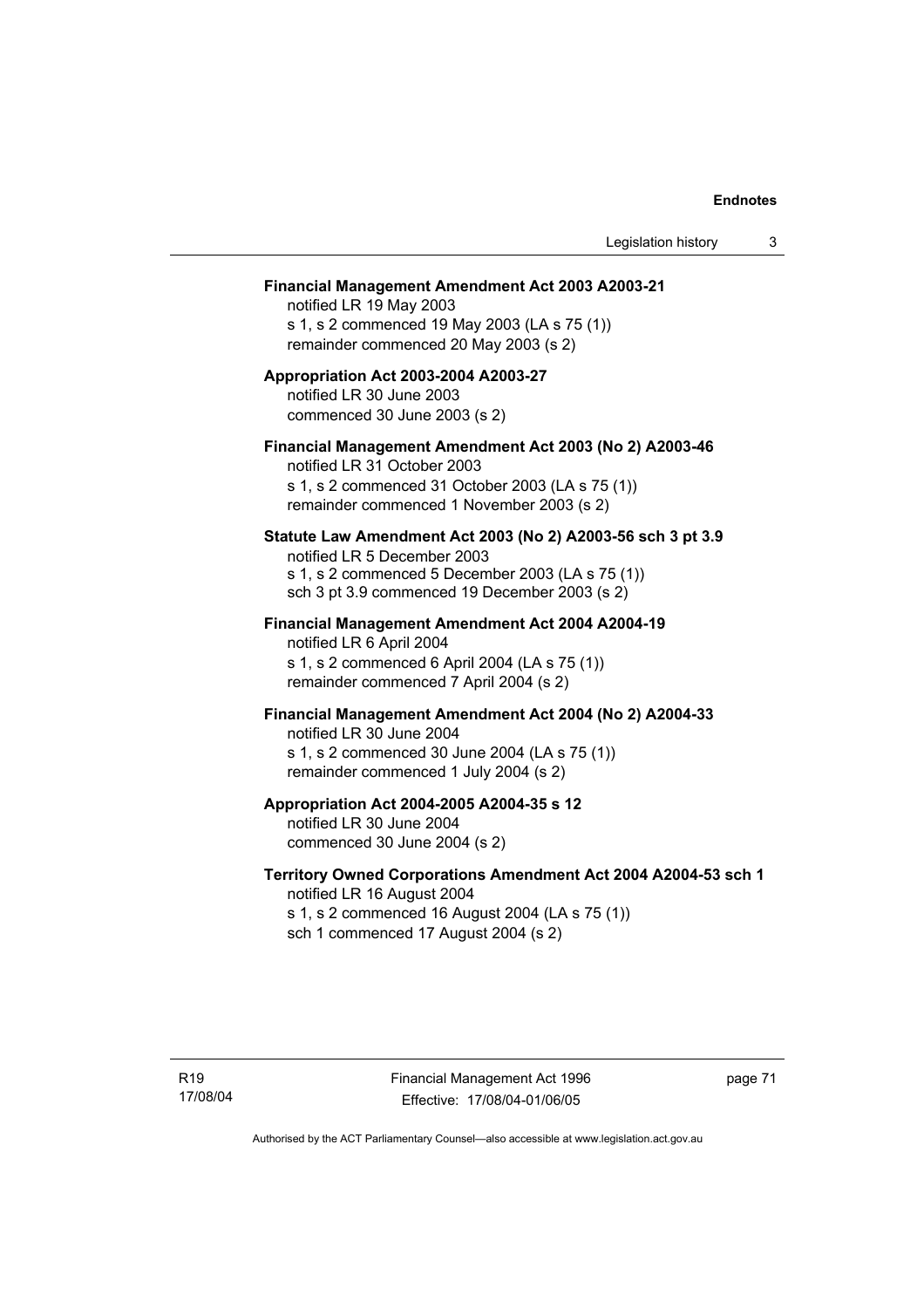**Financial Management Amendment Act 2003 A2003-21**
notified LR 19 May 2003
s 1, s 2 commenced 19 May 2003 (LA s 75 (1))
remainder commenced 20 May 2003 (s 2)

**Appropriation Act 2003-2004 A2003-27**
notified LR 30 June 2003
commenced 30 June 2003 (s 2)

**Financial Management Amendment Act 2003 (No 2) A2003-46**
notified LR 31 October 2003
s 1, s 2 commenced 31 October 2003 (LA s 75 (1))
remainder commenced 1 November 2003 (s 2)

**Statute Law Amendment Act 2003 (No 2) A2003-56 sch 3 pt 3.9**
notified LR 5 December 2003
s 1, s 2 commenced 5 December 2003 (LA s 75 (1))
sch 3 pt 3.9 commenced 19 December 2003 (s 2)

**Financial Management Amendment Act 2004 A2004-19**
notified LR 6 April 2004
s 1, s 2 commenced 6 April 2004 (LA s 75 (1))
remainder commenced 7 April 2004 (s 2)

**Financial Management Amendment Act 2004 (No 2) A2004-33**
notified LR 30 June 2004
s 1, s 2 commenced 30 June 2004 (LA s 75 (1))
remainder commenced 1 July 2004 (s 2)

**Appropriation Act 2004-2005 A2004-35 s 12**
notified LR 30 June 2004
commenced 30 June 2004 (s 2)

**Territory Owned Corporations Amendment Act 2004 A2004-53 sch 1**
notified LR 16 August 2004
s 1, s 2 commenced 16 August 2004 (LA s 75 (1))
sch 1 commenced 17 August 2004 (s 2)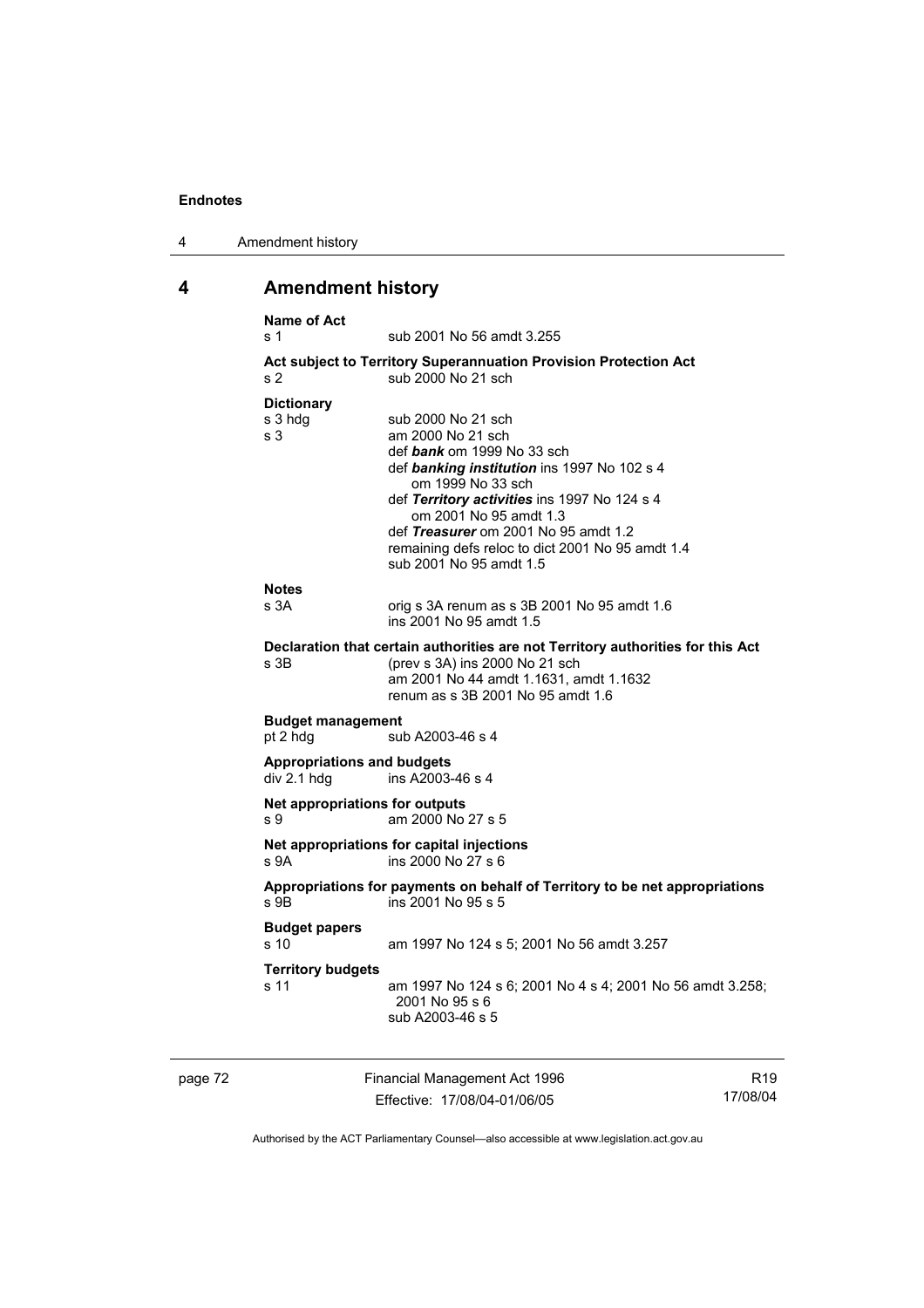## 4 Amendment history

**Name of Act**
s 1 sub 2001 No 56 amdt 3.255

**Act subject to Territory Superannuation Provision Protection Act**
s 2 sub 2000 No 21 sch

**Dictionary**
s 3 hdg sub 2000 No 21 sch
s 3 am 2000 No 21 sch
def ***bank*** om 1999 No 33 sch
def ***banking institution*** ins 1997 No 102 s 4
om 1999 No 33 sch
def ***Territory activities*** ins 1997 No 124 s 4
om 2001 No 95 amdt 1.3
def ***Treasurer*** om 2001 No 95 amdt 1.2
remaining defs reloc to dict 2001 No 95 amdt 1.4
sub 2001 No 95 amdt 1.5

**Notes**
s 3A orig s 3A renum as s 3B 2001 No 95 amdt 1.6
ins 2001 No 95 amdt 1.5

**Declaration that certain authorities are not Territory authorities for this Act**
s 3B (prev s 3A) ins 2000 No 21 sch
am 2001 No 44 amdt 1.1631, amdt 1.1632
renum as s 3B 2001 No 95 amdt 1.6

**Budget management**
pt 2 hdg sub A2003-46 s 4

**Appropriations and budgets**
div 2.1 hdg ins A2003-46 s 4

**Net appropriations for outputs**
s 9 am 2000 No 27 s 5

**Net appropriations for capital injections**
s 9A ins 2000 No 27 s 6

**Appropriations for payments on behalf of Territory to be net appropriations**
s 9B ins 2001 No 95 s 5

**Budget papers**
s 10 am 1997 No 124 s 5; 2001 No 56 amdt 3.257

**Territory budgets**
s 11 am 1997 No 124 s 6; 2001 No 4 s 4; 2001 No 56 amdt 3.258;
2001 No 95 s 6
sub A2003-46 s 5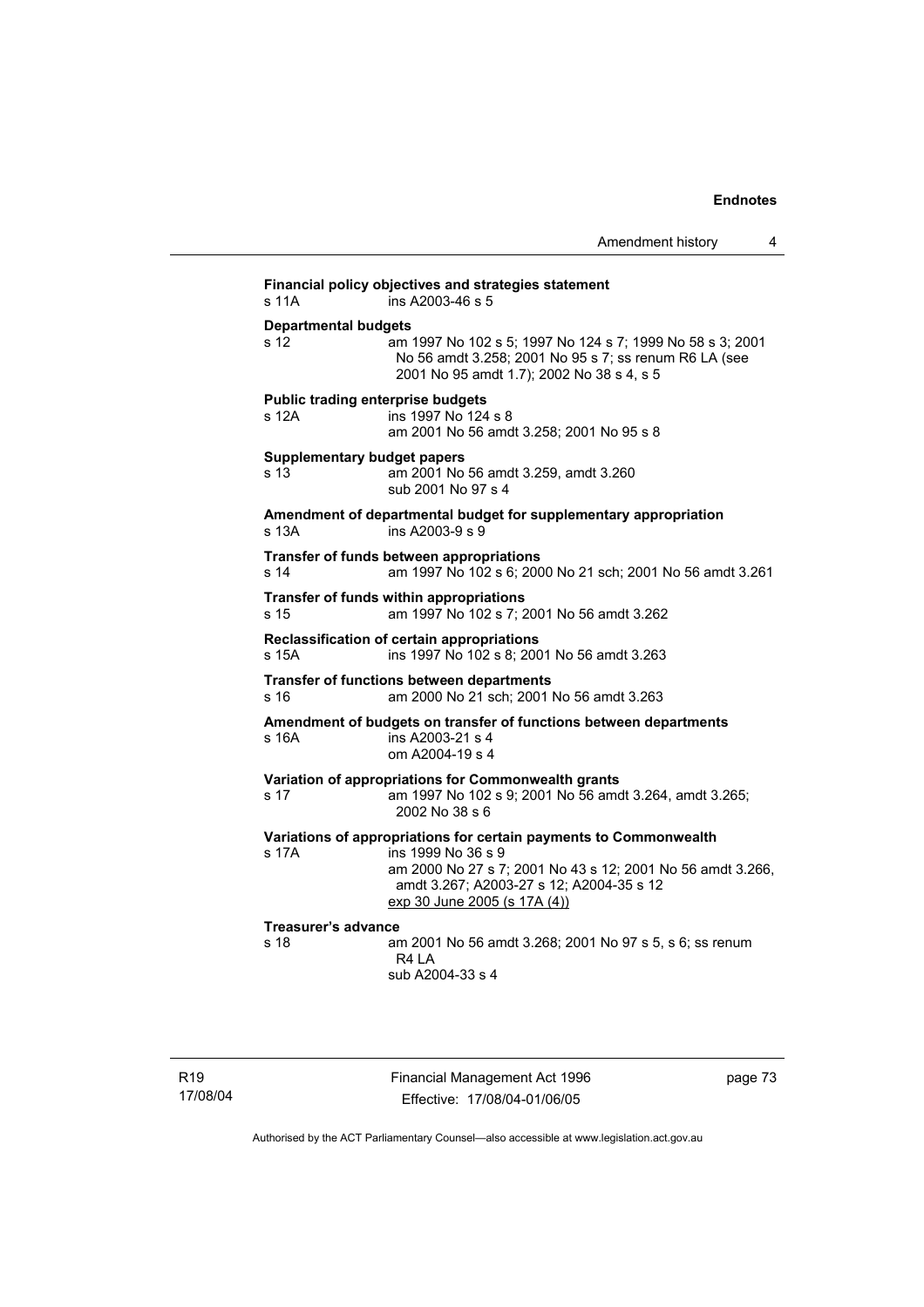**Financial policy objectives and strategies statement**

s 11A ins A2003-46 s 5

**Departmental budgets**

s 12 am 1997 No 102 s 5; 1997 No 124 s 7; 1999 No 58 s 3; 2001 No 56 amdt 3.258; 2001 No 95 s 7; ss renum R6 LA (see 2001 No 95 amdt 1.7); 2002 No 38 s 4, s 5

**Public trading enterprise budgets**

s 12A ins 1997 No 124 s 8
am 2001 No 56 amdt 3.258; 2001 No 95 s 8

**Supplementary budget papers**

s 13 am 2001 No 56 amdt 3.259, amdt 3.260
sub 2001 No 97 s 4

**Amendment of departmental budget for supplementary appropriation**

s 13A ins A2003-9 s 9

**Transfer of funds between appropriations**

s 14 am 1997 No 102 s 6; 2000 No 21 sch; 2001 No 56 amdt 3.261

**Transfer of funds within appropriations**

s 15 am 1997 No 102 s 7; 2001 No 56 amdt 3.262

**Reclassification of certain appropriations**

s 15A ins 1997 No 102 s 8; 2001 No 56 amdt 3.263

**Transfer of functions between departments**

s 16 am 2000 No 21 sch; 2001 No 56 amdt 3.263

**Amendment of budgets on transfer of functions between departments**

s 16A ins A2003-21 s 4
om A2004-19 s 4

**Variation of appropriations for Commonwealth grants**

s 17 am 1997 No 102 s 9; 2001 No 56 amdt 3.264, amdt 3.265; 2002 No 38 s 6

**Variations of appropriations for certain payments to Commonwealth**

s 17A ins 1999 No 36 s 9
am 2000 No 27 s 7; 2001 No 43 s 12; 2001 No 56 amdt 3.266, amdt 3.267; A2003-27 s 12; A2004-35 s 12
exp 30 June 2005 (s 17A (4))

**Treasurer's advance**

s 18 am 2001 No 56 amdt 3.268; 2001 No 97 s 5, s 6; ss renum R4 LA
sub A2004-33 s 4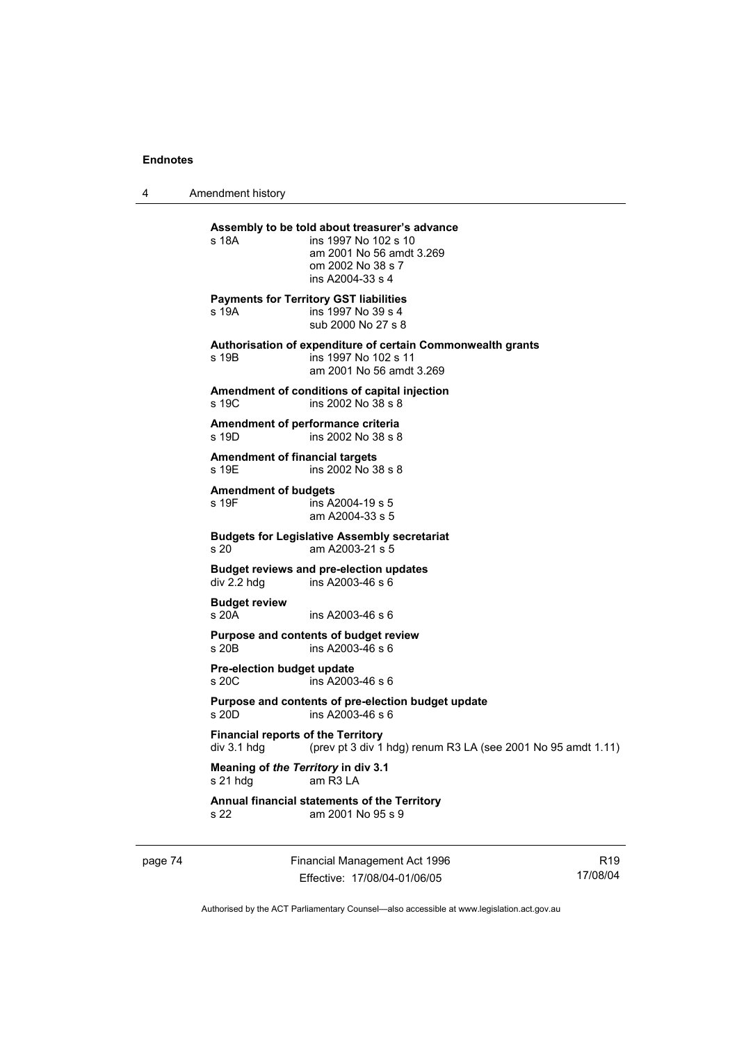**Assembly to be told about treasurer's advance**

s 18A ins 1997 No 102 s 10
am 2001 No 56 amdt 3.269
om 2002 No 38 s 7
ins A2004-33 s 4

**Payments for Territory GST liabilities**

s 19A ins 1997 No 39 s 4
sub 2000 No 27 s 8

**Authorisation of expenditure of certain Commonwealth grants**

s 19B ins 1997 No 102 s 11
am 2001 No 56 amdt 3.269

**Amendment of conditions of capital injection**

s 19C ins 2002 No 38 s 8

**Amendment of performance criteria**

s 19D ins 2002 No 38 s 8

**Amendment of financial targets**

s 19E ins 2002 No 38 s 8

**Amendment of budgets**

s 19F ins A2004-19 s 5
am A2004-33 s 5

**Budgets for Legislative Assembly secretariat**

s 20 am A2003-21 s 5

**Budget reviews and pre-election updates**

div 2.2 hdg ins A2003-46 s 6

**Budget review**

s 20A ins A2003-46 s 6

**Purpose and contents of budget review**

s 20B ins A2003-46 s 6

**Pre-election budget update**

s 20C ins A2003-46 s 6

**Purpose and contents of pre-election budget update**

s 20D ins A2003-46 s 6

**Financial reports of the Territory**

div 3.1 hdg (prev pt 3 div 1 hdg) renum R3 LA (see 2001 No 95 amdt 1.11)

**Meaning of *the Territory* in div 3.1**

s 21 hdg am R3 LA

**Annual financial statements of the Territory**

s 22 am 2001 No 95 s 9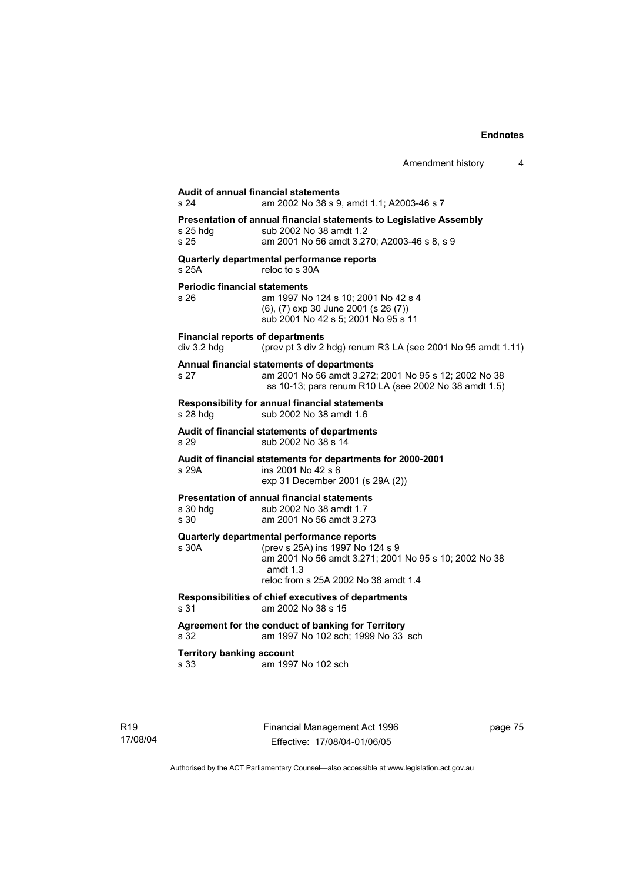**Audit of annual financial statements**

s 24 am 2002 No 38 s 9, amdt 1.1; A2003-46 s 7

**Presentation of annual financial statements to Legislative Assembly**

s 25 hdg sub 2002 No 38 amdt 1.2

s 25 am 2001 No 56 amdt 3.270; A2003-46 s 8, s 9

**Quarterly departmental performance reports**

s 25A reloc to s 30A

**Periodic financial statements**

s 26 am 1997 No 124 s 10; 2001 No 42 s 4
(6), (7) exp 30 June 2001 (s 26 (7))
sub 2001 No 42 s 5; 2001 No 95 s 11

**Financial reports of departments**

div 3.2 hdg (prev pt 3 div 2 hdg) renum R3 LA (see 2001 No 95 amdt 1.11)

**Annual financial statements of departments**

s 27 am 2001 No 56 amdt 3.272; 2001 No 95 s 12; 2002 No 38 ss 10-13; pars renum R10 LA (see 2002 No 38 amdt 1.5)

**Responsibility for annual financial statements**

s 28 hdg sub 2002 No 38 amdt 1.6

**Audit of financial statements of departments**

s 29 sub 2002 No 38 s 14

**Audit of financial statements for departments for 2000-2001**

s 29A ins 2001 No 42 s 6
exp 31 December 2001 (s 29A (2))

**Presentation of annual financial statements**

s 30 hdg sub 2002 No 38 amdt 1.7

s 30 am 2001 No 56 amdt 3.273

**Quarterly departmental performance reports**

s 30A (prev s 25A) ins 1997 No 124 s 9
am 2001 No 56 amdt 3.271; 2001 No 95 s 10; 2002 No 38 amdt 1.3
reloc from s 25A 2002 No 38 amdt 1.4

**Responsibilities of chief executives of departments**

s 31 am 2002 No 38 s 15

**Agreement for the conduct of banking for Territory**

s 32 am 1997 No 102 sch; 1999 No 33 sch

**Territory banking account**

s 33 am 1997 No 102 sch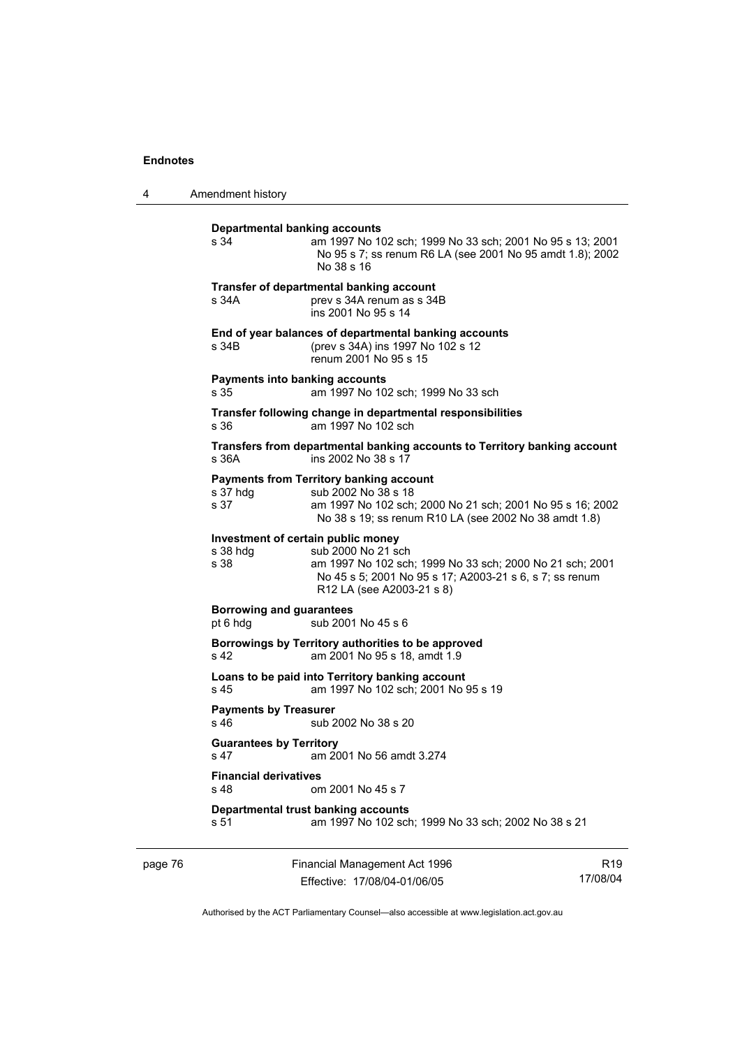**Departmental banking accounts**

| | |
|---|---|
| s 34 | am 1997 No 102 sch; 1999 No 33 sch; 2001 No 95 s 13; 2001 No 95 s 7; ss renum R6 LA (see 2001 No 95 amdt 1.8); 2002 No 38 s 16 |

**Transfer of departmental banking account**

| | |
|---|---|
| s 34A | prev s 34A renum as s 34B |
| | ins 2001 No 95 s 14 |

**End of year balances of departmental banking accounts**

| | |
|---|---|
| s 34B | (prev s 34A) ins 1997 No 102 s 12 |
| | renum 2001 No 95 s 15 |

**Payments into banking accounts**

| | |
|---|---|
| s 35 | am 1997 No 102 sch; 1999 No 33 sch |

**Transfer following change in departmental responsibilities**

| | |
|---|---|
| s 36 | am 1997 No 102 sch |

**Transfers from departmental banking accounts to Territory banking account**

| | |
|---|---|
| s 36A | ins 2002 No 38 s 17 |

**Payments from Territory banking account**

| | |
|---|---|
| s 37 hdg | sub 2002 No 38 s 18 |
| s 37 | am 1997 No 102 sch; 2000 No 21 sch; 2001 No 95 s 16; 2002 No 38 s 19; ss renum R10 LA (see 2002 No 38 amdt 1.8) |

**Investment of certain public money**

| | |
|---|---|
| s 38 hdg | sub 2000 No 21 sch |
| s 38 | am 1997 No 102 sch; 1999 No 33 sch; 2000 No 21 sch; 2001 No 45 s 5; 2001 No 95 s 17; A2003-21 s 6, s 7; ss renum R12 LA (see A2003-21 s 8) |

**Borrowing and guarantees**

| | |
|---|---|
| pt 6 hdg | sub 2001 No 45 s 6 |

**Borrowings by Territory authorities to be approved**

| | |
|---|---|
| s 42 | am 2001 No 95 s 18, amdt 1.9 |

**Loans to be paid into Territory banking account**

| | |
|---|---|
| s 45 | am 1997 No 102 sch; 2001 No 95 s 19 |

**Payments by Treasurer**

| | |
|---|---|
| s 46 | sub 2002 No 38 s 20 |

**Guarantees by Territory**

| | |
|---|---|
| s 47 | am 2001 No 56 amdt 3.274 |

**Financial derivatives**

| | |
|---|---|
| s 48 | om 2001 No 45 s 7 |

**Departmental trust banking accounts**

| | |
|---|---|
| s 51 | am 1997 No 102 sch; 1999 No 33 sch; 2002 No 38 s 21 |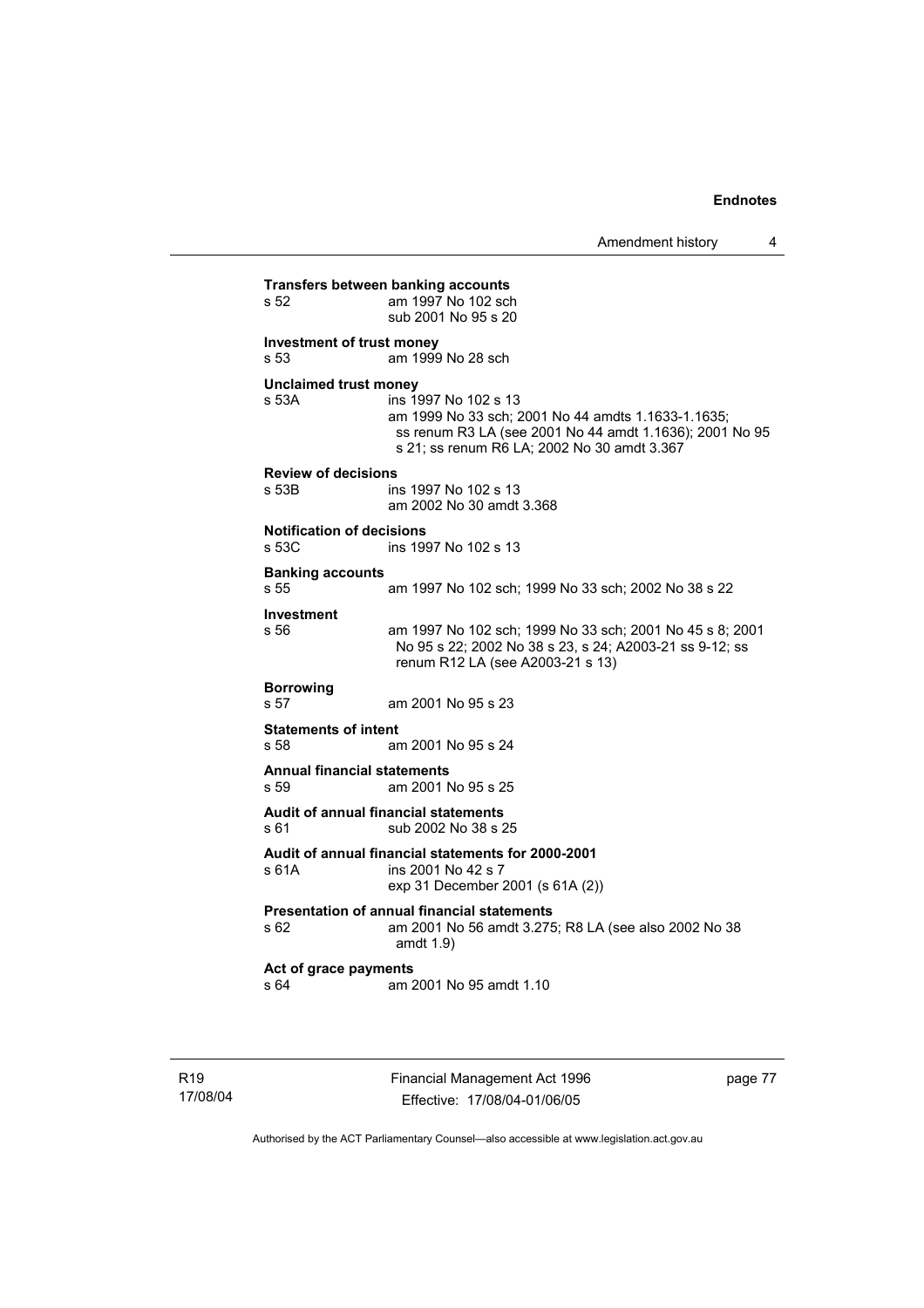**Transfers between banking accounts**

s 52 am 1997 No 102 sch
sub 2001 No 95 s 20

**Investment of trust money**

s 53 am 1999 No 28 sch

**Unclaimed trust money**

s 53A ins 1997 No 102 s 13
am 1999 No 33 sch; 2001 No 44 amdts 1.1633-1.1635; ss renum R3 LA (see 2001 No 44 amdt 1.1636); 2001 No 95 s 21; ss renum R6 LA; 2002 No 30 amdt 3.367

**Review of decisions**

s 53B ins 1997 No 102 s 13
am 2002 No 30 amdt 3.368

**Notification of decisions**

s 53C ins 1997 No 102 s 13

**Banking accounts**

s 55 am 1997 No 102 sch; 1999 No 33 sch; 2002 No 38 s 22

**Investment**

s 56 am 1997 No 102 sch; 1999 No 33 sch; 2001 No 45 s 8; 2001 No 95 s 22; 2002 No 38 s 23, s 24; A2003-21 ss 9-12; ss renum R12 LA (see A2003-21 s 13)

**Borrowing**

s 57 am 2001 No 95 s 23

**Statements of intent**

s 58 am 2001 No 95 s 24

**Annual financial statements**

s 59 am 2001 No 95 s 25

**Audit of annual financial statements**

s 61 sub 2002 No 38 s 25

**Audit of annual financial statements for 2000-2001**

s 61A ins 2001 No 42 s 7
exp 31 December 2001 (s 61A (2))

**Presentation of annual financial statements**

s 62 am 2001 No 56 amdt 3.275; R8 LA (see also 2002 No 38 amdt 1.9)

**Act of grace payments**

s 64 am 2001 No 95 amdt 1.10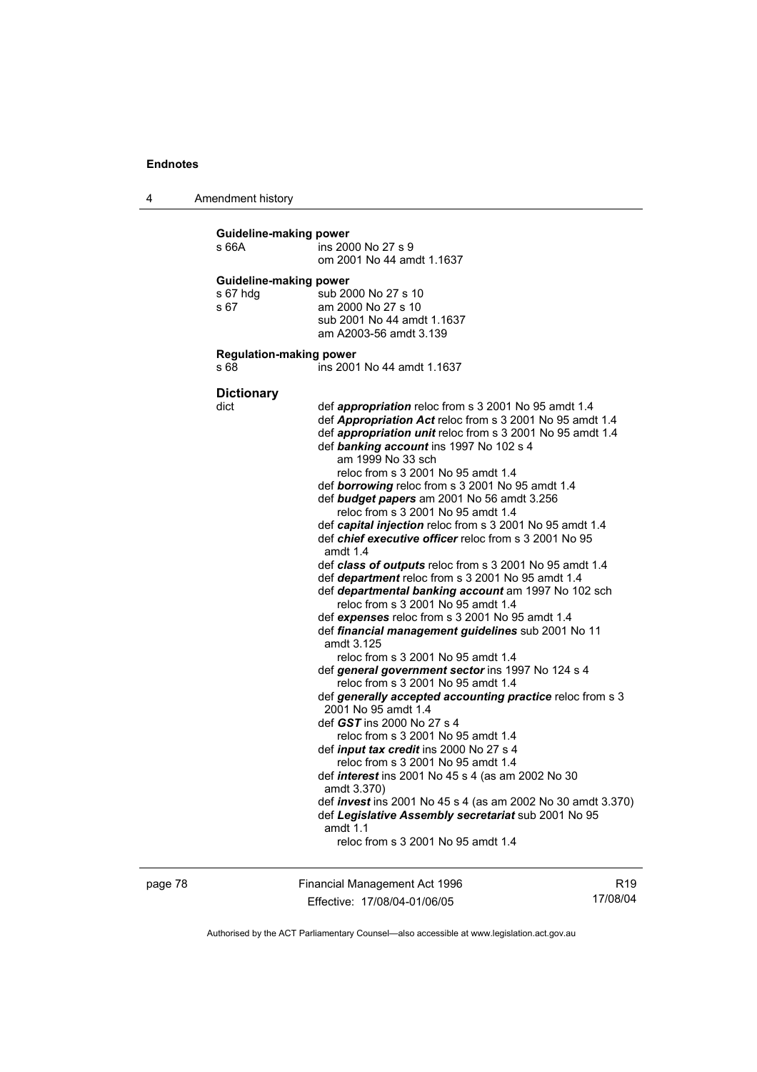**Guideline-making power**

s 66A ins 2000 No 27 s 9
om 2001 No 44 amdt 1.1637

**Guideline-making power**

s 67 hdg sub 2000 No 27 s 10
s 67 am 2000 No 27 s 10
sub 2001 No 44 amdt 1.1637
am A2003-56 amdt 3.139

**Regulation-making power**

s 68 ins 2001 No 44 amdt 1.1637

**Dictionary**

dict
def ***appropriation*** reloc from s 3 2001 No 95 amdt 1.4
def ***Appropriation Act*** reloc from s 3 2001 No 95 amdt 1.4
def ***appropriation unit*** reloc from s 3 2001 No 95 amdt 1.4
def ***banking account*** ins 1997 No 102 s 4
am 1999 No 33 sch
reloc from s 3 2001 No 95 amdt 1.4
def ***borrowing*** reloc from s 3 2001 No 95 amdt 1.4
def ***budget papers*** am 2001 No 56 amdt 3.256
reloc from s 3 2001 No 95 amdt 1.4
def ***capital injection*** reloc from s 3 2001 No 95 amdt 1.4
def ***chief executive officer*** reloc from s 3 2001 No 95 amdt 1.4
def ***class of outputs*** reloc from s 3 2001 No 95 amdt 1.4
def ***department*** reloc from s 3 2001 No 95 amdt 1.4
def ***departmental banking account*** am 1997 No 102 sch
reloc from s 3 2001 No 95 amdt 1.4
def ***expenses*** reloc from s 3 2001 No 95 amdt 1.4
def ***financial management guidelines*** sub 2001 No 11 amdt 3.125
reloc from s 3 2001 No 95 amdt 1.4
def ***general government sector*** ins 1997 No 124 s 4
reloc from s 3 2001 No 95 amdt 1.4
def ***generally accepted accounting practice*** reloc from s 3 2001 No 95 amdt 1.4
def ***GST*** ins 2000 No 27 s 4
reloc from s 3 2001 No 95 amdt 1.4
def ***input tax credit*** ins 2000 No 27 s 4
reloc from s 3 2001 No 95 amdt 1.4
def ***interest*** ins 2001 No 45 s 4 (as am 2002 No 30 amdt 3.370)
def ***invest*** ins 2001 No 45 s 4 (as am 2002 No 30 amdt 3.370)
def ***Legislative Assembly secretariat*** sub 2001 No 95 amdt 1.1
reloc from s 3 2001 No 95 amdt 1.4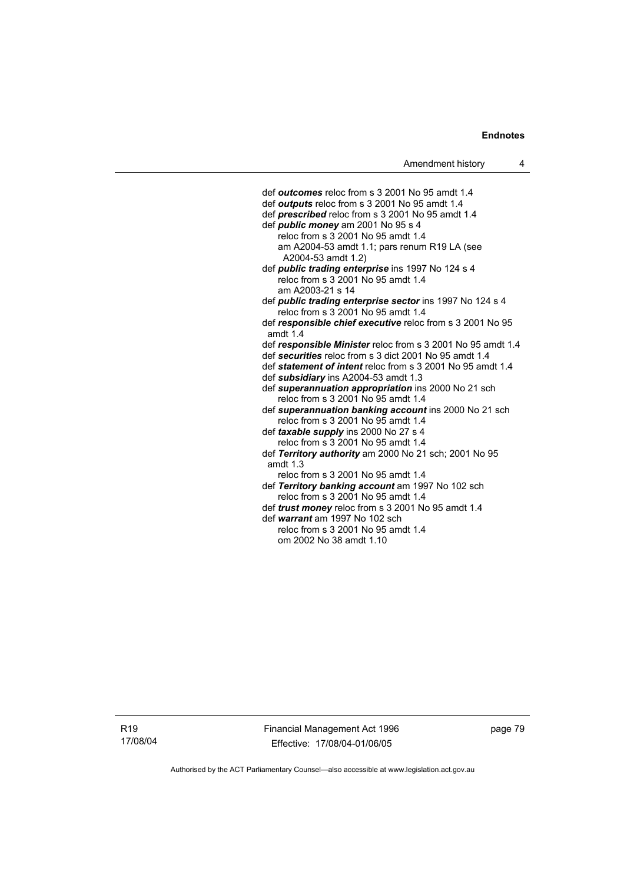def ***outcomes*** reloc from s 3 2001 No 95 amdt 1.4
def ***outputs*** reloc from s 3 2001 No 95 amdt 1.4
def ***prescribed*** reloc from s 3 2001 No 95 amdt 1.4
def ***public money*** am 2001 No 95 s 4
  reloc from s 3 2001 No 95 amdt 1.4
  am A2004-53 amdt 1.1; pars renum R19 LA (see A2004-53 amdt 1.2)
def ***public trading enterprise*** ins 1997 No 124 s 4
  reloc from s 3 2001 No 95 amdt 1.4
  am A2003-21 s 14
def ***public trading enterprise sector*** ins 1997 No 124 s 4
  reloc from s 3 2001 No 95 amdt 1.4
def ***responsible chief executive*** reloc from s 3 2001 No 95 amdt 1.4
def ***responsible Minister*** reloc from s 3 2001 No 95 amdt 1.4
def ***securities*** reloc from s 3 dict 2001 No 95 amdt 1.4
def ***statement of intent*** reloc from s 3 2001 No 95 amdt 1.4
def ***subsidiary*** ins A2004-53 amdt 1.3
def ***superannuation appropriation*** ins 2000 No 21 sch
  reloc from s 3 2001 No 95 amdt 1.4
def ***superannuation banking account*** ins 2000 No 21 sch
  reloc from s 3 2001 No 95 amdt 1.4
def ***taxable supply*** ins 2000 No 27 s 4
  reloc from s 3 2001 No 95 amdt 1.4
def ***Territory authority*** am 2000 No 21 sch; 2001 No 95 amdt 1.3
  reloc from s 3 2001 No 95 amdt 1.4
def ***Territory banking account*** am 1997 No 102 sch
  reloc from s 3 2001 No 95 amdt 1.4
def ***trust money*** reloc from s 3 2001 No 95 amdt 1.4
def ***warrant*** am 1997 No 102 sch
  reloc from s 3 2001 No 95 amdt 1.4
  om 2002 No 38 amdt 1.10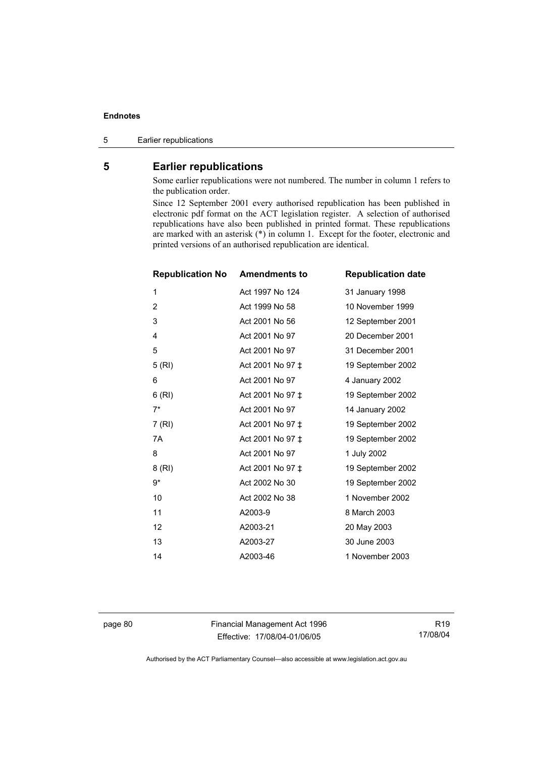## 5 Earlier republications

Some earlier republications were not numbered. The number in column 1 refers to the publication order.

Since 12 September 2001 every authorised republication has been published in electronic pdf format on the ACT legislation register. A selection of authorised republications have also been published in printed format. These republications are marked with an asterisk (*) in column 1. Except for the footer, electronic and printed versions of an authorised republication are identical.

| Republication No | Amendments to | Republication date |
|---|---|---|
| 1 | Act 1997 No 124 | 31 January 1998 |
| 2 | Act 1999 No 58 | 10 November 1999 |
| 3 | Act 2001 No 56 | 12 September 2001 |
| 4 | Act 2001 No 97 | 20 December 2001 |
| 5 | Act 2001 No 97 | 31 December 2001 |
| 5 (RI) | Act 2001 No 97 ‡ | 19 September 2002 |
| 6 | Act 2001 No 97 | 4 January 2002 |
| 6 (RI) | Act 2001 No 97 ‡ | 19 September 2002 |
| 7* | Act 2001 No 97 | 14 January 2002 |
| 7 (RI) | Act 2001 No 97 ‡ | 19 September 2002 |
| 7A | Act 2001 No 97 ‡ | 19 September 2002 |
| 8 | Act 2001 No 97 | 1 July 2002 |
| 8 (RI) | Act 2001 No 97 ‡ | 19 September 2002 |
| 9* | Act 2002 No 30 | 19 September 2002 |
| 10 | Act 2002 No 38 | 1 November 2002 |
| 11 | A2003-9 | 8 March 2003 |
| 12 | A2003-21 | 20 May 2003 |
| 13 | A2003-27 | 30 June 2003 |
| 14 | A2003-46 | 1 November 2003 |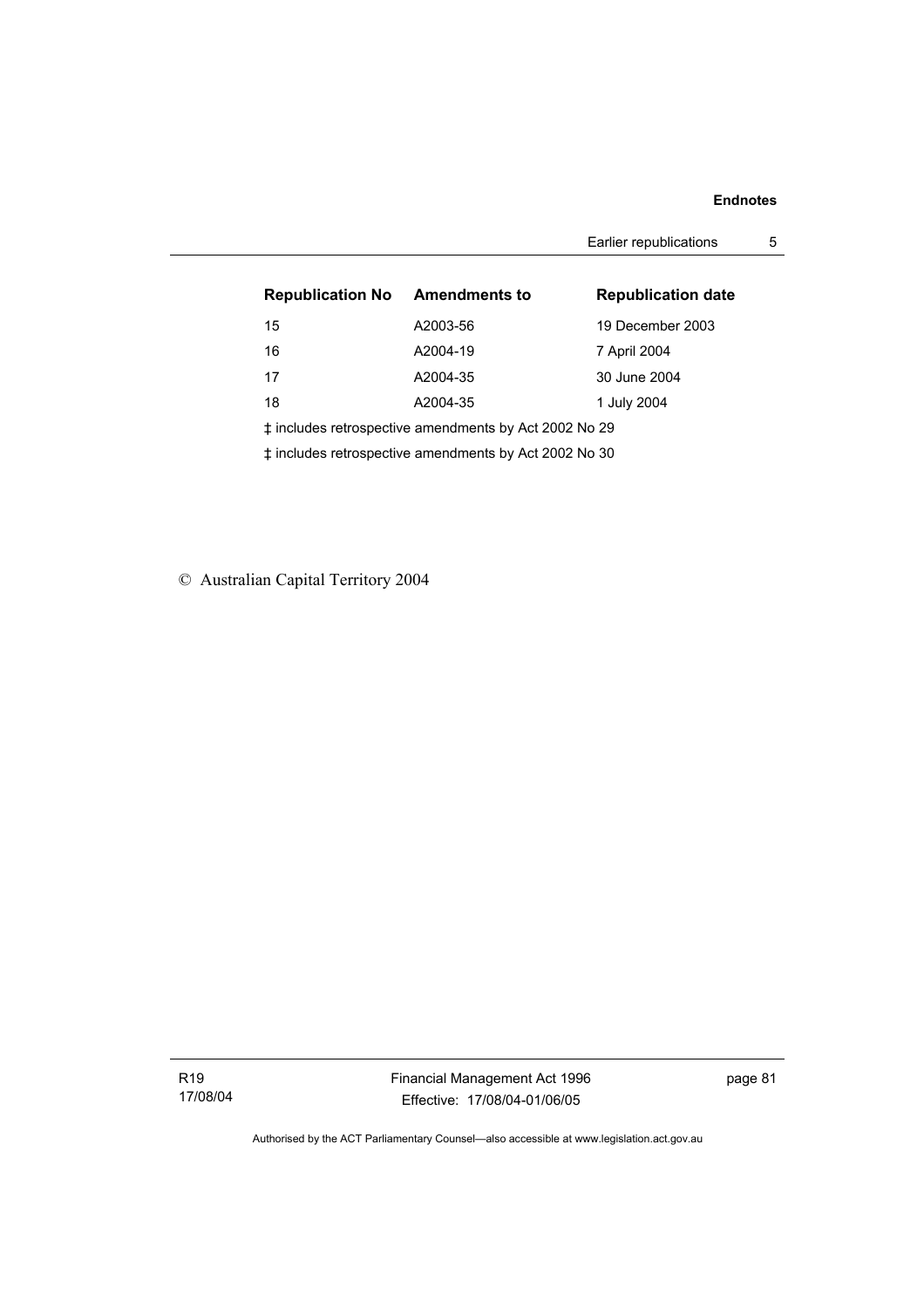| Republication No | Amendments to | Republication date |
|---|---|---|
| 15 | A2003-56 | 19 December 2003 |
| 16 | A2004-19 | 7 April 2004 |
| 17 | A2004-35 | 30 June 2004 |
| 18 | A2004-35 | 1 July 2004 |

‡ includes retrospective amendments by Act 2002 No 29

‡ includes retrospective amendments by Act 2002 No 30

© Australian Capital Territory 2004